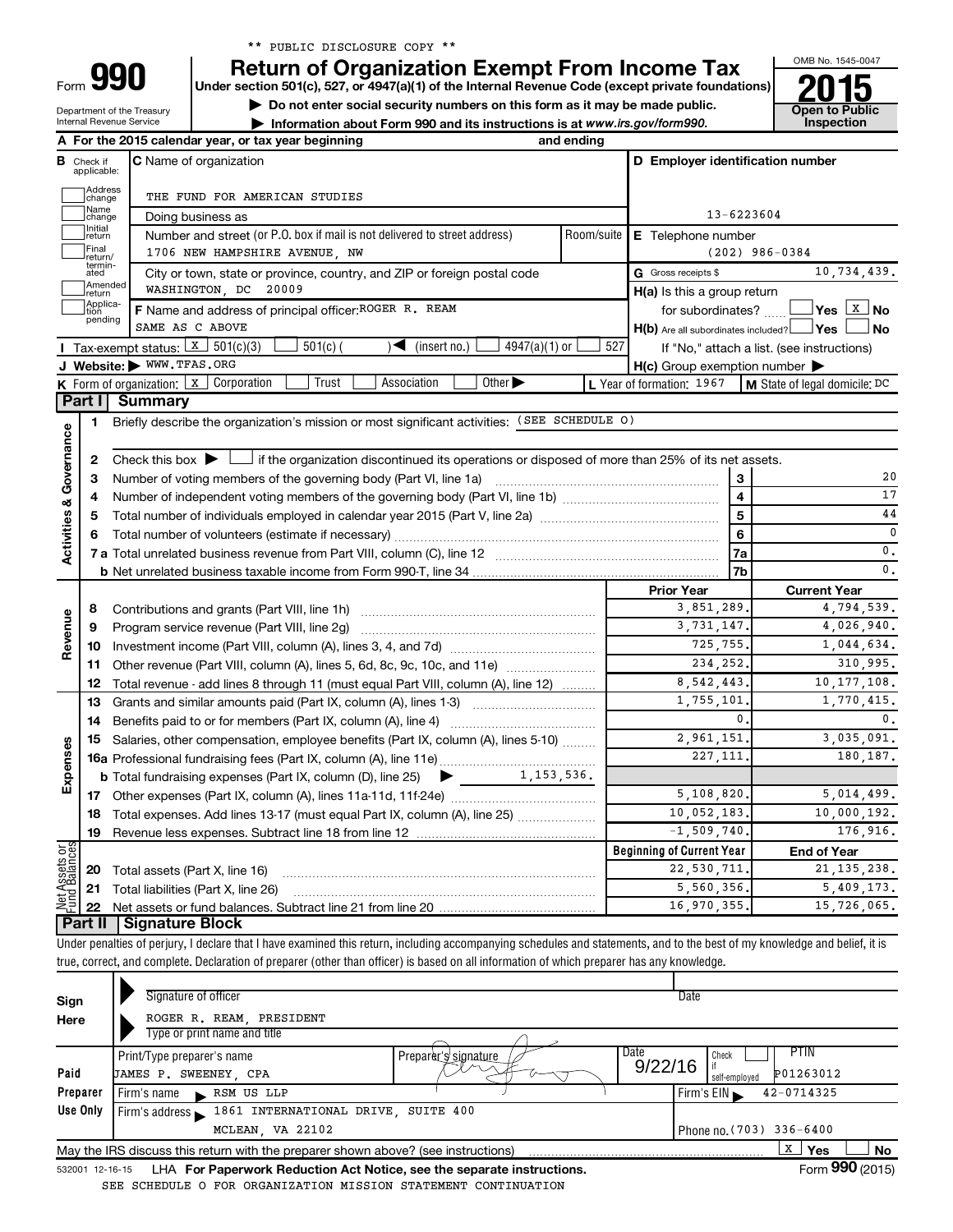** PUBLIC DISCLOSURE COPY **

# Form 990 — Return of Organization Exempt From Income Tax (2015)

Under section 501(c), 527, or 4947(a)(1) of the Internal Revenue Code (except private foundations)

▶ Do not enter social security numbers on this form as it may be made public.

▶ Information about Form 990 and its instructions is at www.irs.gov/form990.

Department of the Treasury
Internal Revenue Service

OMB No. 1545-0047

**Open to Public Inspection**

**A** For the 2015 calendar year, or tax year beginning and ending

**B** Check if applicable: Address change, Name change, Initial return, Final return/terminated, Amended return, Application pending

**C** Name of organization: THE FUND FOR AMERICAN STUDIES

Doing business as

Number and street (or P.O. box if mail is not delivered to street address): 1706 NEW HAMPSHIRE AVENUE, NW — Room/suite

City or town, state or province, country, and ZIP or foreign postal code: WASHINGTON, DC 20009

**D** Employer identification number: 13-6223604

**E** Telephone number: (202) 986-0384

**G** Gross receipts $ 10,734,439.

**F** Name and address of principal officer: ROGER R. REAM, SAME AS C ABOVE

**H(a)** Is this a group return for subordinates? Yes [ ] No [X]

**H(b)** Are all subordinates included? Yes [ ] No [ ]

If "No," attach a list. (see instructions)

**H(c)** Group exemption number ▶

**I** Tax-exempt status: [X] 501(c)(3) [ ] 501(c) ( ) ◀ (insert no.) [ ] 4947(a)(1) or [ ] 527

**J** Website: ▶ WWW.TFAS.ORG

**K** Form of organization: [X] Corporation [ ] Trust [ ] Association [ ] Other ▶

**L** Year of formation: 1967

**M** State of legal domicile: DC

## Part I Summary

**Activities & Governance**

1. Briefly describe the organization's mission or most significant activities: (SEE SCHEDULE O)
2. Check this box ▶ [ ] if the organization discontinued its operations or disposed of more than 25% of its net assets.

| | | Line | |
|---|---|---|---|
| 3 | Number of voting members of the governing body (Part VI, line 1a) | 3 | 20 |
| 4 | Number of independent voting members of the governing body (Part VI, line 1b) | 4 | 17 |
| 5 | Total number of individuals employed in calendar year 2015 (Part V, line 2a) | 5 | 44 |
| 6 | Total number of volunteers (estimate if necessary) | 6 | 0 |
| 7a | Total unrelated business revenue from Part VIII, column (C), line 12 | 7a | 0. |
| 7b | Net unrelated business taxable income from Form 990-T, line 34 | 7b | 0. |

| | | | Prior Year | Current Year |
|---|---|---|---|---|
| Revenue | 8 | Contributions and grants (Part VIII, line 1h) | 3,851,289. | 4,794,539. |
| | 9 | Program service revenue (Part VIII, line 2g) | 3,731,147. | 4,026,940. |
| | 10 | Investment income (Part VIII, column (A), lines 3, 4, and 7d) | 725,755. | 1,044,634. |
| | 11 | Other revenue (Part VIII, column (A), lines 5, 6d, 8c, 9c, 10c, and 11e) | 234,252. | 310,995. |
| | 12 | Total revenue - add lines 8 through 11 (must equal Part VIII, column (A), line 12) | 8,542,443. | 10,177,108. |
| Expenses | 13 | Grants and similar amounts paid (Part IX, column (A), lines 1-3) | 1,755,101. | 1,770,415. |
| | 14 | Benefits paid to or for members (Part IX, column (A), line 4) | 0. | 0. |
| | 15 | Salaries, other compensation, employee benefits (Part IX, column (A), lines 5-10) | 2,961,151. | 3,035,091. |
| | 16a | Professional fundraising fees (Part IX, column (A), line 11e) | 227,111. | 180,187. |
| | b | Total fundraising expenses (Part IX, column (D), line 25) ▶ 1,153,536. | | |
| | 17 | Other expenses (Part IX, column (A), lines 11a-11d, 11f-24e) | 5,108,820. | 5,014,499. |
| | 18 | Total expenses. Add lines 13-17 (must equal Part IX, column (A), line 25) | 10,052,183. | 10,000,192. |
| | 19 | Revenue less expenses. Subtract line 18 from line 12 | -1,509,740. | 176,916. |

| | | | Beginning of Current Year | End of Year |
|---|---|---|---|---|
| Net Assets or Fund Balances | 20 | Total assets (Part X, line 16) | 22,530,711. | 21,135,238. |
| | 21 | Total liabilities (Part X, line 26) | 5,560,356. | 5,409,173. |
| | 22 | Net assets or fund balances. Subtract line 21 from line 20 | 16,970,355. | 15,726,065. |

## Part II Signature Block

Under penalties of perjury, I declare that I have examined this return, including accompanying schedules and statements, and to the best of my knowledge and belief, it is true, correct, and complete. Declaration of preparer (other than officer) is based on all information of which preparer has any knowledge.

**Sign Here**

Signature of officer — Date

ROGER R. REAM, PRESIDENT

Type or print name and title

**Paid Preparer Use Only**

| Print/Type preparer's name | Preparer's signature | Date | Check if self-employed | PTIN |
|---|---|---|---|---|
| JAMES P. SWEENEY, CPA | | 9/22/16 | [ ] | P01263012 |

Firm's name ▶ RSM US LLP — Firm's EIN ▶ 42-0714325

Firm's address ▶ 1861 INTERNATIONAL DRIVE, SUITE 400, MCLEAN, VA 22102 — Phone no. (703) 336-6400

May the IRS discuss this return with the preparer shown above? (see instructions) [X] Yes [ ] No

532001 12-16-15 LHA For Paperwork Reduction Act Notice, see the separate instructions. Form **990** (2015)

SEE SCHEDULE O FOR ORGANIZATION MISSION STATEMENT CONTINUATION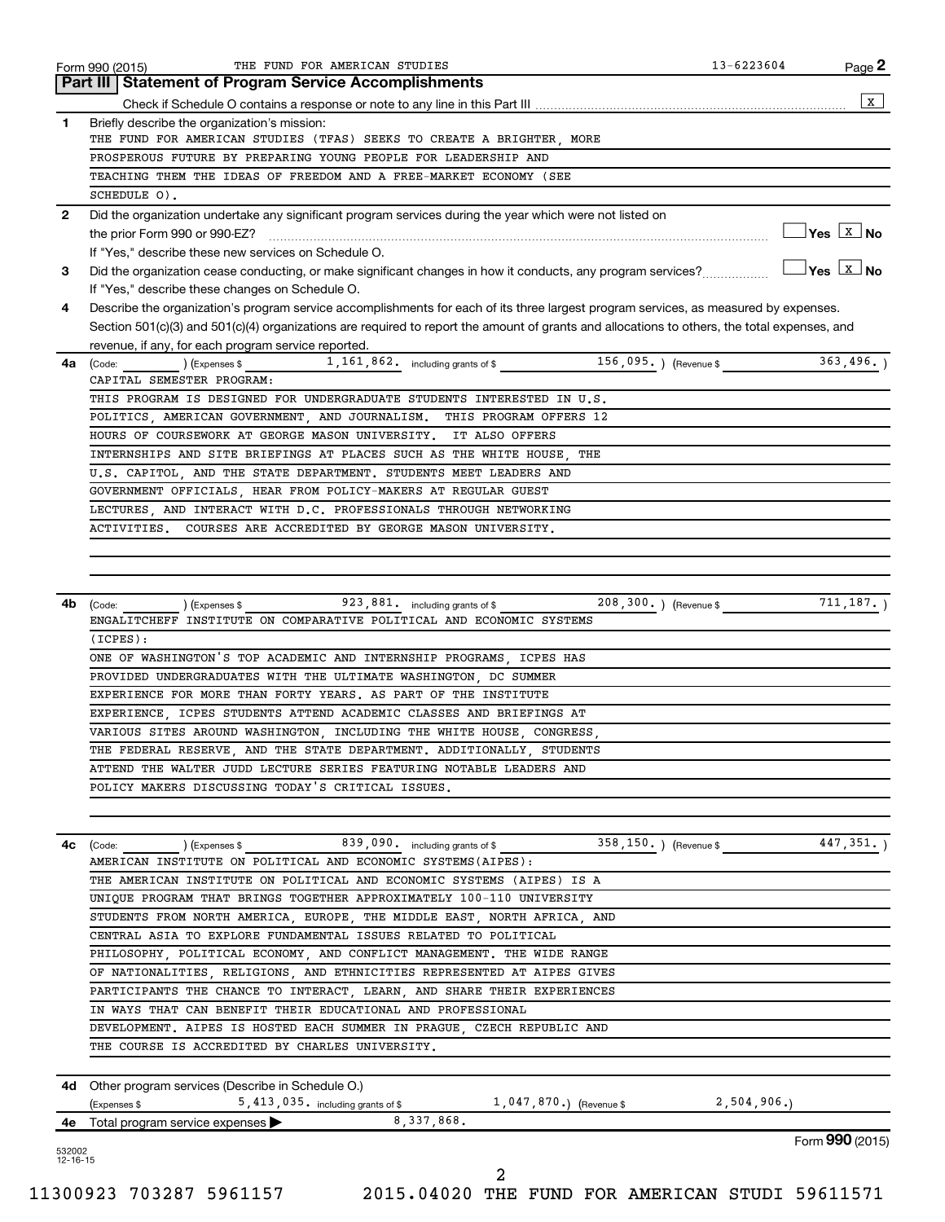Form 990 (2015) THE FUND FOR AMERICAN STUDIES 13-6223604

## Part III | Statement of Program Service Accomplishments

Check if Schedule O contains a response or note to any line in this Part III [X]

**1** Briefly describe the organization's mission:

THE FUND FOR AMERICAN STUDIES (TFAS) SEEKS TO CREATE A BRIGHTER, MORE PROSPEROUS FUTURE BY PREPARING YOUNG PEOPLE FOR LEADERSHIP AND TEACHING THEM THE IDEAS OF FREEDOM AND A FREE-MARKET ECONOMY (SEE SCHEDULE O).

**2** Did the organization undertake any significant program services during the year which were not listed on the prior Form 990 or 990-EZ? [ ] Yes [X] No

If "Yes," describe these new services on Schedule O.

**3** Did the organization cease conducting, or make significant changes in how it conducts, any program services? [ ] Yes [X] No

If "Yes," describe these changes on Schedule O.

**4** Describe the organization's program service accomplishments for each of its three largest program services, as measured by expenses. Section 501(c)(3) and 501(c)(4) organizations are required to report the amount of grants and allocations to others, the total expenses, and revenue, if any, for each program service reported.

**4a** (Code: ) (Expenses $ 1,161,862. including grants of $ 156,095. ) (Revenue $ 363,496. )

CAPITAL SEMESTER PROGRAM:

THIS PROGRAM IS DESIGNED FOR UNDERGRADUATE STUDENTS INTERESTED IN U.S. POLITICS, AMERICAN GOVERNMENT, AND JOURNALISM. THIS PROGRAM OFFERS 12 HOURS OF COURSEWORK AT GEORGE MASON UNIVERSITY. IT ALSO OFFERS INTERNSHIPS AND SITE BRIEFINGS AT PLACES SUCH AS THE WHITE HOUSE, THE U.S. CAPITOL, AND THE STATE DEPARTMENT. STUDENTS MEET LEADERS AND GOVERNMENT OFFICIALS, HEAR FROM POLICY-MAKERS AT REGULAR GUEST LECTURES, AND INTERACT WITH D.C. PROFESSIONALS THROUGH NETWORKING ACTIVITIES. COURSES ARE ACCREDITED BY GEORGE MASON UNIVERSITY.

**4b** (Code: ) (Expenses $ 923,881. including grants of $ 208,300. ) (Revenue $ 711,187. )

ENGALITCHEFF INSTITUTE ON COMPARATIVE POLITICAL AND ECONOMIC SYSTEMS (ICPES):

ONE OF WASHINGTON'S TOP ACADEMIC AND INTERNSHIP PROGRAMS, ICPES HAS PROVIDED UNDERGRADUATES WITH THE ULTIMATE WASHINGTON, DC SUMMER EXPERIENCE FOR MORE THAN FORTY YEARS. AS PART OF THE INSTITUTE EXPERIENCE, ICPES STUDENTS ATTEND ACADEMIC CLASSES AND BRIEFINGS AT VARIOUS SITES AROUND WASHINGTON, INCLUDING THE WHITE HOUSE, CONGRESS, THE FEDERAL RESERVE, AND THE STATE DEPARTMENT. ADDITIONALLY, STUDENTS ATTEND THE WALTER JUDD LECTURE SERIES FEATURING NOTABLE LEADERS AND POLICY MAKERS DISCUSSING TODAY'S CRITICAL ISSUES.

**4c** (Code: ) (Expenses $ 839,090. including grants of $ 358,150. ) (Revenue $ 447,351. )

AMERICAN INSTITUTE ON POLITICAL AND ECONOMIC SYSTEMS(AIPES):

THE AMERICAN INSTITUTE ON POLITICAL AND ECONOMIC SYSTEMS (AIPES) IS A UNIQUE PROGRAM THAT BRINGS TOGETHER APPROXIMATELY 100-110 UNIVERSITY STUDENTS FROM NORTH AMERICA, EUROPE, THE MIDDLE EAST, NORTH AFRICA, AND CENTRAL ASIA TO EXPLORE FUNDAMENTAL ISSUES RELATED TO POLITICAL PHILOSOPHY, POLITICAL ECONOMY, AND CONFLICT MANAGEMENT. THE WIDE RANGE OF NATIONALITIES, RELIGIONS, AND ETHNICITIES REPRESENTED AT AIPES GIVES PARTICIPANTS THE CHANCE TO INTERACT, LEARN, AND SHARE THEIR EXPERIENCES IN WAYS THAT CAN BENEFIT THEIR EDUCATIONAL AND PROFESSIONAL DEVELOPMENT. AIPES IS HOSTED EACH SUMMER IN PRAGUE, CZECH REPUBLIC AND THE COURSE IS ACCREDITED BY CHARLES UNIVERSITY.

**4d** Other program services (Describe in Schedule O.)

(Expenses $ 5,413,035. including grants of $ 1,047,870.) (Revenue $ 2,504,906.)

**4e** Total program service expenses ▶ 8,337,868.

Form **990** (2015)

532002 12-16-15

11300923 703287 5961157 2015.04020 THE FUND FOR AMERICAN STUDI 59611571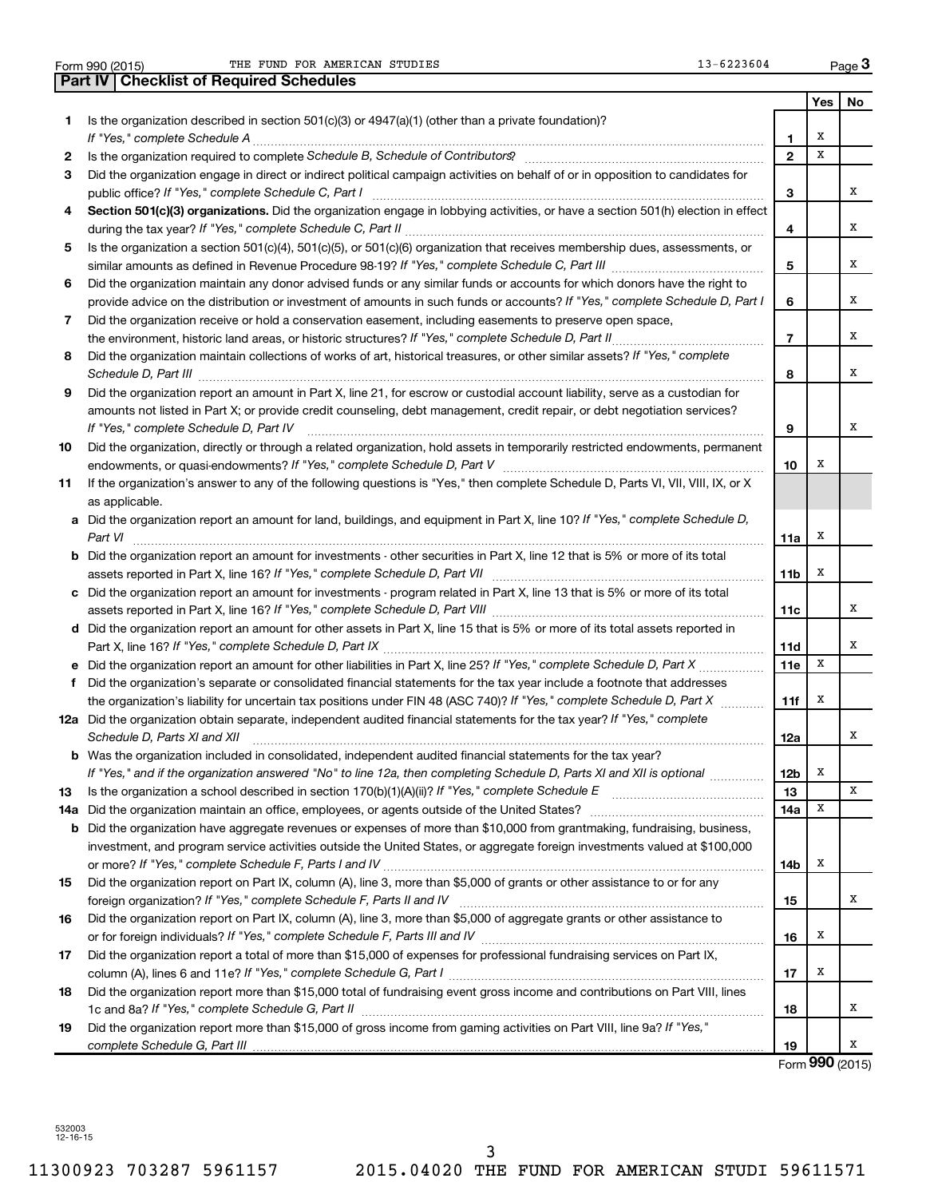Form 990 (2015) THE FUND FOR AMERICAN STUDIES 13-6223604

## Part IV | Checklist of Required Schedules

| | | | Yes | No |
|---|---|---|---|---|
| 1 | Is the organization described in section 501(c)(3) or 4947(a)(1) (other than a private foundation)? *If "Yes," complete Schedule A* | 1 | X | |
| 2 | Is the organization required to complete *Schedule B, Schedule of Contributors*? | 2 | X | |
| 3 | Did the organization engage in direct or indirect political campaign activities on behalf of or in opposition to candidates for public office? *If "Yes," complete Schedule C, Part I* | 3 | | X |
| 4 | **Section 501(c)(3) organizations.** Did the organization engage in lobbying activities, or have a section 501(h) election in effect during the tax year? *If "Yes," complete Schedule C, Part II* | 4 | | X |
| 5 | Is the organization a section 501(c)(4), 501(c)(5), or 501(c)(6) organization that receives membership dues, assessments, or similar amounts as defined in Revenue Procedure 98-19? *If "Yes," complete Schedule C, Part III* | 5 | | X |
| 6 | Did the organization maintain any donor advised funds or any similar funds or accounts for which donors have the right to provide advice on the distribution or investment of amounts in such funds or accounts? *If "Yes," complete Schedule D, Part I* | 6 | | X |
| 7 | Did the organization receive or hold a conservation easement, including easements to preserve open space, the environment, historic land areas, or historic structures? *If "Yes," complete Schedule D, Part II* | 7 | | X |
| 8 | Did the organization maintain collections of works of art, historical treasures, or other similar assets? *If "Yes," complete Schedule D, Part III* | 8 | | X |
| 9 | Did the organization report an amount in Part X, line 21, for escrow or custodial account liability, serve as a custodian for amounts not listed in Part X; or provide credit counseling, debt management, credit repair, or debt negotiation services? *If "Yes," complete Schedule D, Part IV* | 9 | | X |
| 10 | Did the organization, directly or through a related organization, hold assets in temporarily restricted endowments, permanent endowments, or quasi-endowments? *If "Yes," complete Schedule D, Part V* | 10 | X | |
| 11 | If the organization's answer to any of the following questions is "Yes," then complete Schedule D, Parts VI, VII, VIII, IX, or X as applicable. | | | |
| a | Did the organization report an amount for land, buildings, and equipment in Part X, line 10? *If "Yes," complete Schedule D, Part VI* | 11a | X | |
| b | Did the organization report an amount for investments - other securities in Part X, line 12 that is 5% or more of its total assets reported in Part X, line 16? *If "Yes," complete Schedule D, Part VII* | 11b | X | |
| c | Did the organization report an amount for investments - program related in Part X, line 13 that is 5% or more of its total assets reported in Part X, line 16? *If "Yes," complete Schedule D, Part VIII* | 11c | | X |
| d | Did the organization report an amount for other assets in Part X, line 15 that is 5% or more of its total assets reported in Part X, line 16? *If "Yes," complete Schedule D, Part IX* | 11d | | X |
| e | Did the organization report an amount for other liabilities in Part X, line 25? *If "Yes," complete Schedule D, Part X* | 11e | X | |
| f | Did the organization's separate or consolidated financial statements for the tax year include a footnote that addresses the organization's liability for uncertain tax positions under FIN 48 (ASC 740)? *If "Yes," complete Schedule D, Part X* | 11f | X | |
| 12a | Did the organization obtain separate, independent audited financial statements for the tax year? *If "Yes," complete Schedule D, Parts XI and XII* | 12a | | X |
| b | Was the organization included in consolidated, independent audited financial statements for the tax year? *If "Yes," and if the organization answered "No" to line 12a, then completing Schedule D, Parts XI and XII is optional* | 12b | X | |
| 13 | Is the organization a school described in section 170(b)(1)(A)(ii)? *If "Yes," complete Schedule E* | 13 | | X |
| 14a | Did the organization maintain an office, employees, or agents outside of the United States? | 14a | X | |
| b | Did the organization have aggregate revenues or expenses of more than $10,000 from grantmaking, fundraising, business, investment, and program service activities outside the United States, or aggregate foreign investments valued at $100,000 or more? *If "Yes," complete Schedule F, Parts I and IV* | 14b | X | |
| 15 | Did the organization report on Part IX, column (A), line 3, more than $5,000 of grants or other assistance to or for any foreign organization? *If "Yes," complete Schedule F, Parts II and IV* | 15 | | X |
| 16 | Did the organization report on Part IX, column (A), line 3, more than $5,000 of aggregate grants or other assistance to or for foreign individuals? *If "Yes," complete Schedule F, Parts III and IV* | 16 | X | |
| 17 | Did the organization report a total of more than $15,000 of expenses for professional fundraising services on Part IX, column (A), lines 6 and 11e? *If "Yes," complete Schedule G, Part I* | 17 | X | |
| 18 | Did the organization report more than $15,000 total of fundraising event gross income and contributions on Part VIII, lines 1c and 8a? *If "Yes," complete Schedule G, Part II* | 18 | | X |
| 19 | Did the organization report more than $15,000 of gross income from gaming activities on Part VIII, line 9a? *If "Yes," complete Schedule G, Part III* | 19 | | X |

Form **990** (2015)

532003
12-16-15

11300923 703287 5961157 2015.04020 THE FUND FOR AMERICAN STUDI 59611571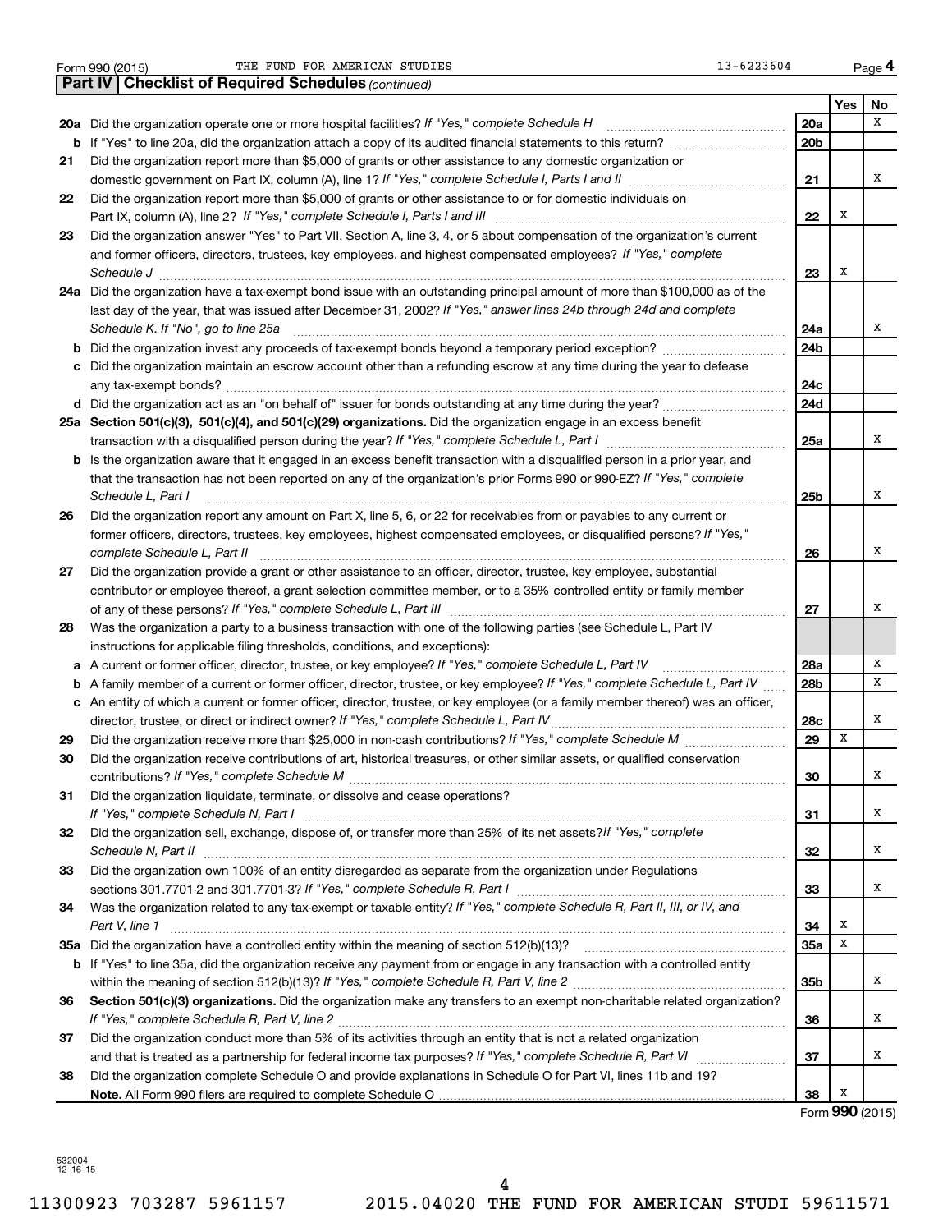Form 990 (2015) THE FUND FOR AMERICAN STUDIES 13-6223604 Page **4**

**Part IV | Checklist of Required Schedules** *(continued)*

| | | | Yes | No |
|---|---|---|---|---|
| **20a** | Did the organization operate one or more hospital facilities? *If "Yes," complete Schedule H* | **20a** | | X |
| **b** | If "Yes" to line 20a, did the organization attach a copy of its audited financial statements to this return? | **20b** | | |
| **21** | Did the organization report more than $5,000 of grants or other assistance to any domestic organization or domestic government on Part IX, column (A), line 1? *If "Yes," complete Schedule I, Parts I and II* | **21** | | X |
| **22** | Did the organization report more than $5,000 of grants or other assistance to or for domestic individuals on Part IX, column (A), line 2? *If "Yes," complete Schedule I, Parts I and III* | **22** | X | |
| **23** | Did the organization answer "Yes" to Part VII, Section A, line 3, 4, or 5 about compensation of the organization's current and former officers, directors, trustees, key employees, and highest compensated employees? *If "Yes," complete Schedule J* | **23** | X | |
| **24a** | Did the organization have a tax-exempt bond issue with an outstanding principal amount of more than $100,000 as of the last day of the year, that was issued after December 31, 2002? *If "Yes," answer lines 24b through 24d and complete Schedule K. If "No", go to line 25a* | **24a** | | X |
| **b** | Did the organization invest any proceeds of tax-exempt bonds beyond a temporary period exception? | **24b** | | |
| **c** | Did the organization maintain an escrow account other than a refunding escrow at any time during the year to defease any tax-exempt bonds? | **24c** | | |
| **d** | Did the organization act as an "on behalf of" issuer for bonds outstanding at any time during the year? | **24d** | | |
| **25a** | **Section 501(c)(3), 501(c)(4), and 501(c)(29) organizations.** Did the organization engage in an excess benefit transaction with a disqualified person during the year? *If "Yes," complete Schedule L, Part I* | **25a** | | X |
| **b** | Is the organization aware that it engaged in an excess benefit transaction with a disqualified person in a prior year, and that the transaction has not been reported on any of the organization's prior Forms 990 or 990-EZ? *If "Yes," complete Schedule L, Part I* | **25b** | | X |
| **26** | Did the organization report any amount on Part X, line 5, 6, or 22 for receivables from or payables to any current or former officers, directors, trustees, key employees, highest compensated employees, or disqualified persons? *If "Yes," complete Schedule L, Part II* | **26** | | X |
| **27** | Did the organization provide a grant or other assistance to an officer, director, trustee, key employee, substantial contributor or employee thereof, a grant selection committee member, or to a 35% controlled entity or family member of any of these persons? *If "Yes," complete Schedule L, Part III* | **27** | | X |
| **28** | Was the organization a party to a business transaction with one of the following parties (see Schedule L, Part IV instructions for applicable filing thresholds, conditions, and exceptions): | | | |
| **a** | A current or former officer, director, trustee, or key employee? *If "Yes," complete Schedule L, Part IV* | **28a** | | X |
| **b** | A family member of a current or former officer, director, trustee, or key employee? *If "Yes," complete Schedule L, Part IV* | **28b** | | X |
| **c** | An entity of which a current or former officer, director, trustee, or key employee (or a family member thereof) was an officer, director, trustee, or direct or indirect owner? *If "Yes," complete Schedule L, Part IV* | **28c** | | X |
| **29** | Did the organization receive more than $25,000 in non-cash contributions? *If "Yes," complete Schedule M* | **29** | X | |
| **30** | Did the organization receive contributions of art, historical treasures, or other similar assets, or qualified conservation contributions? *If "Yes," complete Schedule M* | **30** | | X |
| **31** | Did the organization liquidate, terminate, or dissolve and cease operations? *If "Yes," complete Schedule N, Part I* | **31** | | X |
| **32** | Did the organization sell, exchange, dispose of, or transfer more than 25% of its net assets? *If "Yes," complete Schedule N, Part II* | **32** | | X |
| **33** | Did the organization own 100% of an entity disregarded as separate from the organization under Regulations sections 301.7701-2 and 301.7701-3? *If "Yes," complete Schedule R, Part I* | **33** | | X |
| **34** | Was the organization related to any tax-exempt or taxable entity? *If "Yes," complete Schedule R, Part II, III, or IV, and Part V, line 1* | **34** | X | |
| **35a** | Did the organization have a controlled entity within the meaning of section 512(b)(13)? | **35a** | X | |
| **b** | If "Yes" to line 35a, did the organization receive any payment from or engage in any transaction with a controlled entity within the meaning of section 512(b)(13)? *If "Yes," complete Schedule R, Part V, line 2* | **35b** | | X |
| **36** | **Section 501(c)(3) organizations.** Did the organization make any transfers to an exempt non-charitable related organization? *If "Yes," complete Schedule R, Part V, line 2* | **36** | | X |
| **37** | Did the organization conduct more than 5% of its activities through an entity that is not a related organization and that is treated as a partnership for federal income tax purposes? *If "Yes," complete Schedule R, Part VI* | **37** | | X |
| **38** | Did the organization complete Schedule O and provide explanations in Schedule O for Part VI, lines 11b and 19? **Note.** All Form 990 filers are required to complete Schedule O | **38** | X | |

Form **990** (2015)

532004
12-16-15

11300923 703287 5961157 2015.04020 THE FUND FOR AMERICAN STUDI 59611571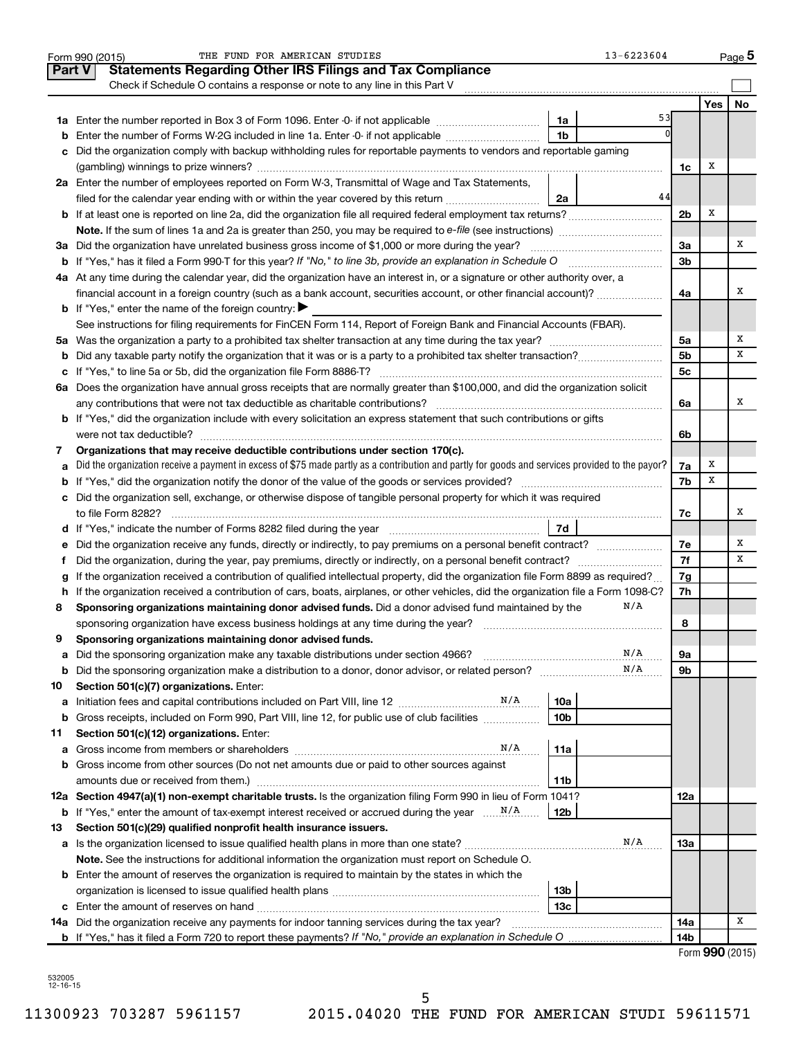Form 990 (2015) THE FUND FOR AMERICAN STUDIES 13-6223604 Page 5

## Part V Statements Regarding Other IRS Filings and Tax Compliance

Check if Schedule O contains a response or note to any line in this Part V

| | | | | | Yes | No |
|---|---|---|---|---|---|---|
| 1a | Enter the number reported in Box 3 of Form 1096. Enter -0- if not applicable | 1a | 53 | | | |
| b | Enter the number of Forms W-2G included in line 1a. Enter -0- if not applicable | 1b | 0 | | | |
| c | Did the organization comply with backup withholding rules for reportable payments to vendors and reportable gaming (gambling) winnings to prize winners? | | | 1c | X | |
| 2a | Enter the number of employees reported on Form W-3, Transmittal of Wage and Tax Statements, filed for the calendar year ending with or within the year covered by this return | 2a | 44 | | | |
| b | If at least one is reported on line 2a, did the organization file all required federal employment tax returns? | | | 2b | X | |
| | **Note.** If the sum of lines 1a and 2a is greater than 250, you may be required to *e-file* (see instructions) | | | | | |
| 3a | Did the organization have unrelated business gross income of $1,000 or more during the year? | | | 3a | | X |
| b | If "Yes," has it filed a Form 990-T for this year? *If "No," to line 3b, provide an explanation in Schedule O* | | | 3b | | |
| 4a | At any time during the calendar year, did the organization have an interest in, or a signature or other authority over, a financial account in a foreign country (such as a bank account, securities account, or other financial account)? | | | 4a | | X |
| b | If "Yes," enter the name of the foreign country: ▶ | | | | | |
| | See instructions for filing requirements for FinCEN Form 114, Report of Foreign Bank and Financial Accounts (FBAR). | | | | | |
| 5a | Was the organization a party to a prohibited tax shelter transaction at any time during the tax year? | | | 5a | | X |
| b | Did any taxable party notify the organization that it was or is a party to a prohibited tax shelter transaction? | | | 5b | | X |
| c | If "Yes," to line 5a or 5b, did the organization file Form 8886-T? | | | 5c | | |
| 6a | Does the organization have annual gross receipts that are normally greater than $100,000, and did the organization solicit any contributions that were not tax deductible as charitable contributions? | | | 6a | | X |
| b | If "Yes," did the organization include with every solicitation an express statement that such contributions or gifts were not tax deductible? | | | 6b | | |
| 7 | **Organizations that may receive deductible contributions under section 170(c).** | | | | | |
| a | Did the organization receive a payment in excess of $75 made partly as a contribution and partly for goods and services provided to the payor? | | | 7a | X | |
| b | If "Yes," did the organization notify the donor of the value of the goods or services provided? | | | 7b | X | |
| c | Did the organization sell, exchange, or otherwise dispose of tangible personal property for which it was required to file Form 8282? | | | 7c | | X |
| d | If "Yes," indicate the number of Forms 8282 filed during the year | 7d | | | | |
| e | Did the organization receive any funds, directly or indirectly, to pay premiums on a personal benefit contract? | | | 7e | | X |
| f | Did the organization, during the year, pay premiums, directly or indirectly, on a personal benefit contract? | | | 7f | | X |
| g | If the organization received a contribution of qualified intellectual property, did the organization file Form 8899 as required? | | | 7g | | |
| h | If the organization received a contribution of cars, boats, airplanes, or other vehicles, did the organization file a Form 1098-C? | | | 7h | | |
| 8 | **Sponsoring organizations maintaining donor advised funds.** Did a donor advised fund maintained by the sponsoring organization have excess business holdings at any time during the year? N/A | | | 8 | | |
| 9 | **Sponsoring organizations maintaining donor advised funds.** | | | | | |
| a | Did the sponsoring organization make any taxable distributions under section 4966? N/A | | | 9a | | |
| b | Did the sponsoring organization make a distribution to a donor, donor advisor, or related person? N/A | | | 9b | | |
| 10 | **Section 501(c)(7) organizations.** Enter: | | | | | |
| a | Initiation fees and capital contributions included on Part VIII, line 12 N/A | 10a | | | | |
| b | Gross receipts, included on Form 990, Part VIII, line 12, for public use of club facilities | 10b | | | | |
| 11 | **Section 501(c)(12) organizations.** Enter: | | | | | |
| a | Gross income from members or shareholders N/A | 11a | | | | |
| b | Gross income from other sources (Do not net amounts due or paid to other sources against amounts due or received from them.) | 11b | | | | |
| 12a | **Section 4947(a)(1) non-exempt charitable trusts.** Is the organization filing Form 990 in lieu of Form 1041? | | | 12a | | |
| b | If "Yes," enter the amount of tax-exempt interest received or accrued during the year N/A | 12b | | | | |
| 13 | **Section 501(c)(29) qualified nonprofit health insurance issuers.** | | | | | |
| a | Is the organization licensed to issue qualified health plans in more than one state? N/A | | | 13a | | |
| | **Note.** See the instructions for additional information the organization must report on Schedule O. | | | | | |
| b | Enter the amount of reserves the organization is required to maintain by the states in which the organization is licensed to issue qualified health plans | 13b | | | | |
| c | Enter the amount of reserves on hand | 13c | | | | |
| 14a | Did the organization receive any payments for indoor tanning services during the tax year? | | | 14a | | X |
| b | If "Yes," has it filed a Form 720 to report these payments? *If "No," provide an explanation in Schedule O* | | | 14b | | |

Form **990** (2015)

532005 12-16-15

11300923 703287 5961157 2015.04020 THE FUND FOR AMERICAN STUDI 59611571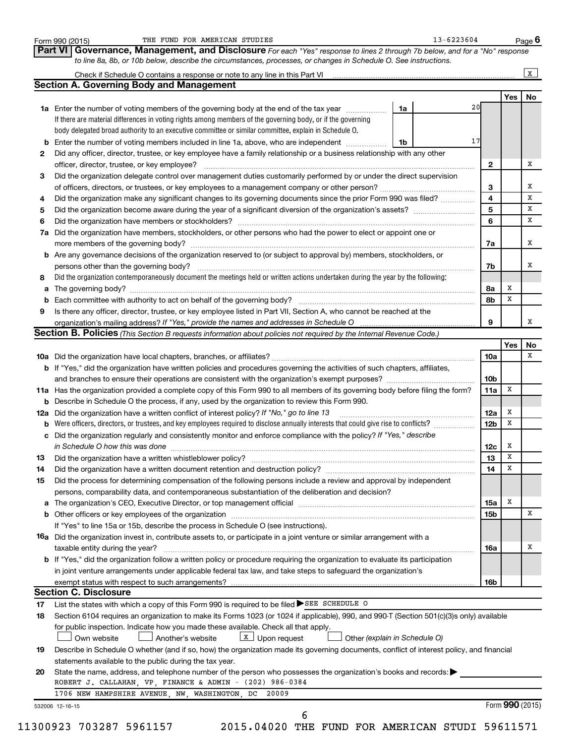Form 990 (2015) THE FUND FOR AMERICAN STUDIES 13-6223604 Page **6**

## Part VI Governance, Management, and Disclosure

*For each "Yes" response to lines 2 through 7b below, and for a "No" response to line 8a, 8b, or 10b below, describe the circumstances, processes, or changes in Schedule O. See instructions.*

Check if Schedule O contains a response or note to any line in this Part VI ..... [X]

### Section A. Governing Body and Management

| | | | Yes | No |
|---|---|---|---|---|
| **1a** | Enter the number of voting members of the governing body at the end of the tax year ..... **1a** 20. If there are material differences in voting rights among members of the governing body, or if the governing body delegated broad authority to an executive committee or similar committee, explain in Schedule O. | | | |
| **b** | Enter the number of voting members included in line 1a, above, who are independent ..... **1b** 17 | | | |
| **2** | Did any officer, director, trustee, or key employee have a family relationship or a business relationship with any other officer, director, trustee, or key employee? | **2** | | X |
| **3** | Did the organization delegate control over management duties customarily performed by or under the direct supervision of officers, directors, or trustees, or key employees to a management company or other person? | **3** | | X |
| **4** | Did the organization make any significant changes to its governing documents since the prior Form 990 was filed? | **4** | | X |
| **5** | Did the organization become aware during the year of a significant diversion of the organization's assets? | **5** | | X |
| **6** | Did the organization have members or stockholders? | **6** | | X |
| **7a** | Did the organization have members, stockholders, or other persons who had the power to elect or appoint one or more members of the governing body? | **7a** | | X |
| **b** | Are any governance decisions of the organization reserved to (or subject to approval by) members, stockholders, or persons other than the governing body? | **7b** | | X |
| **8** | Did the organization contemporaneously document the meetings held or written actions undertaken during the year by the following: | | | |
| **a** | The governing body? | **8a** | X | |
| **b** | Each committee with authority to act on behalf of the governing body? | **8b** | X | |
| **9** | Is there any officer, director, trustee, or key employee listed in Part VII, Section A, who cannot be reached at the organization's mailing address? *If "Yes," provide the names and addresses in Schedule O* | **9** | | X |

### Section B. Policies *(This Section B requests information about policies not required by the Internal Revenue Code.)*

| | | | Yes | No |
|---|---|---|---|---|
| **10a** | Did the organization have local chapters, branches, or affiliates? | **10a** | | X |
| **b** | If "Yes," did the organization have written policies and procedures governing the activities of such chapters, affiliates, and branches to ensure their operations are consistent with the organization's exempt purposes? | **10b** | | |
| **11a** | Has the organization provided a complete copy of this Form 990 to all members of its governing body before filing the form? | **11a** | X | |
| **b** | Describe in Schedule O the process, if any, used by the organization to review this Form 990. | | | |
| **12a** | Did the organization have a written conflict of interest policy? *If "No," go to line 13* | **12a** | X | |
| **b** | Were officers, directors, or trustees, and key employees required to disclose annually interests that could give rise to conflicts? | **12b** | X | |
| **c** | Did the organization regularly and consistently monitor and enforce compliance with the policy? *If "Yes," describe in Schedule O how this was done* | **12c** | X | |
| **13** | Did the organization have a written whistleblower policy? | **13** | X | |
| **14** | Did the organization have a written document retention and destruction policy? | **14** | X | |
| **15** | Did the process for determining compensation of the following persons include a review and approval by independent persons, comparability data, and contemporaneous substantiation of the deliberation and decision? | | | |
| **a** | The organization's CEO, Executive Director, or top management official | **15a** | X | |
| **b** | Other officers or key employees of the organization | **15b** | | X |
| | If "Yes" to line 15a or 15b, describe the process in Schedule O (see instructions). | | | |
| **16a** | Did the organization invest in, contribute assets to, or participate in a joint venture or similar arrangement with a taxable entity during the year? | **16a** | | X |
| **b** | If "Yes," did the organization follow a written policy or procedure requiring the organization to evaluate its participation in joint venture arrangements under applicable federal tax law, and take steps to safeguard the organization's exempt status with respect to such arrangements? | **16b** | | |

### Section C. Disclosure

**17** List the states with which a copy of this Form 990 is required to be filed ▶ SEE SCHEDULE O

**18** Section 6104 requires an organization to make its Forms 1023 (or 1024 if applicable), 990, and 990-T (Section 501(c)(3)s only) available for public inspection. Indicate how you made these available. Check all that apply.

[ ] Own website [ ] Another's website [X] Upon request [ ] Other *(explain in Schedule O)*

**19** Describe in Schedule O whether (and if so, how) the organization made its governing documents, conflict of interest policy, and financial statements available to the public during the tax year.

**20** State the name, address, and telephone number of the person who possesses the organization's books and records: ▶

ROBERT J. CALLAHAN, VP, FINANCE & ADMIN - (202) 986-0384

1706 NEW HAMPSHIRE AVENUE, NW, WASHINGTON, DC 20009

532006 12-16-15 Form **990** (2015)

11300923 703287 5961157 2015.04020 THE FUND FOR AMERICAN STUDI 59611571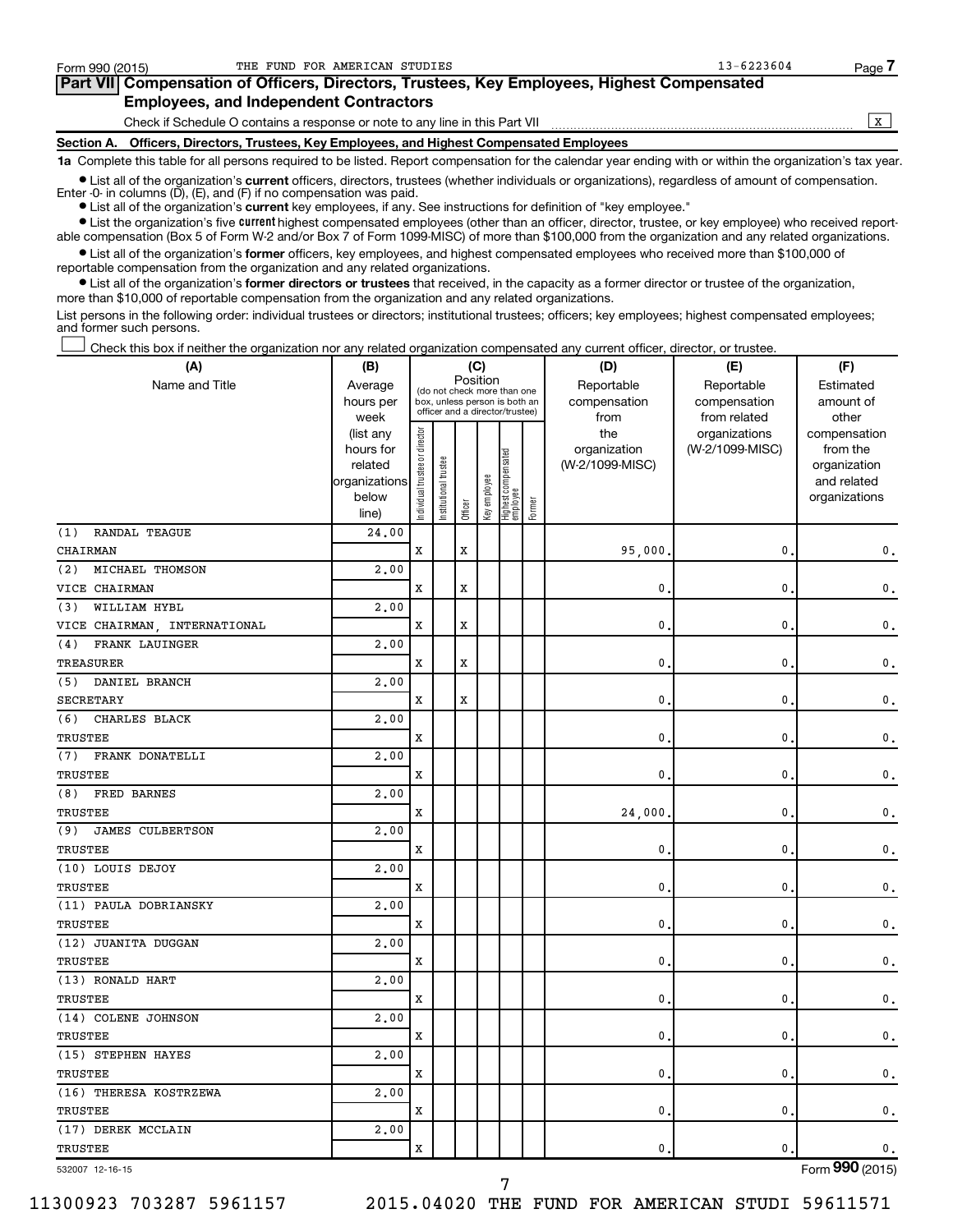Form 990 (2015) THE FUND FOR AMERICAN STUDIES 13-6223604

## Part VII Compensation of Officers, Directors, Trustees, Key Employees, Highest Compensated Employees, and Independent Contractors

Check if Schedule O contains a response or note to any line in this Part VII ..... X

### Section A. Officers, Directors, Trustees, Key Employees, and Highest Compensated Employees

**1a** Complete this table for all persons required to be listed. Report compensation for the calendar year ending with or within the organization's tax year.

- List all of the organization's **current** officers, directors, trustees (whether individuals or organizations), regardless of amount of compensation. Enter -0- in columns (D), (E), and (F) if no compensation was paid.
- List all of the organization's **current** key employees, if any. See instructions for definition of "key employee."
- List the organization's five **current** highest compensated employees (other than an officer, director, trustee, or key employee) who received reportable compensation (Box 5 of Form W-2 and/or Box 7 of Form 1099-MISC) of more than $100,000 from the organization and any related organizations.
- List all of the organization's **former** officers, key employees, and highest compensated employees who received more than $100,000 of reportable compensation from the organization and any related organizations.
- List all of the organization's **former directors or trustees** that received, in the capacity as a former director or trustee of the organization, more than $10,000 of reportable compensation from the organization and any related organizations.

List persons in the following order: individual trustees or directors; institutional trustees; officers; key employees; highest compensated employees; and former such persons.

☐ Check this box if neither the organization nor any related organization compensated any current officer, director, or trustee.

| (A) Name and Title | (B) Average hours per week (list any hours for related organizations below line) | (C) Position: Individual trustee or director | Institutional trustee | Officer | Key employee | Highest compensated employee | Former | (D) Reportable compensation from the organization (W-2/1099-MISC) | (E) Reportable compensation from related organizations (W-2/1099-MISC) | (F) Estimated amount of other compensation from the organization and related organizations |
|---|---|---|---|---|---|---|---|---|---|---|
| (1) RANDAL TEAGUE<br>CHAIRMAN | 24.00 | X | | X | | | | 95,000. | 0. | 0. |
| (2) MICHAEL THOMSON<br>VICE CHAIRMAN | 2.00 | X | | X | | | | 0. | 0. | 0. |
| (3) WILLIAM HYBL<br>VICE CHAIRMAN, INTERNATIONAL | 2.00 | X | | X | | | | 0. | 0. | 0. |
| (4) FRANK LAUINGER<br>TREASURER | 2.00 | X | | X | | | | 0. | 0. | 0. |
| (5) DANIEL BRANCH<br>SECRETARY | 2.00 | X | | X | | | | 0. | 0. | 0. |
| (6) CHARLES BLACK<br>TRUSTEE | 2.00 | X | | | | | | 0. | 0. | 0. |
| (7) FRANK DONATELLI<br>TRUSTEE | 2.00 | X | | | | | | 0. | 0. | 0. |
| (8) FRED BARNES<br>TRUSTEE | 2.00 | X | | | | | | 24,000. | 0. | 0. |
| (9) JAMES CULBERTSON<br>TRUSTEE | 2.00 | X | | | | | | 0. | 0. | 0. |
| (10) LOUIS DEJOY<br>TRUSTEE | 2.00 | X | | | | | | 0. | 0. | 0. |
| (11) PAULA DOBRIANSKY<br>TRUSTEE | 2.00 | X | | | | | | 0. | 0. | 0. |
| (12) JUANITA DUGGAN<br>TRUSTEE | 2.00 | X | | | | | | 0. | 0. | 0. |
| (13) RONALD HART<br>TRUSTEE | 2.00 | X | | | | | | 0. | 0. | 0. |
| (14) COLENE JOHNSON<br>TRUSTEE | 2.00 | X | | | | | | 0. | 0. | 0. |
| (15) STEPHEN HAYES<br>TRUSTEE | 2.00 | X | | | | | | 0. | 0. | 0. |
| (16) THERESA KOSTRZEWA<br>TRUSTEE | 2.00 | X | | | | | | 0. | 0. | 0. |
| (17) DEREK MCCLAIN<br>TRUSTEE | 2.00 | X | | | | | | 0. | 0. | 0. |

532007 12-16-15

Form **990** (2015)

11300923 703287 5961157 2015.04020 THE FUND FOR AMERICAN STUDI 59611571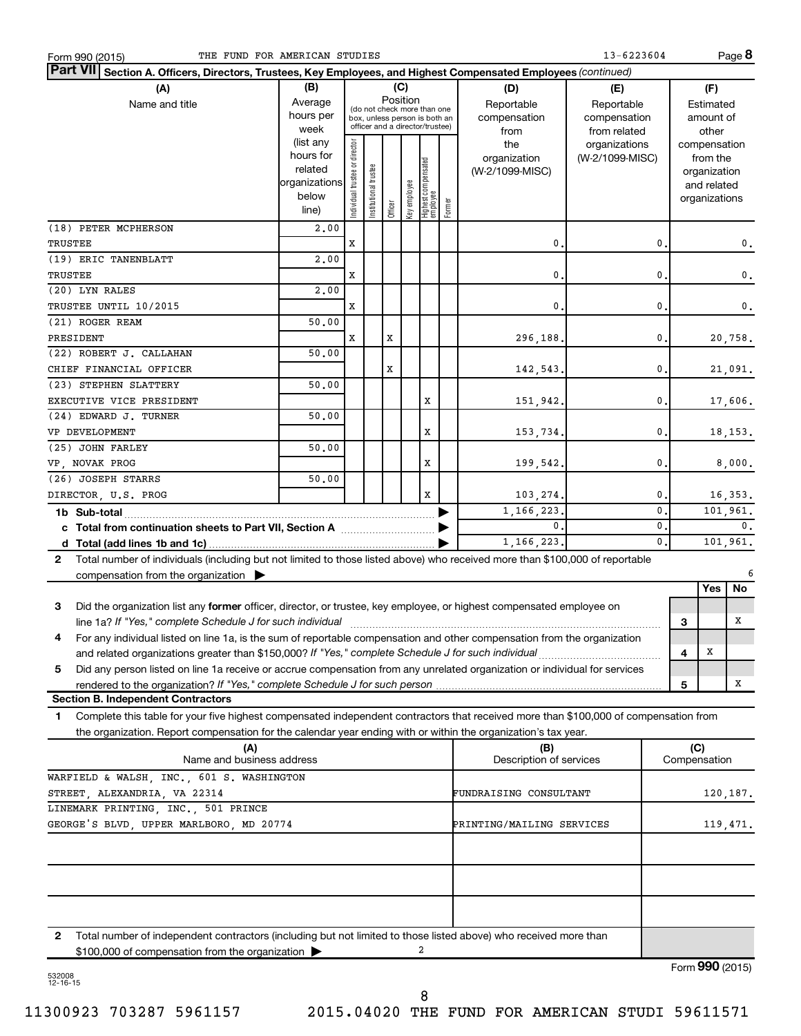Form 990 (2015) THE FUND FOR AMERICAN STUDIES 13-6223604

## Part VII Section A. Officers, Directors, Trustees, Key Employees, and Highest Compensated Employees *(continued)*

| (A) Name and title | (B) Average hours per week (list any hours for related organizations below line) | (C) Position: Individual trustee or director | Institutional trustee | Officer | Key employee | Highest compensated employee | Former | (D) Reportable compensation from the organization (W-2/1099-MISC) | (E) Reportable compensation from related organizations (W-2/1099-MISC) | (F) Estimated amount of other compensation from the organization and related organizations |
|---|---|---|---|---|---|---|---|---|---|---|
| (18) PETER MCPHERSON<br>TRUSTEE | 2.00 | X | | | | | | 0. | 0. | 0. |
| (19) ERIC TANENBLATT<br>TRUSTEE | 2.00 | X | | | | | | 0. | 0. | 0. |
| (20) LYN RALES<br>TRUSTEE UNTIL 10/2015 | 2.00 | X | | | | | | 0. | 0. | 0. |
| (21) ROGER REAM<br>PRESIDENT | 50.00 | X | | X | | | | 296,188. | 0. | 20,758. |
| (22) ROBERT J. CALLAHAN<br>CHIEF FINANCIAL OFFICER | 50.00 | | | X | | | | 142,543. | 0. | 21,091. |
| (23) STEPHEN SLATTERY<br>EXECUTIVE VICE PRESIDENT | 50.00 | | | | | X | | 151,942. | 0. | 17,606. |
| (24) EDWARD J. TURNER<br>VP DEVELOPMENT | 50.00 | | | | | X | | 153,734. | 0. | 18,153. |
| (25) JOHN FARLEY<br>VP, NOVAK PROG | 50.00 | | | | | X | | 199,542. | 0. | 8,000. |
| (26) JOSEPH STARRS<br>DIRECTOR, U.S. PROG | 50.00 | | | | | X | | 103,274. | 0. | 16,353. |
| **1b Sub-total** | | | | | | | | 1,166,223. | 0. | 101,961. |
| **c Total from continuation sheets to Part VII, Section A** | | | | | | | | 0. | 0. | 0. |
| **d Total (add lines 1b and 1c)** | | | | | | | | 1,166,223. | 0. | 101,961. |

**2** Total number of individuals (including but not limited to those listed above) who received more than $100,000 of reportable compensation from the organization ▶ 6

| | | | Yes | No |
|---|---|---|---|---|
| **3** | Did the organization list any **former** officer, director, or trustee, key employee, or highest compensated employee on line 1a? *If "Yes," complete Schedule J for such individual* | 3 | | X |
| **4** | For any individual listed on line 1a, is the sum of reportable compensation and other compensation from the organization and related organizations greater than $150,000? *If "Yes," complete Schedule J for such individual* | 4 | X | |
| **5** | Did any person listed on line 1a receive or accrue compensation from any unrelated organization or individual for services rendered to the organization? *If "Yes," complete Schedule J for such person* | 5 | | X |

### Section B. Independent Contractors

**1** Complete this table for your five highest compensated independent contractors that received more than $100,000 of compensation from the organization. Report compensation for the calendar year ending with or within the organization's tax year.

| (A) Name and business address | (B) Description of services | (C) Compensation |
|---|---|---|
| WARFIELD & WALSH, INC., 601 S. WASHINGTON STREET, ALEXANDRIA, VA 22314 | FUNDRAISING CONSULTANT | 120,187. |
| LINEMARK PRINTING, INC., 501 PRINCE GEORGE'S BLVD, UPPER MARLBORO, MD 20774 | PRINTING/MAILING SERVICES | 119,471. |
| | | |
| | | |
| | | |

**2** Total number of independent contractors (including but not limited to those listed above) who received more than $100,000 of compensation from the organization ▶ 2

Form **990** (2015)

532008 12-16-15

11300923 703287 5961157 2015.04020 THE FUND FOR AMERICAN STUDI 59611571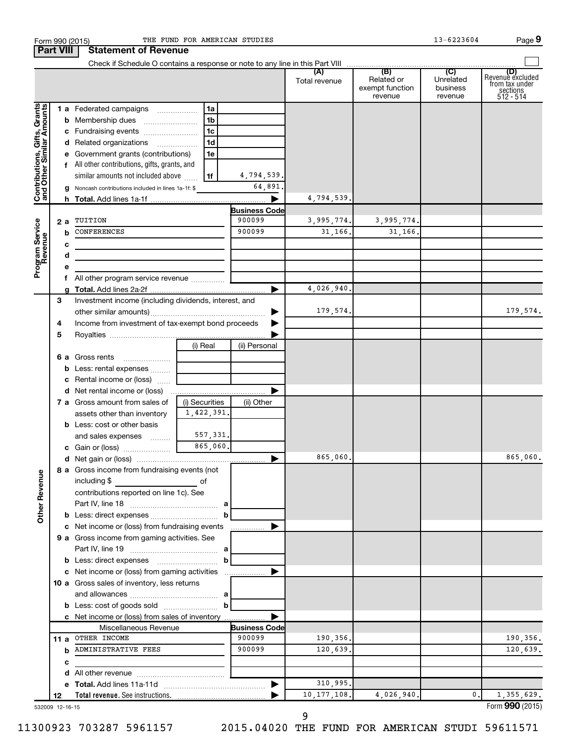Form 990 (2015) THE FUND FOR AMERICAN STUDIES 13-6223604

## Part VIII Statement of Revenue

Check if Schedule O contains a response or note to any line in this Part VIII

| | | | | (A) Total revenue | (B) Related or exempt function revenue | (C) Unrelated business revenue | (D) Revenue excluded from tax under sections 512 - 514 |
|---|---|---|---|---|---|---|---|
| **Contributions, Gifts, Grants and Other Similar Amounts** | 1a Federated campaigns | 1a | | | | | |
| | b Membership dues | 1b | | | | | |
| | c Fundraising events | 1c | | | | | |
| | d Related organizations | 1d | | | | | |
| | e Government grants (contributions) | 1e | | | | | |
| | f All other contributions, gifts, grants, and similar amounts not included above | 1f | 4,794,539. | | | | |
| | g Noncash contributions included in lines 1a-1f: $ | | 64,891. | | | | |
| | h **Total.** Add lines 1a-1f | | | 4,794,539. | | | |
| **Program Service Revenue** | | | **Business Code** | | | | |
| | 2a TUITION | | 900099 | 3,995,774. | 3,995,774. | | |
| | b CONFERENCES | | 900099 | 31,166. | 31,166. | | |
| | c | | | | | | |
| | d | | | | | | |
| | e | | | | | | |
| | f All other program service revenue | | | | | | |
| | g **Total.** Add lines 2a-2f | | | 4,026,940. | | | |
| | 3 Investment income (including dividends, interest, and other similar amounts) | | | 179,574. | | | 179,574. |
| | 4 Income from investment of tax-exempt bond proceeds | | | | | | |
| | 5 Royalties | | | | | | |
| | | (i) Real | (ii) Personal | | | | |
| | 6a Gross rents | | | | | | |
| | b Less: rental expenses | | | | | | |
| | c Rental income or (loss) | | | | | | |
| | d Net rental income or (loss) | | | | | | |
| | 7a Gross amount from sales of assets other than inventory | (i) Securities 1,422,391. | (ii) Other | | | | |
| | b Less: cost or other basis and sales expenses | 557,331. | | | | | |
| | c Gain or (loss) | 865,060. | | | | | |
| | d Net gain or (loss) | | | 865,060. | | | 865,060. |
| **Other Revenue** | 8a Gross income from fundraising events (not including $ of contributions reported on line 1c). See Part IV, line 18 | a | | | | | |
| | b Less: direct expenses | b | | | | | |
| | c Net income or (loss) from fundraising events | | | | | | |
| | 9a Gross income from gaming activities. See Part IV, line 19 | a | | | | | |
| | b Less: direct expenses | b | | | | | |
| | c Net income or (loss) from gaming activities | | | | | | |
| | 10a Gross sales of inventory, less returns and allowances | a | | | | | |
| | b Less: cost of goods sold | b | | | | | |
| | c Net income or (loss) from sales of inventory | | | | | | |
| | Miscellaneous Revenue | | **Business Code** | | | | |
| | 11a OTHER INCOME | | 900099 | 190,356. | | | 190,356. |
| | b ADMINISTRATIVE FEES | | 900099 | 120,639. | | | 120,639. |
| | c | | | | | | |
| | d All other revenue | | | | | | |
| | e **Total.** Add lines 11a-11d | | | 310,995. | | | |
| | 12 **Total revenue.** See instructions. | | | 10,177,108. | 4,026,940. | 0. | 1,355,629. |

532009 12-16-15 Form **990** (2015)

11300923 703287 5961157 2015.04020 THE FUND FOR AMERICAN STUDI 59611571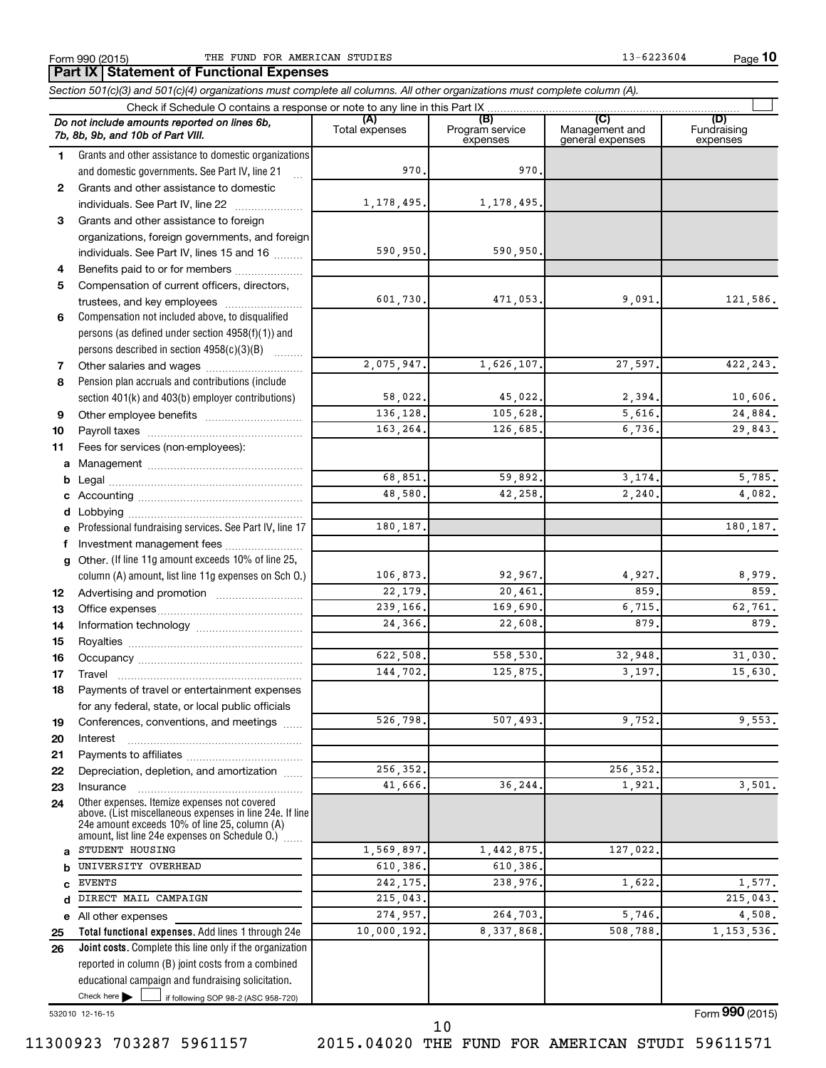Form 990 (2015) THE FUND FOR AMERICAN STUDIES 13-6223604

## Part IX Statement of Functional Expenses

*Section 501(c)(3) and 501(c)(4) organizations must complete all columns. All other organizations must complete column (A).*

Check if Schedule O contains a response or note to any line in this Part IX

| | *Do not include amounts reported on lines 6b, 7b, 8b, 9b, and 10b of Part VIII.* | (A) Total expenses | (B) Program service expenses | (C) Management and general expenses | (D) Fundraising expenses |
|---|---|---|---|---|---|
| 1 | Grants and other assistance to domestic organizations and domestic governments. See Part IV, line 21 | 970. | 970. | | |
| 2 | Grants and other assistance to domestic individuals. See Part IV, line 22 | 1,178,495. | 1,178,495. | | |
| 3 | Grants and other assistance to foreign organizations, foreign governments, and foreign individuals. See Part IV, lines 15 and 16 | 590,950. | 590,950. | | |
| 4 | Benefits paid to or for members | | | | |
| 5 | Compensation of current officers, directors, trustees, and key employees | 601,730. | 471,053. | 9,091. | 121,586. |
| 6 | Compensation not included above, to disqualified persons (as defined under section 4958(f)(1)) and persons described in section 4958(c)(3)(B) | | | | |
| 7 | Other salaries and wages | 2,075,947. | 1,626,107. | 27,597. | 422,243. |
| 8 | Pension plan accruals and contributions (include section 401(k) and 403(b) employer contributions) | 58,022. | 45,022. | 2,394. | 10,606. |
| 9 | Other employee benefits | 136,128. | 105,628. | 5,616. | 24,884. |
| 10 | Payroll taxes | 163,264. | 126,685. | 6,736. | 29,843. |
| 11 | Fees for services (non-employees): | | | | |
| a | Management | | | | |
| b | Legal | 68,851. | 59,892. | 3,174. | 5,785. |
| c | Accounting | 48,580. | 42,258. | 2,240. | 4,082. |
| d | Lobbying | | | | |
| e | Professional fundraising services. See Part IV, line 17 | 180,187. | | | 180,187. |
| f | Investment management fees | | | | |
| g | Other. (If line 11g amount exceeds 10% of line 25, column (A) amount, list line 11g expenses on Sch O.) | 106,873. | 92,967. | 4,927. | 8,979. |
| 12 | Advertising and promotion | 22,179. | 20,461. | 859. | 859. |
| 13 | Office expenses | 239,166. | 169,690. | 6,715. | 62,761. |
| 14 | Information technology | 24,366. | 22,608. | 879. | 879. |
| 15 | Royalties | | | | |
| 16 | Occupancy | 622,508. | 558,530. | 32,948. | 31,030. |
| 17 | Travel | 144,702. | 125,875. | 3,197. | 15,630. |
| 18 | Payments of travel or entertainment expenses for any federal, state, or local public officials | | | | |
| 19 | Conferences, conventions, and meetings | 526,798. | 507,493. | 9,752. | 9,553. |
| 20 | Interest | | | | |
| 21 | Payments to affiliates | | | | |
| 22 | Depreciation, depletion, and amortization | 256,352. | | 256,352. | |
| 23 | Insurance | 41,666. | 36,244. | 1,921. | 3,501. |
| 24 | Other expenses. Itemize expenses not covered above. (List miscellaneous expenses in line 24e. If line 24e amount exceeds 10% of line 25, column (A) amount, list line 24e expenses on Schedule O.) | | | | |
| a | STUDENT HOUSING | 1,569,897. | 1,442,875. | 127,022. | |
| b | UNIVERSITY OVERHEAD | 610,386. | 610,386. | | |
| c | EVENTS | 242,175. | 238,976. | 1,622. | 1,577. |
| d | DIRECT MAIL CAMPAIGN | 215,043. | | | 215,043. |
| e | All other expenses | 274,957. | 264,703. | 5,746. | 4,508. |
| 25 | **Total functional expenses.** Add lines 1 through 24e | 10,000,192. | 8,337,868. | 508,788. | 1,153,536. |
| 26 | **Joint costs.** Complete this line only if the organization reported in column (B) joint costs from a combined educational campaign and fundraising solicitation. Check here ☐ if following SOP 98-2 (ASC 958-720) | | | | |

532010 12-16-15

Form **990** (2015)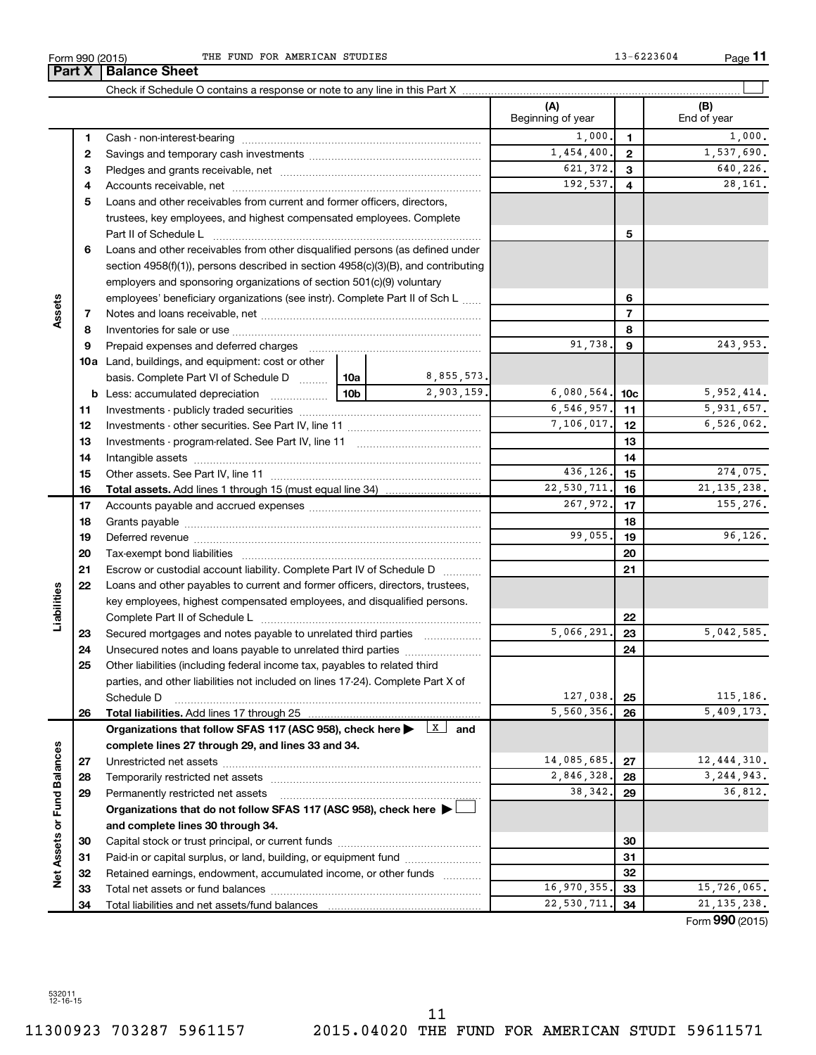Form 990 (2015) THE FUND FOR AMERICAN STUDIES 13-6223604

## Part X | Balance Sheet

Check if Schedule O contains a response or note to any line in this Part X

| Section | Line | Description | | | (A) Beginning of year | | (B) End of year |
|---|---|---|---|---|---|---|---|
| Assets | 1 | Cash - non-interest-bearing | | | 1,000. | 1 | 1,000. |
| | 2 | Savings and temporary cash investments | | | 1,454,400. | 2 | 1,537,690. |
| | 3 | Pledges and grants receivable, net | | | 621,372. | 3 | 640,226. |
| | 4 | Accounts receivable, net | | | 192,537. | 4 | 28,161. |
| | 5 | Loans and other receivables from current and former officers, directors, trustees, key employees, and highest compensated employees. Complete Part II of Schedule L | | | | 5 | |
| | 6 | Loans and other receivables from other disqualified persons (as defined under section 4958(f)(1)), persons described in section 4958(c)(3)(B), and contributing employers and sponsoring organizations of section 501(c)(9) voluntary employees' beneficiary organizations (see instr). Complete Part II of Sch L | | | | 6 | |
| | 7 | Notes and loans receivable, net | | | | 7 | |
| | 8 | Inventories for sale or use | | | | 8 | |
| | 9 | Prepaid expenses and deferred charges | | | 91,738. | 9 | 243,953. |
| | 10a | Land, buildings, and equipment: cost or other basis. Complete Part VI of Schedule D | 10a | 8,855,573. | | | |
| | b | Less: accumulated depreciation | 10b | 2,903,159. | 6,080,564. | 10c | 5,952,414. |
| | 11 | Investments - publicly traded securities | | | 6,546,957. | 11 | 5,931,657. |
| | 12 | Investments - other securities. See Part IV, line 11 | | | 7,106,017. | 12 | 6,526,062. |
| | 13 | Investments - program-related. See Part IV, line 11 | | | | 13 | |
| | 14 | Intangible assets | | | | 14 | |
| | 15 | Other assets. See Part IV, line 11 | | | 436,126. | 15 | 274,075. |
| | 16 | **Total assets.** Add lines 1 through 15 (must equal line 34) | | | 22,530,711. | 16 | 21,135,238. |
| Liabilities | 17 | Accounts payable and accrued expenses | | | 267,972. | 17 | 155,276. |
| | 18 | Grants payable | | | | 18 | |
| | 19 | Deferred revenue | | | 99,055. | 19 | 96,126. |
| | 20 | Tax-exempt bond liabilities | | | | 20 | |
| | 21 | Escrow or custodial account liability. Complete Part IV of Schedule D | | | | 21 | |
| | 22 | Loans and other payables to current and former officers, directors, trustees, key employees, highest compensated employees, and disqualified persons. Complete Part II of Schedule L | | | | 22 | |
| | 23 | Secured mortgages and notes payable to unrelated third parties | | | 5,066,291. | 23 | 5,042,585. |
| | 24 | Unsecured notes and loans payable to unrelated third parties | | | | 24 | |
| | 25 | Other liabilities (including federal income tax, payables to related third parties, and other liabilities not included on lines 17-24). Complete Part X of Schedule D | | | 127,038. | 25 | 115,186. |
| | 26 | **Total liabilities.** Add lines 17 through 25 | | | 5,560,356. | 26 | 5,409,173. |
| Net Assets or Fund Balances | | **Organizations that follow SFAS 117 (ASC 958), check here ▶ [X] and complete lines 27 through 29, and lines 33 and 34.** | | | | | |
| | 27 | Unrestricted net assets | | | 14,085,685. | 27 | 12,444,310. |
| | 28 | Temporarily restricted net assets | | | 2,846,328. | 28 | 3,244,943. |
| | 29 | Permanently restricted net assets | | | 38,342. | 29 | 36,812. |
| | | **Organizations that do not follow SFAS 117 (ASC 958), check here ▶ [ ] and complete lines 30 through 34.** | | | | | |
| | 30 | Capital stock or trust principal, or current funds | | | | 30 | |
| | 31 | Paid-in or capital surplus, or land, building, or equipment fund | | | | 31 | |
| | 32 | Retained earnings, endowment, accumulated income, or other funds | | | | 32 | |
| | 33 | Total net assets or fund balances | | | 16,970,355. | 33 | 15,726,065. |
| | 34 | Total liabilities and net assets/fund balances | | | 22,530,711. | 34 | 21,135,238. |

Form **990** (2015)

532011 12-16-15

11300923 703287 5961157 2015.04020 THE FUND FOR AMERICAN STUDI 59611571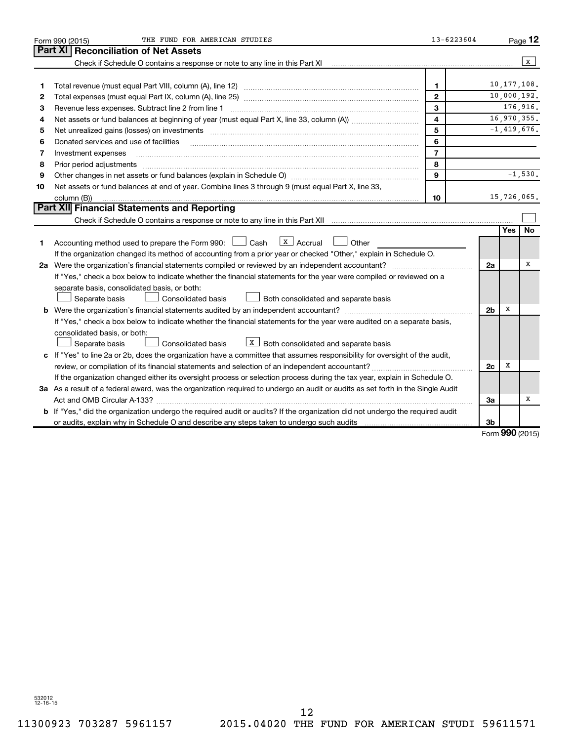Form 990 (2015) THE FUND FOR AMERICAN STUDIES 13-6223604 Page **12**

## Part XI Reconciliation of Net Assets

Check if Schedule O contains a response or note to any line in this Part XI [X]

| | | | |
|---|---|---|---|
| 1 | Total revenue (must equal Part VIII, column (A), line 12) | 1 | 10,177,108. |
| 2 | Total expenses (must equal Part IX, column (A), line 25) | 2 | 10,000,192. |
| 3 | Revenue less expenses. Subtract line 2 from line 1 | 3 | 176,916. |
| 4 | Net assets or fund balances at beginning of year (must equal Part X, line 33, column (A)) | 4 | 16,970,355. |
| 5 | Net unrealized gains (losses) on investments | 5 | -1,419,676. |
| 6 | Donated services and use of facilities | 6 | |
| 7 | Investment expenses | 7 | |
| 8 | Prior period adjustments | 8 | |
| 9 | Other changes in net assets or fund balances (explain in Schedule O) | 9 | -1,530. |
| 10 | Net assets or fund balances at end of year. Combine lines 3 through 9 (must equal Part X, line 33, column (B)) | 10 | 15,726,065. |

## Part XII Financial Statements and Reporting

Check if Schedule O contains a response or note to any line in this Part XII [ ]

| | | | Yes | No |
|---|---|---|---|---|
| 1 | Accounting method used to prepare the Form 990: [ ] Cash [X] Accrual [ ] Other<br>If the organization changed its method of accounting from a prior year or checked "Other," explain in Schedule O. | | | |
| 2a | Were the organization's financial statements compiled or reviewed by an independent accountant? | 2a | | X |
| | If "Yes," check a box below to indicate whether the financial statements for the year were compiled or reviewed on a separate basis, consolidated basis, or both:<br>[ ] Separate basis [ ] Consolidated basis [ ] Both consolidated and separate basis | | | |
| b | Were the organization's financial statements audited by an independent accountant? | 2b | X | |
| | If "Yes," check a box below to indicate whether the financial statements for the year were audited on a separate basis, consolidated basis, or both:<br>[ ] Separate basis [ ] Consolidated basis [X] Both consolidated and separate basis | | | |
| c | If "Yes" to line 2a or 2b, does the organization have a committee that assumes responsibility for oversight of the audit, review, or compilation of its financial statements and selection of an independent accountant? | 2c | X | |
| | If the organization changed either its oversight process or selection process during the tax year, explain in Schedule O. | | | |
| 3a | As a result of a federal award, was the organization required to undergo an audit or audits as set forth in the Single Audit Act and OMB Circular A-133? | 3a | | X |
| b | If "Yes," did the organization undergo the required audit or audits? If the organization did not undergo the required audit or audits, explain why in Schedule O and describe any steps taken to undergo such audits | 3b | | |

Form **990** (2015)

532012 12-16-15

11300923 703287 5961157 2015.04020 THE FUND FOR AMERICAN STUDI 59611571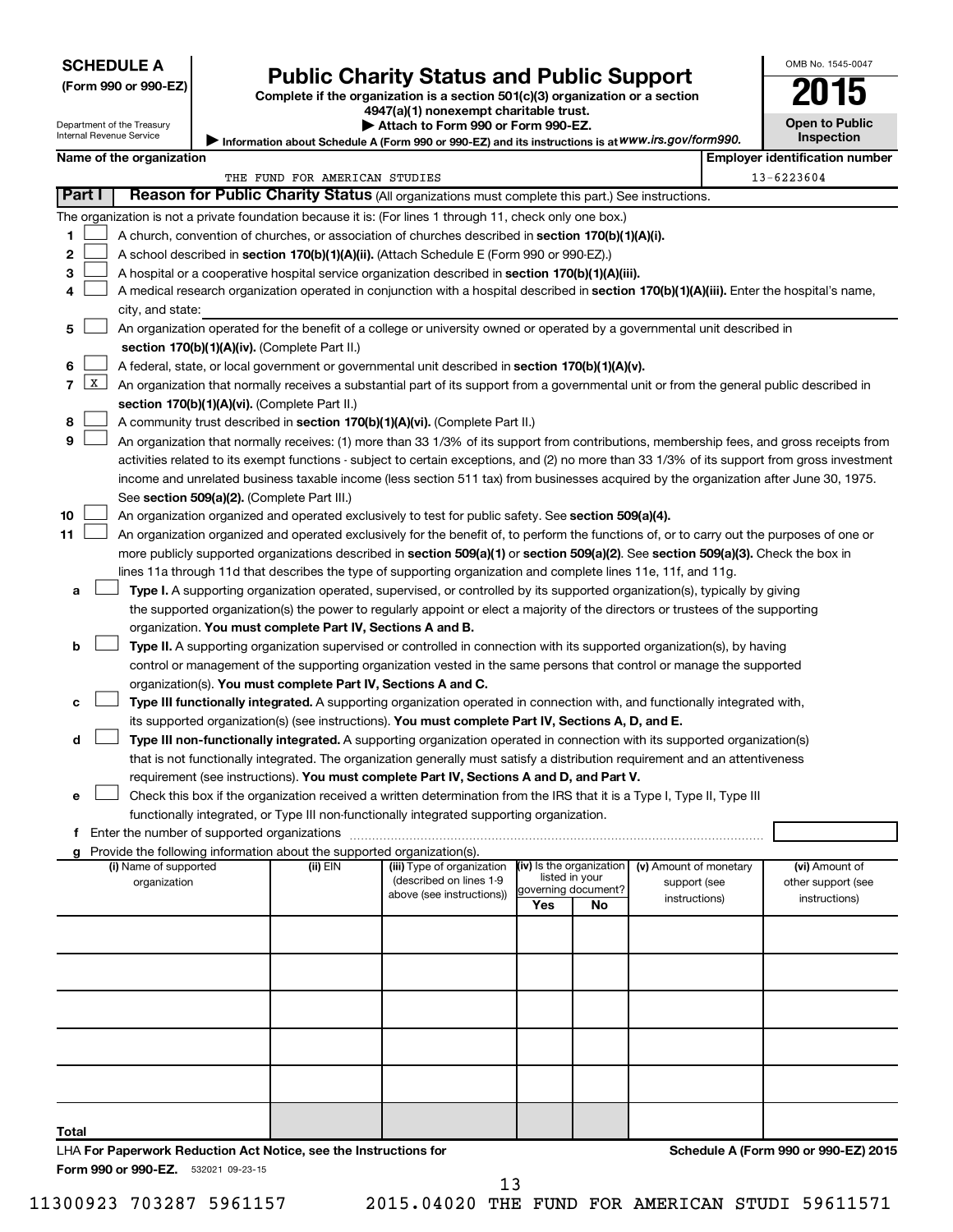**SCHEDULE A**
**(Form 990 or 990-EZ)**

Department of the Treasury
Internal Revenue Service

# Public Charity Status and Public Support

**Complete if the organization is a section 501(c)(3) organization or a section 4947(a)(1) nonexempt charitable trust.**
**▶ Attach to Form 990 or Form 990-EZ.**
**▶ Information about Schedule A (Form 990 or 990-EZ) and its instructions is at** *www.irs.gov/form990.*

OMB No. 1545-0047

**2015**

**Open to Public Inspection**

| Name of the organization | Employer identification number |
|---|---|
| THE FUND FOR AMERICAN STUDIES | 13-6223604 |

**Part I** **Reason for Public Charity Status** (All organizations must complete this part.) See instructions.

The organization is not a private foundation because it is: (For lines 1 through 11, check only one box.)

1 [ ] A church, convention of churches, or association of churches described in **section 170(b)(1)(A)(i).**

2 [ ] A school described in **section 170(b)(1)(A)(ii).** (Attach Schedule E (Form 990 or 990-EZ).)

3 [ ] A hospital or a cooperative hospital service organization described in **section 170(b)(1)(A)(iii).**

4 [ ] A medical research organization operated in conjunction with a hospital described in **section 170(b)(1)(A)(iii).** Enter the hospital's name, city, and state:

5 [ ] An organization operated for the benefit of a college or university owned or operated by a governmental unit described in **section 170(b)(1)(A)(iv).** (Complete Part II.)

6 [ ] A federal, state, or local government or governmental unit described in **section 170(b)(1)(A)(v).**

7 [X] An organization that normally receives a substantial part of its support from a governmental unit or from the general public described in **section 170(b)(1)(A)(vi).** (Complete Part II.)

8 [ ] A community trust described in **section 170(b)(1)(A)(vi).** (Complete Part II.)

9 [ ] An organization that normally receives: (1) more than 33 1/3% of its support from contributions, membership fees, and gross receipts from activities related to its exempt functions - subject to certain exceptions, and (2) no more than 33 1/3% of its support from gross investment income and unrelated business taxable income (less section 511 tax) from businesses acquired by the organization after June 30, 1975. See **section 509(a)(2).** (Complete Part III.)

10 [ ] An organization organized and operated exclusively to test for public safety. See **section 509(a)(4).**

11 [ ] An organization organized and operated exclusively for the benefit of, to perform the functions of, or to carry out the purposes of one or more publicly supported organizations described in **section 509(a)(1)** or **section 509(a)(2).** See **section 509(a)(3).** Check the box in lines 11a through 11d that describes the type of supporting organization and complete lines 11e, 11f, and 11g.

a [ ] **Type I.** A supporting organization operated, supervised, or controlled by its supported organization(s), typically by giving the supported organization(s) the power to regularly appoint or elect a majority of the directors or trustees of the supporting organization. **You must complete Part IV, Sections A and B.**

b [ ] **Type II.** A supporting organization supervised or controlled in connection with its supported organization(s), by having control or management of the supporting organization vested in the same persons that control or manage the supported organization(s). **You must complete Part IV, Sections A and C.**

c [ ] **Type III functionally integrated.** A supporting organization operated in connection with, and functionally integrated with, its supported organization(s) (see instructions). **You must complete Part IV, Sections A, D, and E.**

d [ ] **Type III non-functionally integrated.** A supporting organization operated in connection with its supported organization(s) that is not functionally integrated. The organization generally must satisfy a distribution requirement and an attentiveness requirement (see instructions). **You must complete Part IV, Sections A and D, and Part V.**

e [ ] Check this box if the organization received a written determination from the IRS that it is a Type I, Type II, Type III functionally integrated, or Type III non-functionally integrated supporting organization.

f Enter the number of supported organizations

g Provide the following information about the supported organization(s).

| (i) Name of supported organization | (ii) EIN | (iii) Type of organization (described on lines 1-9 above (see instructions)) | (iv) Is the organization listed in your governing document? Yes | No | (v) Amount of monetary support (see instructions) | (vi) Amount of other support (see instructions) |
|---|---|---|---|---|---|---|
| | | | | | | |
| | | | | | | |
| | | | | | | |
| | | | | | | |
| | | | | | | |
| Total | | | | | | |

LHA **For Paperwork Reduction Act Notice, see the Instructions for Form 990 or 990-EZ.** 532021 09-23-15

**Schedule A (Form 990 or 990-EZ) 2015**

11300923 703287 5961157 2015.04020 THE FUND FOR AMERICAN STUDI 59611571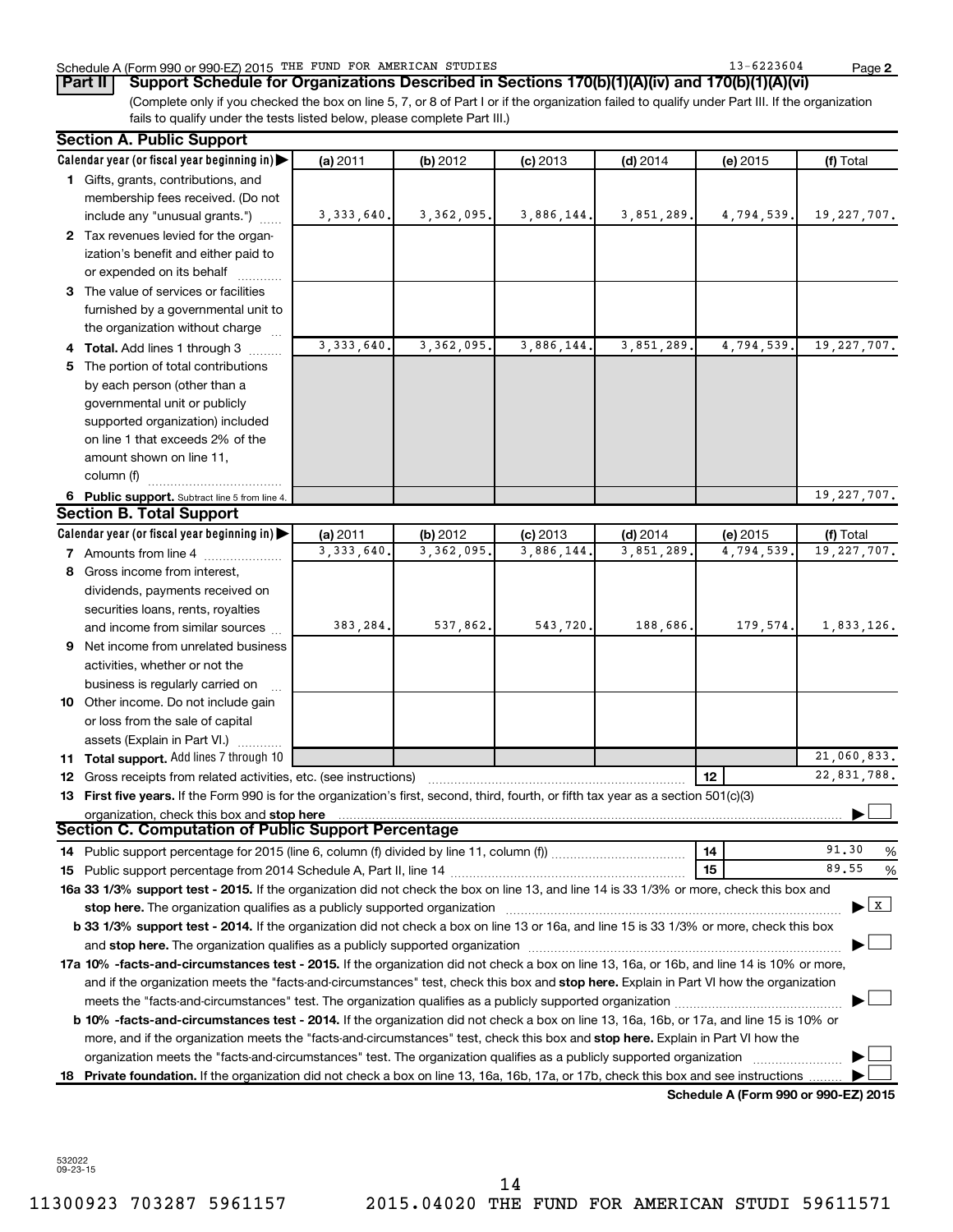Schedule A (Form 990 or 990-EZ) 2015 THE FUND FOR AMERICAN STUDIES 13-6223604

**Part II** **Support Schedule for Organizations Described in Sections 170(b)(1)(A)(iv) and 170(b)(1)(A)(vi)**

(Complete only if you checked the box on line 5, 7, or 8 of Part I or if the organization failed to qualify under Part III. If the organization fails to qualify under the tests listed below, please complete Part III.)

### Section A. Public Support

| Calendar year (or fiscal year beginning in) | (a) 2011 | (b) 2012 | (c) 2013 | (d) 2014 | (e) 2015 | (f) Total |
|---|---|---|---|---|---|---|
| **1** Gifts, grants, contributions, and membership fees received. (Do not include any "unusual grants.") | 3,333,640. | 3,362,095. | 3,886,144. | 3,851,289. | 4,794,539. | 19,227,707. |
| **2** Tax revenues levied for the organization's benefit and either paid to or expended on its behalf | | | | | | |
| **3** The value of services or facilities furnished by a governmental unit to the organization without charge | | | | | | |
| **4 Total.** Add lines 1 through 3 | 3,333,640. | 3,362,095. | 3,886,144. | 3,851,289. | 4,794,539. | 19,227,707. |
| **5** The portion of total contributions by each person (other than a governmental unit or publicly supported organization) included on line 1 that exceeds 2% of the amount shown on line 11, column (f) | | | | | | |
| **6 Public support.** Subtract line 5 from line 4. | | | | | | 19,227,707. |

### Section B. Total Support

| Calendar year (or fiscal year beginning in) | (a) 2011 | (b) 2012 | (c) 2013 | (d) 2014 | (e) 2015 | (f) Total |
|---|---|---|---|---|---|---|
| **7** Amounts from line 4 | 3,333,640. | 3,362,095. | 3,886,144. | 3,851,289. | 4,794,539. | 19,227,707. |
| **8** Gross income from interest, dividends, payments received on securities loans, rents, royalties and income from similar sources | 383,284. | 537,862. | 543,720. | 188,686. | 179,574. | 1,833,126. |
| **9** Net income from unrelated business activities, whether or not the business is regularly carried on | | | | | | |
| **10** Other income. Do not include gain or loss from the sale of capital assets (Explain in Part VI.) | | | | | | |
| **11 Total support.** Add lines 7 through 10 | | | | | | 21,060,833. |

**12** Gross receipts from related activities, etc. (see instructions) | **12** | 22,831,788.

**13 First five years.** If the Form 990 is for the organization's first, second, third, fourth, or fifth tax year as a section 501(c)(3) organization, check this box and **stop here** ☐

### Section C. Computation of Public Support Percentage

**14** Public support percentage for 2015 (line 6, column (f) divided by line 11, column (f)) | **14** | 91.30 %

**15** Public support percentage from 2014 Schedule A, Part II, line 14 | **15** | 89.55 %

**16a 33 1/3% support test - 2015.** If the organization did not check the box on line 13, and line 14 is 33 1/3% or more, check this box and **stop here.** The organization qualifies as a publicly supported organization ☒

**b 33 1/3% support test - 2014.** If the organization did not check a box on line 13 or 16a, and line 15 is 33 1/3% or more, check this box and **stop here.** The organization qualifies as a publicly supported organization ☐

**17a 10% -facts-and-circumstances test - 2015.** If the organization did not check a box on line 13, 16a, or 16b, and line 14 is 10% or more, and if the organization meets the "facts-and-circumstances" test, check this box and **stop here.** Explain in Part VI how the organization meets the "facts-and-circumstances" test. The organization qualifies as a publicly supported organization ☐

**b 10% -facts-and-circumstances test - 2014.** If the organization did not check a box on line 13, 16a, 16b, or 17a, and line 15 is 10% or more, and if the organization meets the "facts-and-circumstances" test, check this box and **stop here.** Explain in Part VI how the organization meets the "facts-and-circumstances" test. The organization qualifies as a publicly supported organization ☐

**18 Private foundation.** If the organization did not check a box on line 13, 16a, 16b, 17a, or 17b, check this box and see instructions ☐

**Schedule A (Form 990 or 990-EZ) 2015**

532022
09-23-15

11300923 703287 5961157 2015.04020 THE FUND FOR AMERICAN STUDI 59611571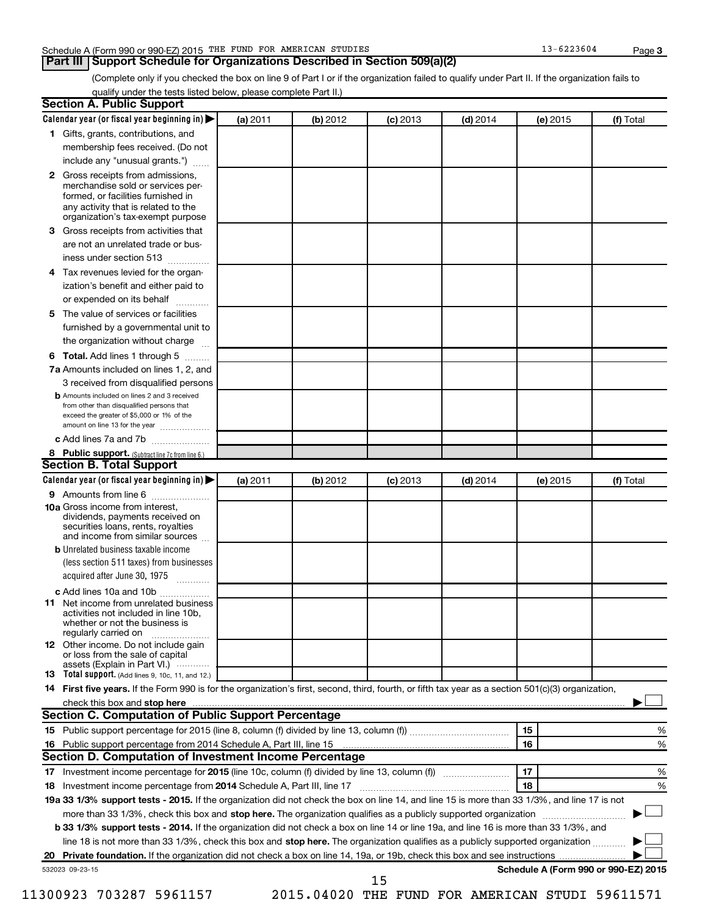Schedule A (Form 990 or 990-EZ) 2015 THE FUND FOR AMERICAN STUDIES 13-6223604 Page 3

## Part III Support Schedule for Organizations Described in Section 509(a)(2)

(Complete only if you checked the box on line 9 of Part I or if the organization failed to qualify under Part II. If the organization fails to qualify under the tests listed below, please complete Part II.)

### Section A. Public Support

| Calendar year (or fiscal year beginning in) ▶ | (a) 2011 | (b) 2012 | (c) 2013 | (d) 2014 | (e) 2015 | (f) Total |
|---|---|---|---|---|---|---|
| **1** Gifts, grants, contributions, and membership fees received. (Do not include any "unusual grants.") | | | | | | |
| **2** Gross receipts from admissions, merchandise sold or services performed, or facilities furnished in any activity that is related to the organization's tax-exempt purpose | | | | | | |
| **3** Gross receipts from activities that are not an unrelated trade or business under section 513 | | | | | | |
| **4** Tax revenues levied for the organization's benefit and either paid to or expended on its behalf | | | | | | |
| **5** The value of services or facilities furnished by a governmental unit to the organization without charge | | | | | | |
| **6 Total.** Add lines 1 through 5 | | | | | | |
| **7a** Amounts included on lines 1, 2, and 3 received from disqualified persons | | | | | | |
| **b** Amounts included on lines 2 and 3 received from other than disqualified persons that exceed the greater of $5,000 or 1% of the amount on line 13 for the year | | | | | | |
| **c** Add lines 7a and 7b | | | | | | |
| **8 Public support.** (Subtract line 7c from line 6.) | | | | | | |

### Section B. Total Support

| Calendar year (or fiscal year beginning in) ▶ | (a) 2011 | (b) 2012 | (c) 2013 | (d) 2014 | (e) 2015 | (f) Total |
|---|---|---|---|---|---|---|
| **9** Amounts from line 6 | | | | | | |
| **10a** Gross income from interest, dividends, payments received on securities loans, rents, royalties and income from similar sources | | | | | | |
| **b** Unrelated business taxable income (less section 511 taxes) from businesses acquired after June 30, 1975 | | | | | | |
| **c** Add lines 10a and 10b | | | | | | |
| **11** Net income from unrelated business activities not included in line 10b, whether or not the business is regularly carried on | | | | | | |
| **12** Other income. Do not include gain or loss from the sale of capital assets (Explain in Part VI.) | | | | | | |
| **13 Total support.** (Add lines 9, 10c, 11, and 12.) | | | | | | |

**14 First five years.** If the Form 990 is for the organization's first, second, third, fourth, or fifth tax year as a section 501(c)(3) organization, check this box and **stop here** ▶ ☐

### Section C. Computation of Public Support Percentage

| | | | |
|---|---|---|---|
| **15** Public support percentage for 2015 (line 8, column (f) divided by line 13, column (f)) | 15 | | % |
| **16** Public support percentage from 2014 Schedule A, Part III, line 15 | 16 | | % |

### Section D. Computation of Investment Income Percentage

| | | | |
|---|---|---|---|
| **17** Investment income percentage for **2015** (line 10c, column (f) divided by line 13, column (f)) | 17 | | % |
| **18** Investment income percentage from **2014** Schedule A, Part III, line 17 | 18 | | % |

**19a 33 1/3% support tests - 2015.** If the organization did not check the box on line 14, and line 15 is more than 33 1/3%, and line 17 is not more than 33 1/3%, check this box and **stop here.** The organization qualifies as a publicly supported organization ▶ ☐

**b 33 1/3% support tests - 2014.** If the organization did not check a box on line 14 or line 19a, and line 16 is more than 33 1/3%, and line 18 is not more than 33 1/3%, check this box and **stop here.** The organization qualifies as a publicly supported organization ▶ ☐

**20 Private foundation.** If the organization did not check a box on line 14, 19a, or 19b, check this box and see instructions ▶ ☐

532023 09-23-15 **Schedule A (Form 990 or 990-EZ) 2015**

11300923 703287 5961157 2015.04020 THE FUND FOR AMERICAN STUDI 59611571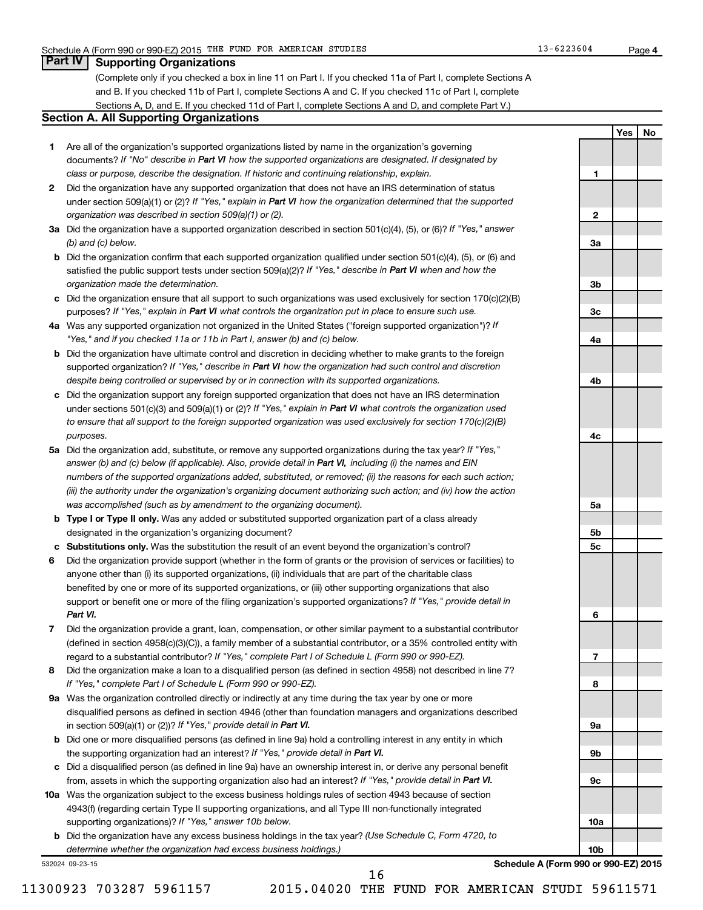Schedule A (Form 990 or 990-EZ) 2015 THE FUND FOR AMERICAN STUDIES 13-6223604 Page **4**

## Part IV Supporting Organizations

(Complete only if you checked a box in line 11 on Part I. If you checked 11a of Part I, complete Sections A and B. If you checked 11b of Part I, complete Sections A and C. If you checked 11c of Part I, complete Sections A, D, and E. If you checked 11d of Part I, complete Sections A and D, and complete Part V.)

### Section A. All Supporting Organizations

| | | | Yes | No |
|---|---|---|---|---|
| **1** | Are all of the organization's supported organizations listed by name in the organization's governing documents? *If "No" describe in* ***Part VI*** *how the supported organizations are designated. If designated by class or purpose, describe the designation. If historic and continuing relationship, explain.* | **1** | | |
| **2** | Did the organization have any supported organization that does not have an IRS determination of status under section 509(a)(1) or (2)? *If "Yes," explain in* ***Part VI*** *how the organization determined that the supported organization was described in section 509(a)(1) or (2).* | **2** | | |
| **3a** | Did the organization have a supported organization described in section 501(c)(4), (5), or (6)? *If "Yes," answer (b) and (c) below.* | **3a** | | |
| **b** | Did the organization confirm that each supported organization qualified under section 501(c)(4), (5), or (6) and satisfied the public support tests under section 509(a)(2)? *If "Yes," describe in* ***Part VI*** *when and how the organization made the determination.* | **3b** | | |
| **c** | Did the organization ensure that all support to such organizations was used exclusively for section 170(c)(2)(B) purposes? *If "Yes," explain in* ***Part VI*** *what controls the organization put in place to ensure such use.* | **3c** | | |
| **4a** | Was any supported organization not organized in the United States ("foreign supported organization")? *If "Yes," and if you checked 11a or 11b in Part I, answer (b) and (c) below.* | **4a** | | |
| **b** | Did the organization have ultimate control and discretion in deciding whether to make grants to the foreign supported organization? *If "Yes," describe in* ***Part VI*** *how the organization had such control and discretion despite being controlled or supervised by or in connection with its supported organizations.* | **4b** | | |
| **c** | Did the organization support any foreign supported organization that does not have an IRS determination under sections 501(c)(3) and 509(a)(1) or (2)? *If "Yes," explain in* ***Part VI*** *what controls the organization used to ensure that all support to the foreign supported organization was used exclusively for section 170(c)(2)(B) purposes.* | **4c** | | |
| **5a** | Did the organization add, substitute, or remove any supported organizations during the tax year? *If "Yes," answer (b) and (c) below (if applicable). Also, provide detail in* ***Part VI,*** *including (i) the names and EIN numbers of the supported organizations added, substituted, or removed; (ii) the reasons for each such action; (iii) the authority under the organization's organizing document authorizing such action; and (iv) how the action was accomplished (such as by amendment to the organizing document).* | **5a** | | |
| **b** | **Type I or Type II only.** Was any added or substituted supported organization part of a class already designated in the organization's organizing document? | **5b** | | |
| **c** | **Substitutions only.** Was the substitution the result of an event beyond the organization's control? | **5c** | | |
| **6** | Did the organization provide support (whether in the form of grants or the provision of services or facilities) to anyone other than (i) its supported organizations, (ii) individuals that are part of the charitable class benefited by one or more of its supported organizations, or (iii) other supporting organizations that also support or benefit one or more of the filing organization's supported organizations? *If "Yes," provide detail in* ***Part VI.*** | **6** | | |
| **7** | Did the organization provide a grant, loan, compensation, or other similar payment to a substantial contributor (defined in section 4958(c)(3)(C)), a family member of a substantial contributor, or a 35% controlled entity with regard to a substantial contributor? *If "Yes," complete Part I of Schedule L (Form 990 or 990-EZ).* | **7** | | |
| **8** | Did the organization make a loan to a disqualified person (as defined in section 4958) not described in line 7? *If "Yes," complete Part I of Schedule L (Form 990 or 990-EZ).* | **8** | | |
| **9a** | Was the organization controlled directly or indirectly at any time during the tax year by one or more disqualified persons as defined in section 4946 (other than foundation managers and organizations described in section 509(a)(1) or (2))? *If "Yes," provide detail in* ***Part VI.*** | **9a** | | |
| **b** | Did one or more disqualified persons (as defined in line 9a) hold a controlling interest in any entity in which the supporting organization had an interest? *If "Yes," provide detail in* ***Part VI.*** | **9b** | | |
| **c** | Did a disqualified person (as defined in line 9a) have an ownership interest in, or derive any personal benefit from, assets in which the supporting organization also had an interest? *If "Yes," provide detail in* ***Part VI.*** | **9c** | | |
| **10a** | Was the organization subject to the excess business holdings rules of section 4943 because of section 4943(f) (regarding certain Type II supporting organizations, and all Type III non-functionally integrated supporting organizations)? *If "Yes," answer 10b below.* | **10a** | | |
| **b** | Did the organization have any excess business holdings in the tax year? *(Use Schedule C, Form 4720, to determine whether the organization had excess business holdings.)* | **10b** | | |

532024 09-23-15 **Schedule A (Form 990 or 990-EZ) 2015**

11300923 703287 5961157 2015.04020 THE FUND FOR AMERICAN STUDI 59611571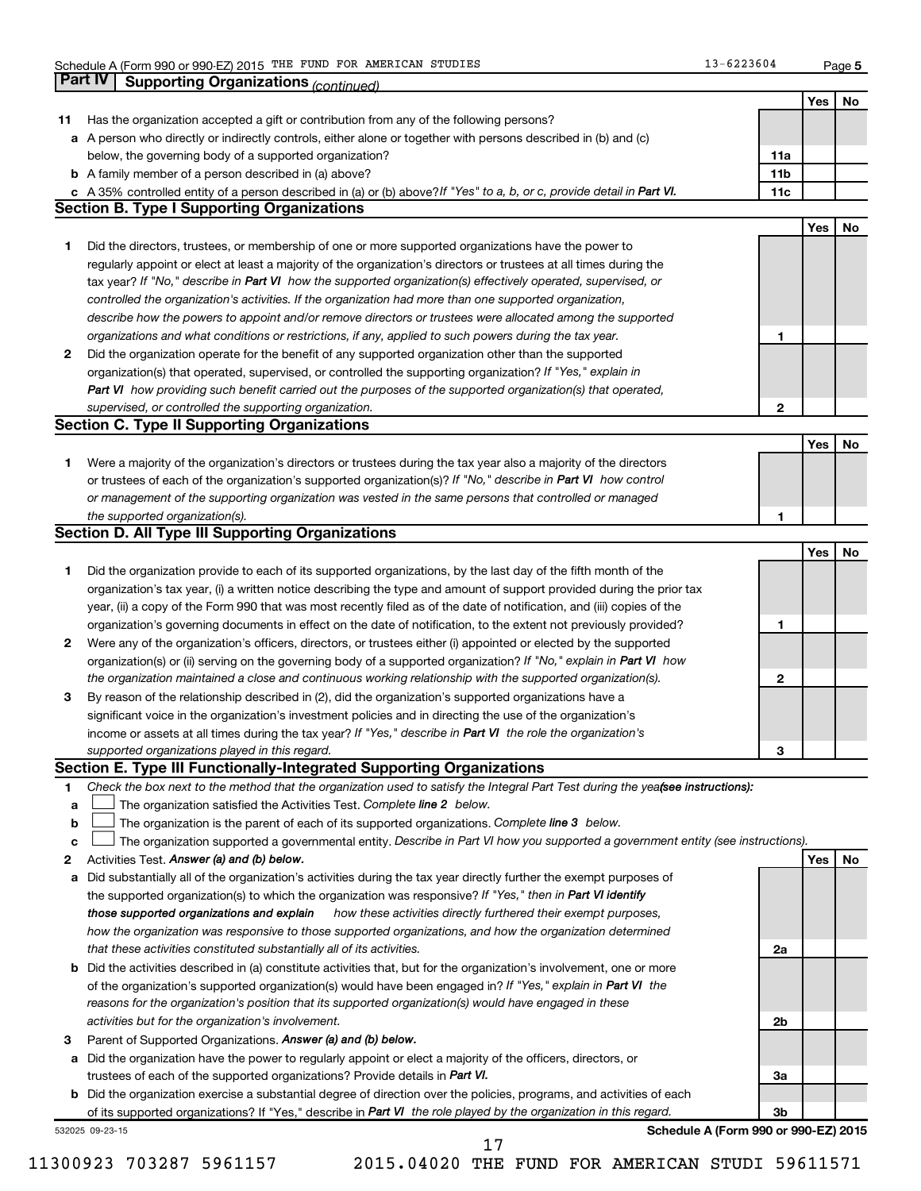## Part IV | Supporting Organizations *(continued)*

| | | | Yes | No |
|---|---|---|---|---|
| **11** | Has the organization accepted a gift or contribution from any of the following persons? | | | |
| **a** | A person who directly or indirectly controls, either alone or together with persons described in (b) and (c) below, the governing body of a supported organization? | 11a | | |
| **b** | A family member of a person described in (a) above? | 11b | | |
| **c** | A 35% controlled entity of a person described in (a) or (b) above? *If "Yes" to a, b, or c, provide detail in **Part VI.*** | 11c | | |

### Section B. Type I Supporting Organizations

| | | | Yes | No |
|---|---|---|---|---|
| **1** | Did the directors, trustees, or membership of one or more supported organizations have the power to regularly appoint or elect at least a majority of the organization's directors or trustees at all times during the tax year? *If "No," describe in **Part VI** how the supported organization(s) effectively operated, supervised, or controlled the organization's activities. If the organization had more than one supported organization, describe how the powers to appoint and/or remove directors or trustees were allocated among the supported organizations and what conditions or restrictions, if any, applied to such powers during the tax year.* | 1 | | |
| **2** | Did the organization operate for the benefit of any supported organization other than the supported organization(s) that operated, supervised, or controlled the supporting organization? *If "Yes," explain in **Part VI** how providing such benefit carried out the purposes of the supported organization(s) that operated, supervised, or controlled the supporting organization.* | 2 | | |

### Section C. Type II Supporting Organizations

| | | | Yes | No |
|---|---|---|---|---|
| **1** | Were a majority of the organization's directors or trustees during the tax year also a majority of the directors or trustees of each of the organization's supported organization(s)? *If "No," describe in **Part VI** how control or management of the supporting organization was vested in the same persons that controlled or managed the supported organization(s).* | 1 | | |

### Section D. All Type III Supporting Organizations

| | | | Yes | No |
|---|---|---|---|---|
| **1** | Did the organization provide to each of its supported organizations, by the last day of the fifth month of the organization's tax year, (i) a written notice describing the type and amount of support provided during the prior tax year, (ii) a copy of the Form 990 that was most recently filed as of the date of notification, and (iii) copies of the organization's governing documents in effect on the date of notification, to the extent not previously provided? | 1 | | |
| **2** | Were any of the organization's officers, directors, or trustees either (i) appointed or elected by the supported organization(s) or (ii) serving on the governing body of a supported organization? *If "No," explain in **Part VI** how the organization maintained a close and continuous working relationship with the supported organization(s).* | 2 | | |
| **3** | By reason of the relationship described in (2), did the organization's supported organizations have a significant voice in the organization's investment policies and in directing the use of the organization's income or assets at all times during the tax year? *If "Yes," describe in **Part VI** the role the organization's supported organizations played in this regard.* | 3 | | |

### Section E. Type III Functionally-Integrated Supporting Organizations

**1** *Check the box next to the method that the organization used to satisfy the Integral Part Test during the year* ***(see instructions):***

- **a** ☐ The organization satisfied the Activities Test. *Complete **line 2** below.*
- **b** ☐ The organization is the parent of each of its supported organizations. *Complete **line 3** below.*
- **c** ☐ The organization supported a governmental entity. *Describe in Part VI how you supported a government entity (see instructions).*

| | | | Yes | No |
|---|---|---|---|---|
| **2** | Activities Test. ***Answer (a) and (b) below.*** | | | |
| **a** | Did substantially all of the organization's activities during the tax year directly further the exempt purposes of the supported organization(s) to which the organization was responsive? *If "Yes," then in **Part VI identify those supported organizations and explain** how these activities directly furthered their exempt purposes, how the organization was responsive to those supported organizations, and how the organization determined that these activities constituted substantially all of its activities.* | 2a | | |
| **b** | Did the activities described in (a) constitute activities that, but for the organization's involvement, one or more of the organization's supported organization(s) would have been engaged in? *If "Yes," explain in **Part VI** the reasons for the organization's position that its supported organization(s) would have engaged in these activities but for the organization's involvement.* | 2b | | |
| **3** | Parent of Supported Organizations. ***Answer (a) and (b) below.*** | | | |
| **a** | Did the organization have the power to regularly appoint or elect a majority of the officers, directors, or trustees of each of the supported organizations? Provide details in ***Part VI.*** | 3a | | |
| **b** | Did the organization exercise a substantial degree of direction over the policies, programs, and activities of each of its supported organizations? If "Yes," describe in ***Part VI** the role played by the organization in this regard.* | 3b | | |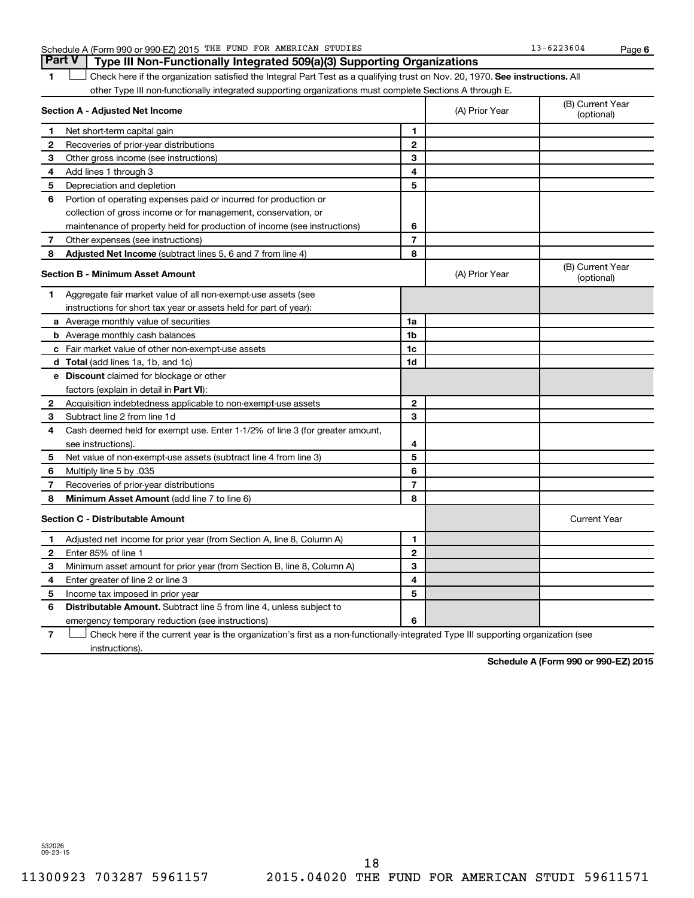## Part V Type III Non-Functionally Integrated 509(a)(3) Supporting Organizations

1 ☐ Check here if the organization satisfied the Integral Part Test as a qualifying trust on Nov. 20, 1970. **See instructions.** All other Type III non-functionally integrated supporting organizations must complete Sections A through E.

| **Section A - Adjusted Net Income** | | (A) Prior Year | (B) Current Year (optional) |
|---|---|---|---|
| **1** Net short-term capital gain | 1 | | |
| **2** Recoveries of prior-year distributions | 2 | | |
| **3** Other gross income (see instructions) | 3 | | |
| **4** Add lines 1 through 3 | 4 | | |
| **5** Depreciation and depletion | 5 | | |
| **6** Portion of operating expenses paid or incurred for production or collection of gross income or for management, conservation, or maintenance of property held for production of income (see instructions) | 6 | | |
| **7** Other expenses (see instructions) | 7 | | |
| **8** **Adjusted Net Income** (subtract lines 5, 6 and 7 from line 4) | 8 | | |

| **Section B - Minimum Asset Amount** | | (A) Prior Year | (B) Current Year (optional) |
|---|---|---|---|
| **1** Aggregate fair market value of all non-exempt-use assets (see instructions for short tax year or assets held for part of year): | | | |
| **a** Average monthly value of securities | 1a | | |
| **b** Average monthly cash balances | 1b | | |
| **c** Fair market value of other non-exempt-use assets | 1c | | |
| **d** **Total** (add lines 1a, 1b, and 1c) | 1d | | |
| **e** **Discount** claimed for blockage or other factors (explain in detail in **Part VI**): | | | |
| **2** Acquisition indebtedness applicable to non-exempt-use assets | 2 | | |
| **3** Subtract line 2 from line 1d | 3 | | |
| **4** Cash deemed held for exempt use. Enter 1-1/2% of line 3 (for greater amount, see instructions). | 4 | | |
| **5** Net value of non-exempt-use assets (subtract line 4 from line 3) | 5 | | |
| **6** Multiply line 5 by .035 | 6 | | |
| **7** Recoveries of prior-year distributions | 7 | | |
| **8** **Minimum Asset Amount** (add line 7 to line 6) | 8 | | |

| **Section C - Distributable Amount** | | | Current Year |
|---|---|---|---|
| **1** Adjusted net income for prior year (from Section A, line 8, Column A) | 1 | | |
| **2** Enter 85% of line 1 | 2 | | |
| **3** Minimum asset amount for prior year (from Section B, line 8, Column A) | 3 | | |
| **4** Enter greater of line 2 or line 3 | 4 | | |
| **5** Income tax imposed in prior year | 5 | | |
| **6** **Distributable Amount.** Subtract line 5 from line 4, unless subject to emergency temporary reduction (see instructions) | 6 | | |

7 ☐ Check here if the current year is the organization's first as a non-functionally-integrated Type III supporting organization (see instructions).

**Schedule A (Form 990 or 990-EZ) 2015**

532026 09-23-15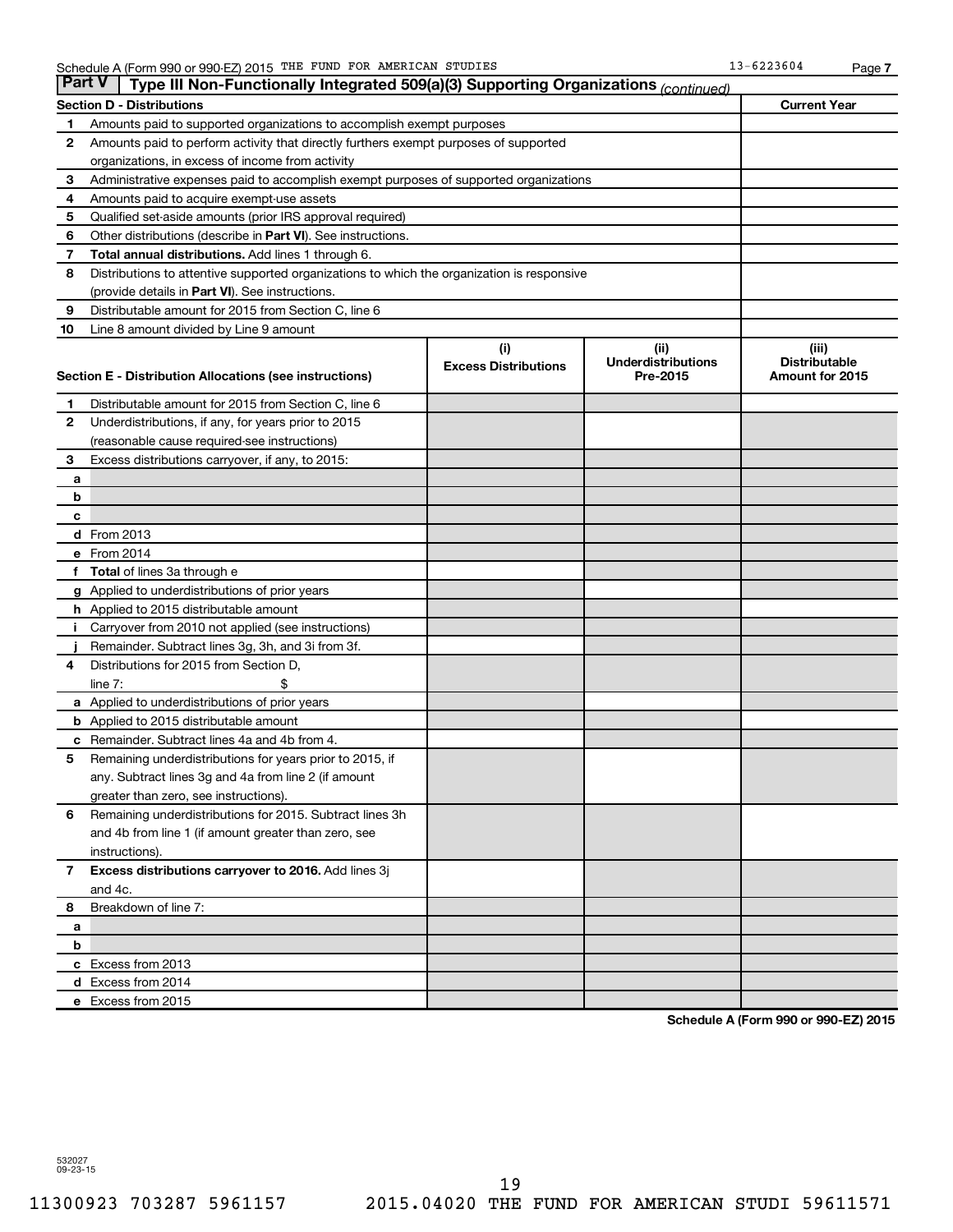Schedule A (Form 990 or 990-EZ) 2015 THE FUND FOR AMERICAN STUDIES 13-6223604

## Part V Type III Non-Functionally Integrated 509(a)(3) Supporting Organizations *(continued)*

| Section D - Distributions | | Current Year |
|---|---|---|
| 1 | Amounts paid to supported organizations to accomplish exempt purposes | |
| 2 | Amounts paid to perform activity that directly furthers exempt purposes of supported organizations, in excess of income from activity | |
| 3 | Administrative expenses paid to accomplish exempt purposes of supported organizations | |
| 4 | Amounts paid to acquire exempt-use assets | |
| 5 | Qualified set-aside amounts (prior IRS approval required) | |
| 6 | Other distributions (describe in **Part VI**). See instructions. | |
| 7 | **Total annual distributions.** Add lines 1 through 6. | |
| 8 | Distributions to attentive supported organizations to which the organization is responsive (provide details in **Part VI**). See instructions. | |
| 9 | Distributable amount for 2015 from Section C, line 6 | |
| 10 | Line 8 amount divided by Line 9 amount | |

| | Section E - Distribution Allocations (see instructions) | (i) Excess Distributions | (ii) Underdistributions Pre-2015 | (iii) Distributable Amount for 2015 |
|---|---|---|---|---|
| 1 | Distributable amount for 2015 from Section C, line 6 | | | |
| 2 | Underdistributions, if any, for years prior to 2015 (reasonable cause required-see instructions) | | | |
| 3 | Excess distributions carryover, if any, to 2015: | | | |
| a | | | | |
| b | | | | |
| c | | | | |
| d | From 2013 | | | |
| e | From 2014 | | | |
| f | **Total** of lines 3a through e | | | |
| g | Applied to underdistributions of prior years | | | |
| h | Applied to 2015 distributable amount | | | |
| i | Carryover from 2010 not applied (see instructions) | | | |
| j | Remainder. Subtract lines 3g, 3h, and 3i from 3f. | | | |
| 4 | Distributions for 2015 from Section D, line 7: $ | | | |
| a | Applied to underdistributions of prior years | | | |
| b | Applied to 2015 distributable amount | | | |
| c | Remainder. Subtract lines 4a and 4b from 4. | | | |
| 5 | Remaining underdistributions for years prior to 2015, if any. Subtract lines 3g and 4a from line 2 (if amount greater than zero, see instructions). | | | |
| 6 | Remaining underdistributions for 2015. Subtract lines 3h and 4b from line 1 (if amount greater than zero, see instructions). | | | |
| 7 | **Excess distributions carryover to 2016.** Add lines 3j and 4c. | | | |
| 8 | Breakdown of line 7: | | | |
| a | | | | |
| b | | | | |
| c | Excess from 2013 | | | |
| d | Excess from 2014 | | | |
| e | Excess from 2015 | | | |

**Schedule A (Form 990 or 990-EZ) 2015**

532027 09-23-15

11300923 703287 5961157 2015.04020 THE FUND FOR AMERICAN STUDI 59611571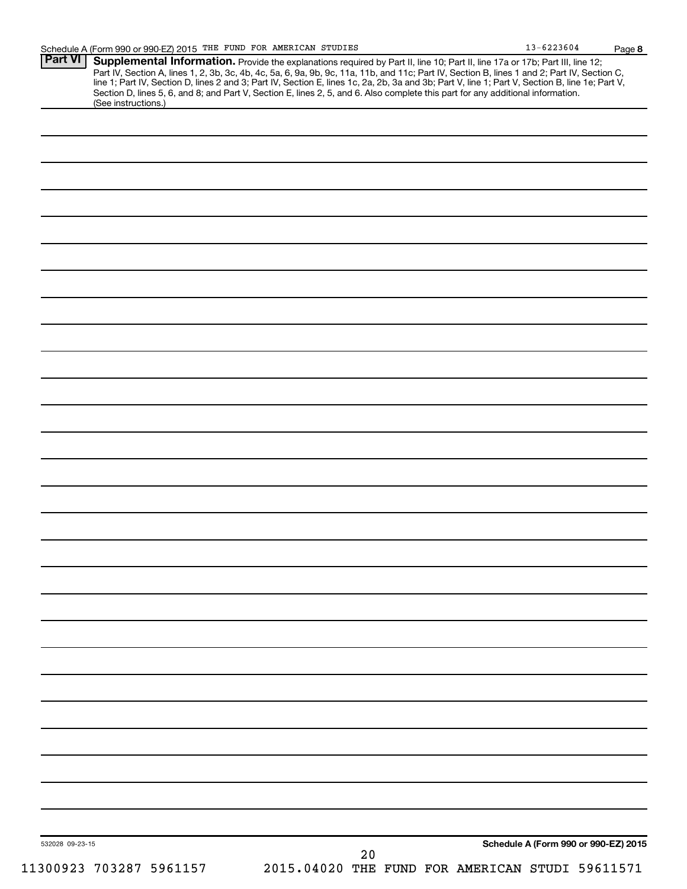Schedule A (Form 990 or 990-EZ) 2015 THE FUND FOR AMERICAN STUDIES 13-6223604 Page 8

**Part VI** **Supplemental Information.** Provide the explanations required by Part II, line 10; Part II, line 17a or 17b; Part III, line 12; Part IV, Section A, lines 1, 2, 3b, 3c, 4b, 4c, 5a, 6, 9a, 9b, 9c, 11a, 11b, and 11c; Part IV, Section B, lines 1 and 2; Part IV, Section C, line 1; Part IV, Section D, lines 2 and 3; Part IV, Section E, lines 1c, 2a, 2b, 3a and 3b; Part V, line 1; Part V, Section B, line 1e; Part V, Section D, lines 5, 6, and 8; and Part V, Section E, lines 2, 5, and 6. Also complete this part for any additional information. (See instructions.)

532028 09-23-15

**Schedule A (Form 990 or 990-EZ) 2015**

11300923 703287 5961157 2015.04020 THE FUND FOR AMERICAN STUDI 59611571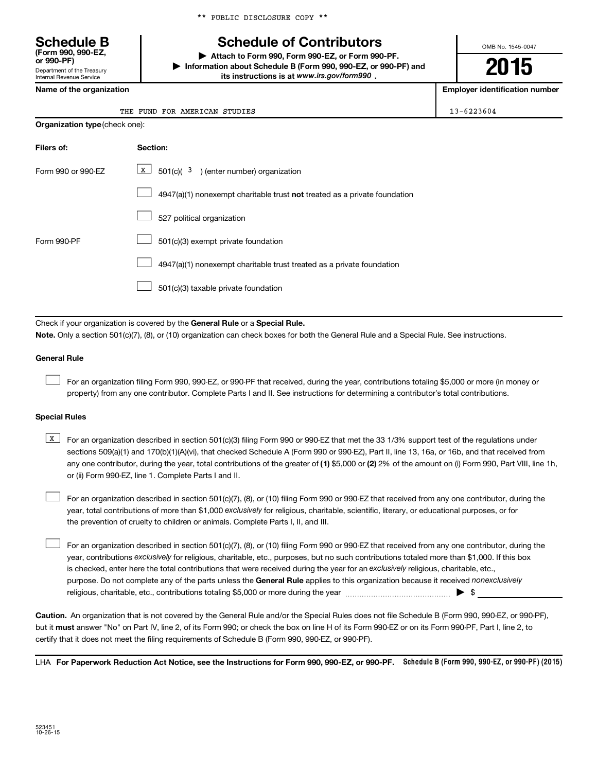\*\* PUBLIC DISCLOSURE COPY \*\*

# Schedule B
**(Form 990, 990-EZ, or 990-PF)**
Department of the Treasury
Internal Revenue Service

# Schedule of Contributors

▶ **Attach to Form 990, Form 990-EZ, or Form 990-PF.**
▶ **Information about Schedule B (Form 990, 990-EZ, or 990-PF) and its instructions is at *www.irs.gov/form990* .**

OMB No. 1545-0047

**2015**

| **Name of the organization** | **Employer identification number** |
|---|---|
| THE FUND FOR AMERICAN STUDIES | 13-6223604 |

**Organization type** (check one):

| **Filers of:** | **Section:** |
|---|---|
| Form 990 or 990-EZ | [X] 501(c)( 3 ) (enter number) organization |
| | [ ] 4947(a)(1) nonexempt charitable trust **not** treated as a private foundation |
| | [ ] 527 political organization |
| Form 990-PF | [ ] 501(c)(3) exempt private foundation |
| | [ ] 4947(a)(1) nonexempt charitable trust treated as a private foundation |
| | [ ] 501(c)(3) taxable private foundation |

Check if your organization is covered by the **General Rule** or a **Special Rule.**

**Note.** Only a section 501(c)(7), (8), or (10) organization can check boxes for both the General Rule and a Special Rule. See instructions.

### General Rule

[ ] For an organization filing Form 990, 990-EZ, or 990-PF that received, during the year, contributions totaling $5,000 or more (in money or property) from any one contributor. Complete Parts I and II. See instructions for determining a contributor's total contributions.

### Special Rules

[X] For an organization described in section 501(c)(3) filing Form 990 or 990-EZ that met the 33 1/3% support test of the regulations under sections 509(a)(1) and 170(b)(1)(A)(vi), that checked Schedule A (Form 990 or 990-EZ), Part II, line 13, 16a, or 16b, and that received from any one contributor, during the year, total contributions of the greater of **(1)** $5,000 or **(2)** 2% of the amount on (i) Form 990, Part VIII, line 1h, or (ii) Form 990-EZ, line 1. Complete Parts I and II.

[ ] For an organization described in section 501(c)(7), (8), or (10) filing Form 990 or 990-EZ that received from any one contributor, during the year, total contributions of more than $1,000 *exclusively* for religious, charitable, scientific, literary, or educational purposes, or for the prevention of cruelty to children or animals. Complete Parts I, II, and III.

[ ] For an organization described in section 501(c)(7), (8), or (10) filing Form 990 or 990-EZ that received from any one contributor, during the year, contributions *exclusively* for religious, charitable, etc., purposes, but no such contributions totaled more than $1,000. If this box is checked, enter here the total contributions that were received during the year for an *exclusively* religious, charitable, etc., purpose. Do not complete any of the parts unless the **General Rule** applies to this organization because it received *nonexclusively* religious, charitable, etc., contributions totaling $5,000 or more during the year ........ ▶ $ ________

**Caution.** An organization that is not covered by the General Rule and/or the Special Rules does not file Schedule B (Form 990, 990-EZ, or 990-PF), but it **must** answer "No" on Part IV, line 2, of its Form 990; or check the box on line H of its Form 990-EZ or on its Form 990-PF, Part I, line 2, to certify that it does not meet the filing requirements of Schedule B (Form 990, 990-EZ, or 990-PF).

LHA **For Paperwork Reduction Act Notice, see the Instructions for Form 990, 990-EZ, or 990-PF.** **Schedule B (Form 990, 990-EZ, or 990-PF) (2015)**

523451
10-26-15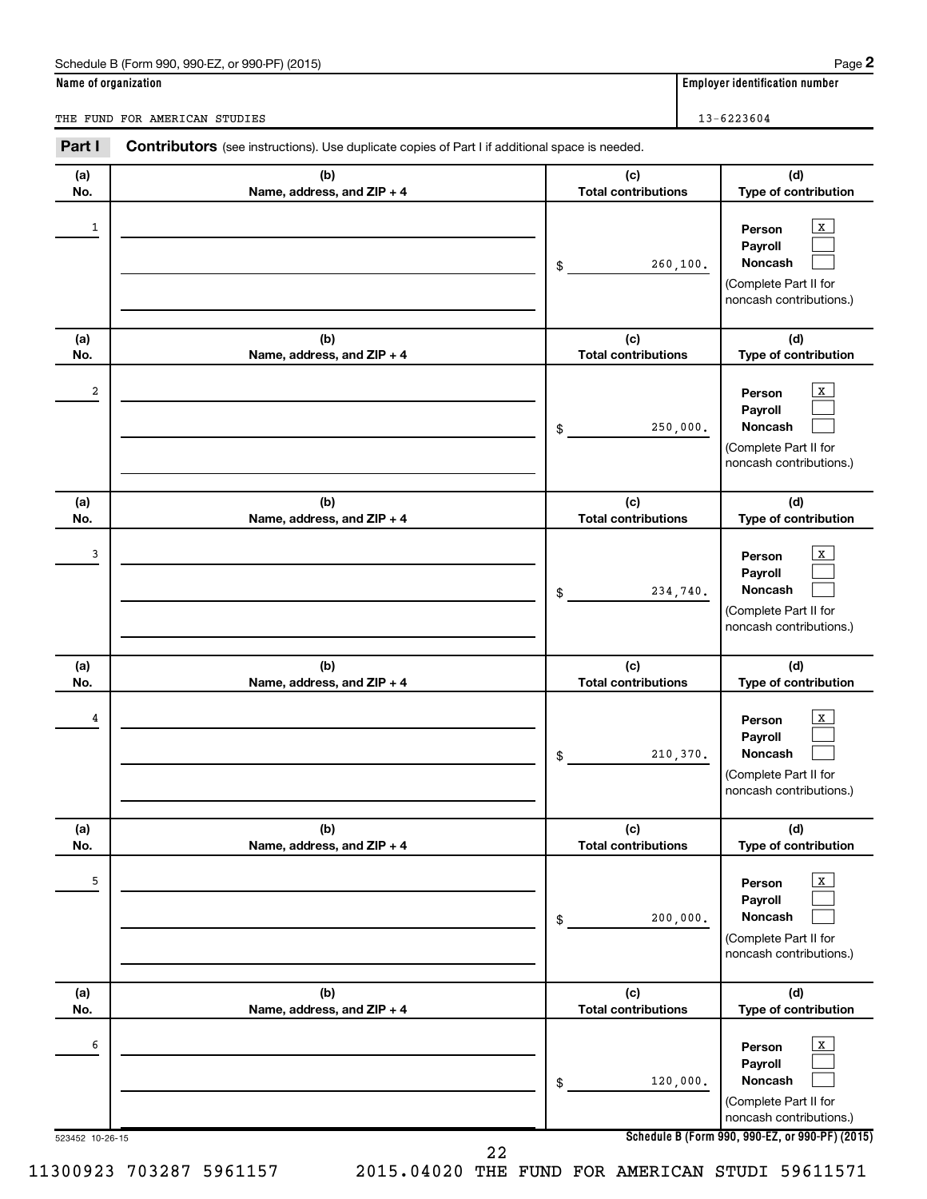Schedule B (Form 990, 990-EZ, or 990-PF) (2015)

**Name of organization**

THE FUND FOR AMERICAN STUDIES

**Employer identification number**

13-6223604

## Part I Contributors (see instructions). Use duplicate copies of Part I if additional space is needed.

| (a) No. | (b) Name, address, and ZIP + 4 | (c) Total contributions | (d) Type of contribution |
|---|---|---|---|
| 1 | | $ 260,100. | Person [X] Payroll [ ] Noncash [ ] (Complete Part II for noncash contributions.) |
| 2 | | $ 250,000. | Person [X] Payroll [ ] Noncash [ ] (Complete Part II for noncash contributions.) |
| 3 | | $ 234,740. | Person [X] Payroll [ ] Noncash [ ] (Complete Part II for noncash contributions.) |
| 4 | | $ 210,370. | Person [X] Payroll [ ] Noncash [ ] (Complete Part II for noncash contributions.) |
| 5 | | $ 200,000. | Person [X] Payroll [ ] Noncash [ ] (Complete Part II for noncash contributions.) |
| 6 | | $ 120,000. | Person [X] Payroll [ ] Noncash [ ] (Complete Part II for noncash contributions.) |

523452 10-26-15

**Schedule B (Form 990, 990-EZ, or 990-PF) (2015)**

11300923 703287 5961157 2015.04020 THE FUND FOR AMERICAN STUDI 59611571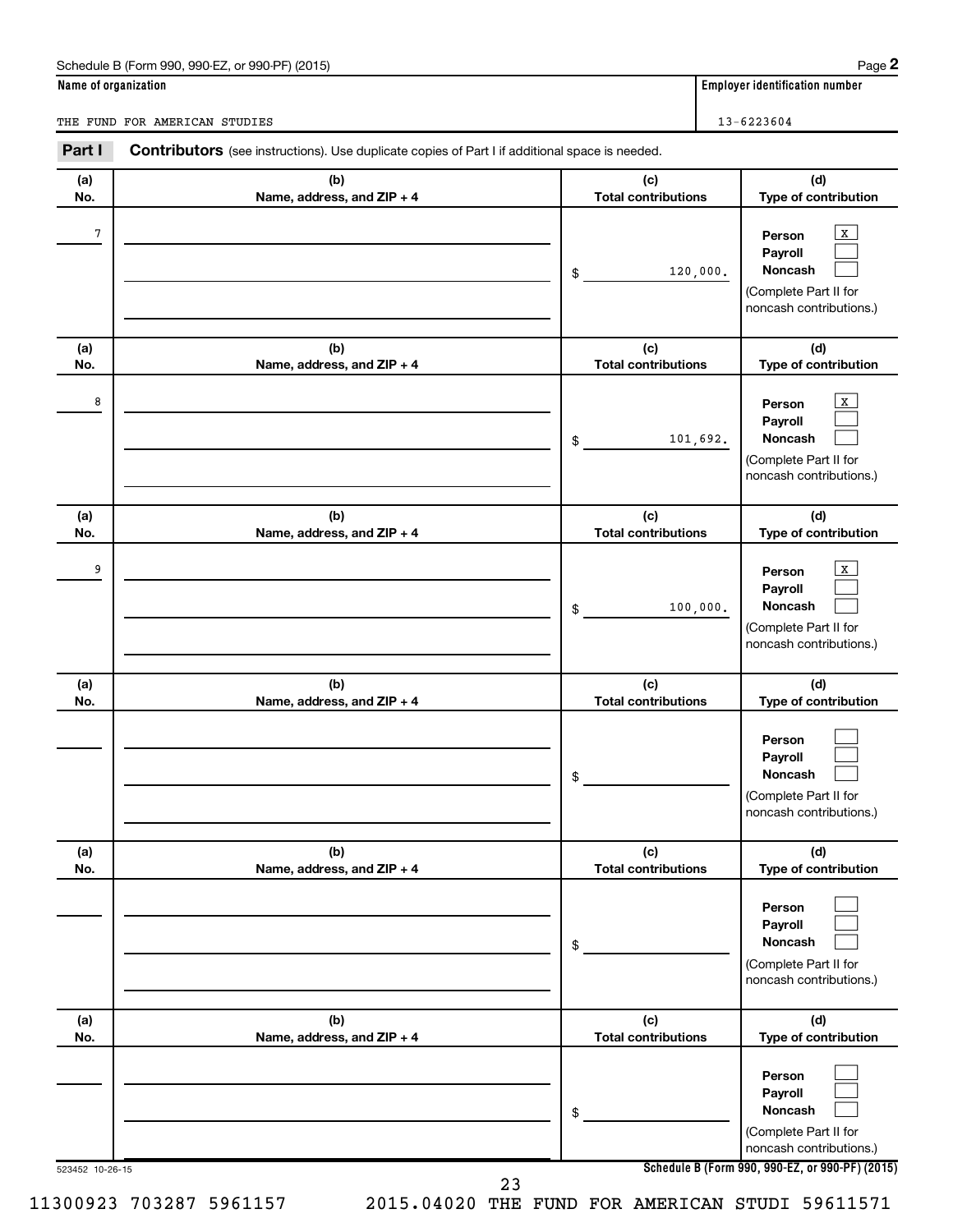Schedule B (Form 990, 990-EZ, or 990-PF) (2015)

| Name of organization | Employer identification number |
|---|---|
| THE FUND FOR AMERICAN STUDIES | 13-6223604 |

**Part I** **Contributors** (see instructions). Use duplicate copies of Part I if additional space is needed.

| (a) No. | (b) Name, address, and ZIP + 4 | (c) Total contributions | (d) Type of contribution |
|---|---|---|---|
| 7 | | $ 120,000. | Person [X] Payroll [ ] Noncash [ ] (Complete Part II for noncash contributions.) |
| 8 | | $ 101,692. | Person [X] Payroll [ ] Noncash [ ] (Complete Part II for noncash contributions.) |
| 9 | | $ 100,000. | Person [X] Payroll [ ] Noncash [ ] (Complete Part II for noncash contributions.) |
| | | $ | Person [ ] Payroll [ ] Noncash [ ] (Complete Part II for noncash contributions.) |
| | | $ | Person [ ] Payroll [ ] Noncash [ ] (Complete Part II for noncash contributions.) |
| | | $ | Person [ ] Payroll [ ] Noncash [ ] (Complete Part II for noncash contributions.) |

523452 10-26-15

Schedule B (Form 990, 990-EZ, or 990-PF) (2015)

11300923 703287 5961157 2015.04020 THE FUND FOR AMERICAN STUDI 59611571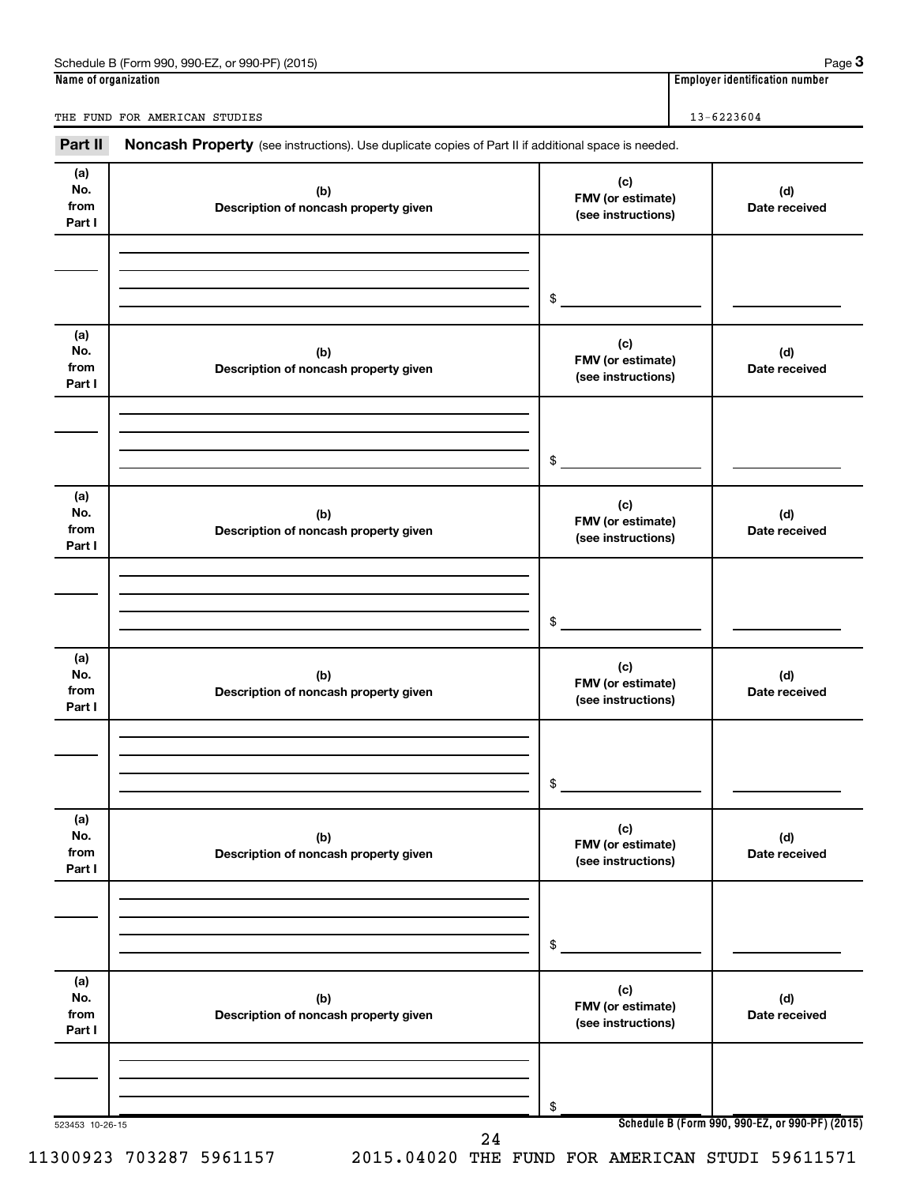Schedule B (Form 990, 990-EZ, or 990-PF) (2015) Page **3**

| Name of organization | Employer identification number |
|---|---|
| THE FUND FOR AMERICAN STUDIES | 13-6223604 |

**Part II** **Noncash Property** (see instructions). Use duplicate copies of Part II if additional space is needed.

| (a) No. from Part I | (b) Description of noncash property given | (c) FMV (or estimate) (see instructions) | (d) Date received |
|---|---|---|---|
| | | $ | |

| (a) No. from Part I | (b) Description of noncash property given | (c) FMV (or estimate) (see instructions) | (d) Date received |
|---|---|---|---|
| | | $ | |

| (a) No. from Part I | (b) Description of noncash property given | (c) FMV (or estimate) (see instructions) | (d) Date received |
|---|---|---|---|
| | | $ | |

| (a) No. from Part I | (b) Description of noncash property given | (c) FMV (or estimate) (see instructions) | (d) Date received |
|---|---|---|---|
| | | $ | |

| (a) No. from Part I | (b) Description of noncash property given | (c) FMV (or estimate) (see instructions) | (d) Date received |
|---|---|---|---|
| | | $ | |

| (a) No. from Part I | (b) Description of noncash property given | (c) FMV (or estimate) (see instructions) | (d) Date received |
|---|---|---|---|
| | | $ | |

523453 10-26-15 **Schedule B (Form 990, 990-EZ, or 990-PF) (2015)**

11300923 703287 5961157 2015.04020 THE FUND FOR AMERICAN STUDI 59611571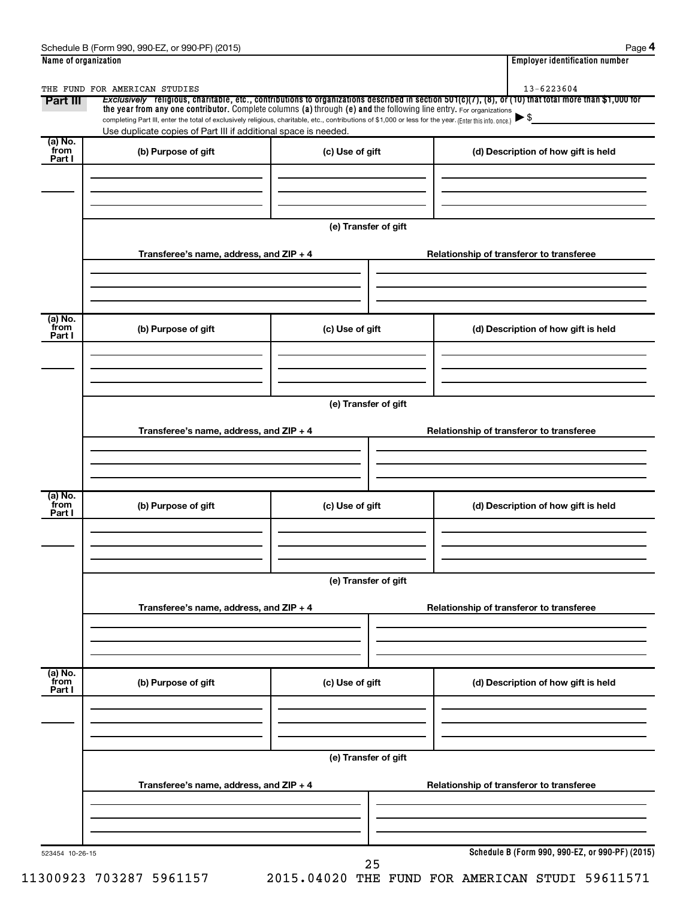Schedule B (Form 990, 990-EZ, or 990-PF) (2015) Page **4**

| Name of organization | Employer identification number |
|---|---|
| THE FUND FOR AMERICAN STUDIES | 13-6223604 |

**Part III** *Exclusively* **religious, charitable, etc., contributions to organizations described in section 501(c)(7), (8), or (10) that total more than $1,000 for the year from any one contributor.** Complete columns **(a)** through **(e) and** the following line entry. For organizations completing Part III, enter the total of exclusively religious, charitable, etc., contributions of $1,000 or less for the year. (Enter this info. once.) ▶ $

Use duplicate copies of Part III if additional space is needed.

| (a) No. from Part I | (b) Purpose of gift | (c) Use of gift | (d) Description of how gift is held |
|---|---|---|---|
| | | | |

**(e) Transfer of gift**

| Transferee's name, address, and ZIP + 4 | Relationship of transferor to transferee |
|---|---|
| | |

| (a) No. from Part I | (b) Purpose of gift | (c) Use of gift | (d) Description of how gift is held |
|---|---|---|---|
| | | | |

**(e) Transfer of gift**

| Transferee's name, address, and ZIP + 4 | Relationship of transferor to transferee |
|---|---|
| | |

| (a) No. from Part I | (b) Purpose of gift | (c) Use of gift | (d) Description of how gift is held |
|---|---|---|---|
| | | | |

**(e) Transfer of gift**

| Transferee's name, address, and ZIP + 4 | Relationship of transferor to transferee |
|---|---|
| | |

| (a) No. from Part I | (b) Purpose of gift | (c) Use of gift | (d) Description of how gift is held |
|---|---|---|---|
| | | | |

**(e) Transfer of gift**

| Transferee's name, address, and ZIP + 4 | Relationship of transferor to transferee |
|---|---|
| | |

523454 10-26-15

**Schedule B (Form 990, 990-EZ, or 990-PF) (2015)**

11300923 703287 5961157 2015.04020 THE FUND FOR AMERICAN STUDI 59611571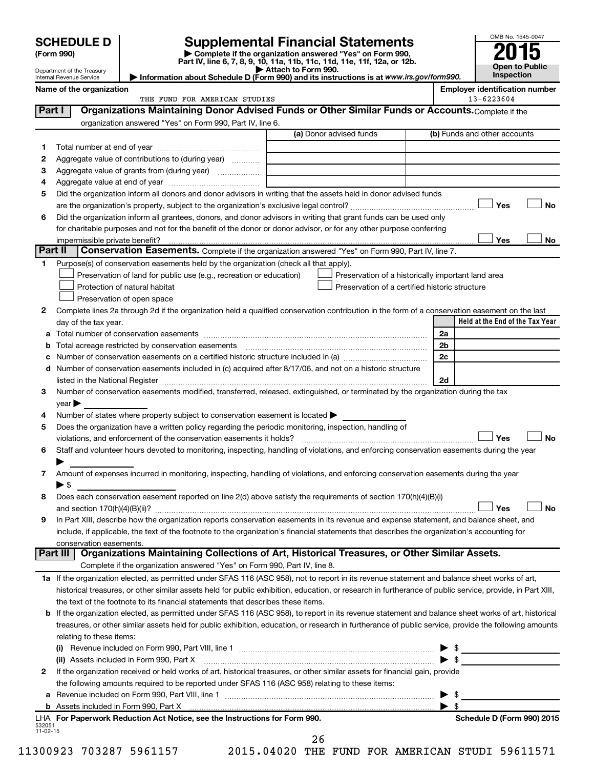**SCHEDULE D**
**(Form 990)**

Department of the Treasury
Internal Revenue Service

# Supplemental Financial Statements

▶ Complete if the organization answered "Yes" on Form 990, Part IV, line 6, 7, 8, 9, 10, 11a, 11b, 11c, 11d, 11e, 11f, 12a, or 12b.
▶ Attach to Form 990.
▶ Information about Schedule D (Form 990) and its instructions is at *www.irs.gov/form990.*

OMB No. 1545-0047
**2015**
**Open to Public Inspection**

**Name of the organization**
THE FUND FOR AMERICAN STUDIES

**Employer identification number**
13-6223604

## Part I — Organizations Maintaining Donor Advised Funds or Other Similar Funds or Accounts.
Complete if the organization answered "Yes" on Form 990, Part IV, line 6.

| | | (a) Donor advised funds | (b) Funds and other accounts |
|---|---|---|---|
| 1 | Total number at end of year | | |
| 2 | Aggregate value of contributions to (during year) | | |
| 3 | Aggregate value of grants from (during year) | | |
| 4 | Aggregate value at end of year | | |

5 Did the organization inform all donors and donor advisors in writing that the assets held in donor advised funds are the organization's property, subject to the organization's exclusive legal control? ☐ Yes ☐ No

6 Did the organization inform all grantees, donors, and donor advisors in writing that grant funds can be used only for charitable purposes and not for the benefit of the donor or donor advisor, or for any other purpose conferring impermissible private benefit? ☐ Yes ☐ No

## Part II — Conservation Easements.
Complete if the organization answered "Yes" on Form 990, Part IV, line 7.

1 Purpose(s) of conservation easements held by the organization (check all that apply).

- ☐ Preservation of land for public use (e.g., recreation or education)
- ☐ Protection of natural habitat
- ☐ Preservation of open space
- ☐ Preservation of a historically important land area
- ☐ Preservation of a certified historic structure

2 Complete lines 2a through 2d if the organization held a qualified conservation contribution in the form of a conservation easement on the last day of the tax year.

| | | | Held at the End of the Tax Year |
|---|---|---|---|
| a | Total number of conservation easements | 2a | |
| b | Total acreage restricted by conservation easements | 2b | |
| c | Number of conservation easements on a certified historic structure included in (a) | 2c | |
| d | Number of conservation easements included in (c) acquired after 8/17/06, and not on a historic structure listed in the National Register | 2d | |

3 Number of conservation easements modified, transferred, released, extinguished, or terminated by the organization during the tax year ▶

4 Number of states where property subject to conservation easement is located ▶

5 Does the organization have a written policy regarding the periodic monitoring, inspection, handling of violations, and enforcement of the conservation easements it holds? ☐ Yes ☐ No

6 Staff and volunteer hours devoted to monitoring, inspecting, handling of violations, and enforcing conservation easements during the year ▶

7 Amount of expenses incurred in monitoring, inspecting, handling of violations, and enforcing conservation easements during the year ▶ $

8 Does each conservation easement reported on line 2(d) above satisfy the requirements of section 170(h)(4)(B)(i) and section 170(h)(4)(B)(ii)? ☐ Yes ☐ No

9 In Part XIII, describe how the organization reports conservation easements in its revenue and expense statement, and balance sheet, and include, if applicable, the text of the footnote to the organization's financial statements that describes the organization's accounting for conservation easements.

## Part III — Organizations Maintaining Collections of Art, Historical Treasures, or Other Similar Assets.
Complete if the organization answered "Yes" on Form 990, Part IV, line 8.

1a If the organization elected, as permitted under SFAS 116 (ASC 958), not to report in its revenue statement and balance sheet works of art, historical treasures, or other similar assets held for public exhibition, education, or research in furtherance of public service, provide, in Part XIII, the text of the footnote to its financial statements that describes these items.

b If the organization elected, as permitted under SFAS 116 (ASC 958), to report in its revenue statement and balance sheet works of art, historical treasures, or other similar assets held for public exhibition, education, or research in furtherance of public service, provide the following amounts relating to these items:

(i) Revenue included on Form 990, Part VIII, line 1 ▶ $

(ii) Assets included in Form 990, Part X ▶ $

2 If the organization received or held works of art, historical treasures, or other similar assets for financial gain, provide the following amounts required to be reported under SFAS 116 (ASC 958) relating to these items:

a Revenue included on Form 990, Part VIII, line 1 ▶ $

b Assets included in Form 990, Part X ▶ $

LHA **For Paperwork Reduction Act Notice, see the Instructions for Form 990.** **Schedule D (Form 990) 2015**

532051
11-02-15

11300923 703287 5961157 2015.04020 THE FUND FOR AMERICAN STUDI 59611571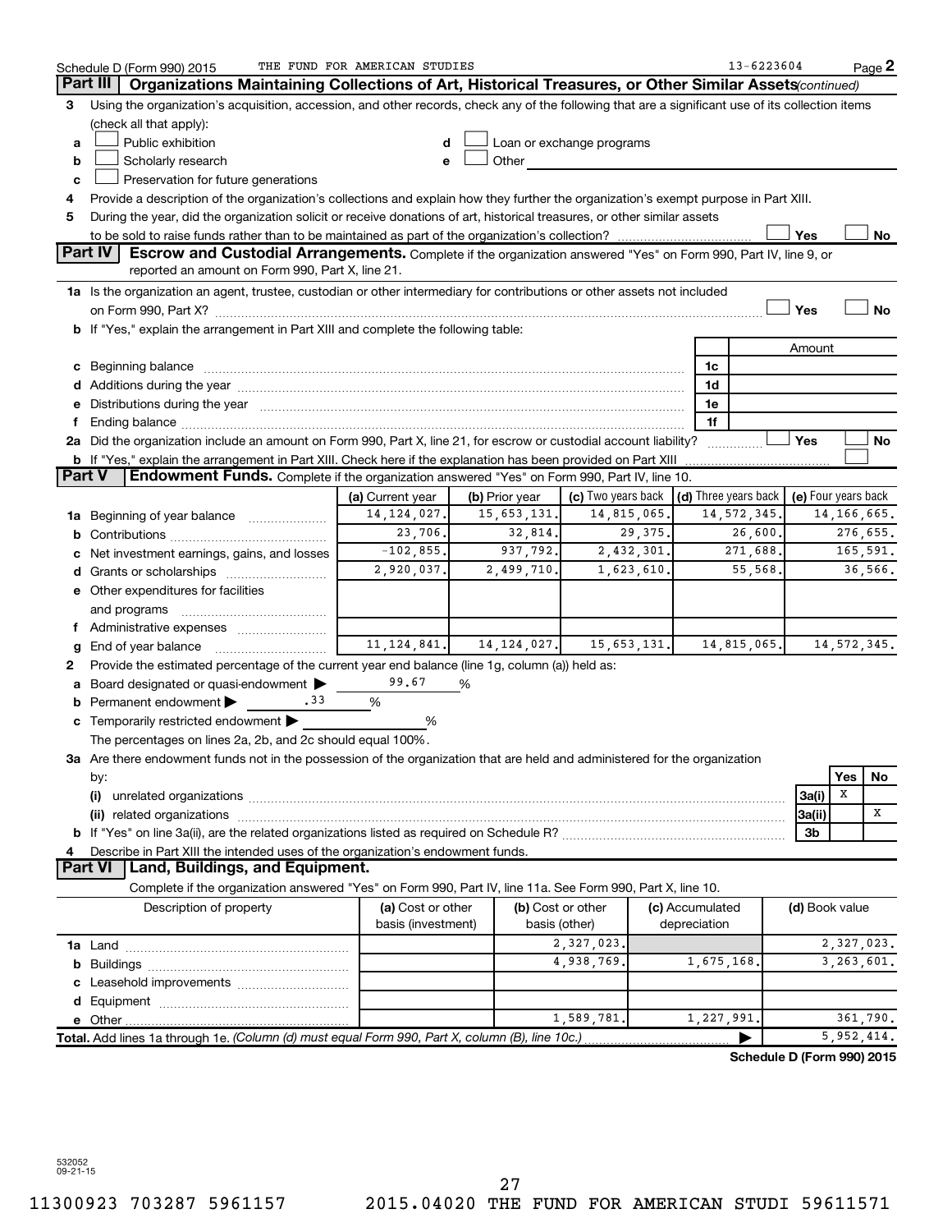Schedule D (Form 990) 2015 THE FUND FOR AMERICAN STUDIES 13-6223604 Page 2

## Part III Organizations Maintaining Collections of Art, Historical Treasures, or Other Similar Assets *(continued)*

**3** Using the organization's acquisition, accession, and other records, check any of the following that are a significant use of its collection items (check all that apply):

- **a** ☐ Public exhibition
- **b** ☐ Scholarly research
- **c** ☐ Preservation for future generations
- **d** ☐ Loan or exchange programs
- **e** ☐ Other

**4** Provide a description of the organization's collections and explain how they further the organization's exempt purpose in Part XIII.

**5** During the year, did the organization solicit or receive donations of art, historical treasures, or other similar assets to be sold to raise funds rather than to be maintained as part of the organization's collection? ☐ Yes ☐ No

## Part IV Escrow and Custodial Arrangements.

Complete if the organization answered "Yes" on Form 990, Part IV, line 9, or reported an amount on Form 990, Part X, line 21.

**1a** Is the organization an agent, trustee, custodian or other intermediary for contributions or other assets not included on Form 990, Part X? ☐ Yes ☐ No

**b** If "Yes," explain the arrangement in Part XIII and complete the following table:

| | | Amount |
|---|---|---|
| **c** Beginning balance | 1c | |
| **d** Additions during the year | 1d | |
| **e** Distributions during the year | 1e | |
| **f** Ending balance | 1f | |

**2a** Did the organization include an amount on Form 990, Part X, line 21, for escrow or custodial account liability? ☐ Yes ☐ No

**b** If "Yes," explain the arrangement in Part XIII. Check here if the explanation has been provided on Part XIII ☐

## Part V Endowment Funds.

Complete if the organization answered "Yes" on Form 990, Part IV, line 10.

| | (a) Current year | (b) Prior year | (c) Two years back | (d) Three years back | (e) Four years back |
|---|---|---|---|---|---|
| **1a** Beginning of year balance | 14,124,027. | 15,653,131. | 14,815,065. | 14,572,345. | 14,166,665. |
| **b** Contributions | 23,706. | 32,814. | 29,375. | 26,600. | 276,655. |
| **c** Net investment earnings, gains, and losses | -102,855. | 937,792. | 2,432,301. | 271,688. | 165,591. |
| **d** Grants or scholarships | 2,920,037. | 2,499,710. | 1,623,610. | 55,568. | 36,566. |
| **e** Other expenditures for facilities and programs | | | | | |
| **f** Administrative expenses | | | | | |
| **g** End of year balance | 11,124,841. | 14,124,027. | 15,653,131. | 14,815,065. | 14,572,345. |

**2** Provide the estimated percentage of the current year end balance (line 1g, column (a)) held as:

- **a** Board designated or quasi-endowment ▶ 99.67 %
- **b** Permanent endowment ▶ .33 %
- **c** Temporarily restricted endowment ▶ %

The percentages on lines 2a, 2b, and 2c should equal 100%.

**3a** Are there endowment funds not in the possession of the organization that are held and administered for the organization by:

| | | Yes | No |
|---|---|---|---|
| **(i)** unrelated organizations | 3a(i) | X | |
| **(ii)** related organizations | 3a(ii) | | X |
| **b** If "Yes" on line 3a(ii), are the related organizations listed as required on Schedule R? | 3b | | |

**4** Describe in Part XIII the intended uses of the organization's endowment funds.

## Part VI Land, Buildings, and Equipment.

Complete if the organization answered "Yes" on Form 990, Part IV, line 11a. See Form 990, Part X, line 10.

| Description of property | (a) Cost or other basis (investment) | (b) Cost or other basis (other) | (c) Accumulated depreciation | (d) Book value |
|---|---|---|---|---|
| **1a** Land | | 2,327,023. | | 2,327,023. |
| **b** Buildings | | 4,938,769. | 1,675,168. | 3,263,601. |
| **c** Leasehold improvements | | | | |
| **d** Equipment | | | | |
| **e** Other | | 1,589,781. | 1,227,991. | 361,790. |
| **Total.** Add lines 1a through 1e. *(Column (d) must equal Form 990, Part X, column (B), line 10c.)* | | | ▶ | 5,952,414. |

**Schedule D (Form 990) 2015**

532052 09-21-15

11300923 703287 5961157 2015.04020 THE FUND FOR AMERICAN STUDI 59611571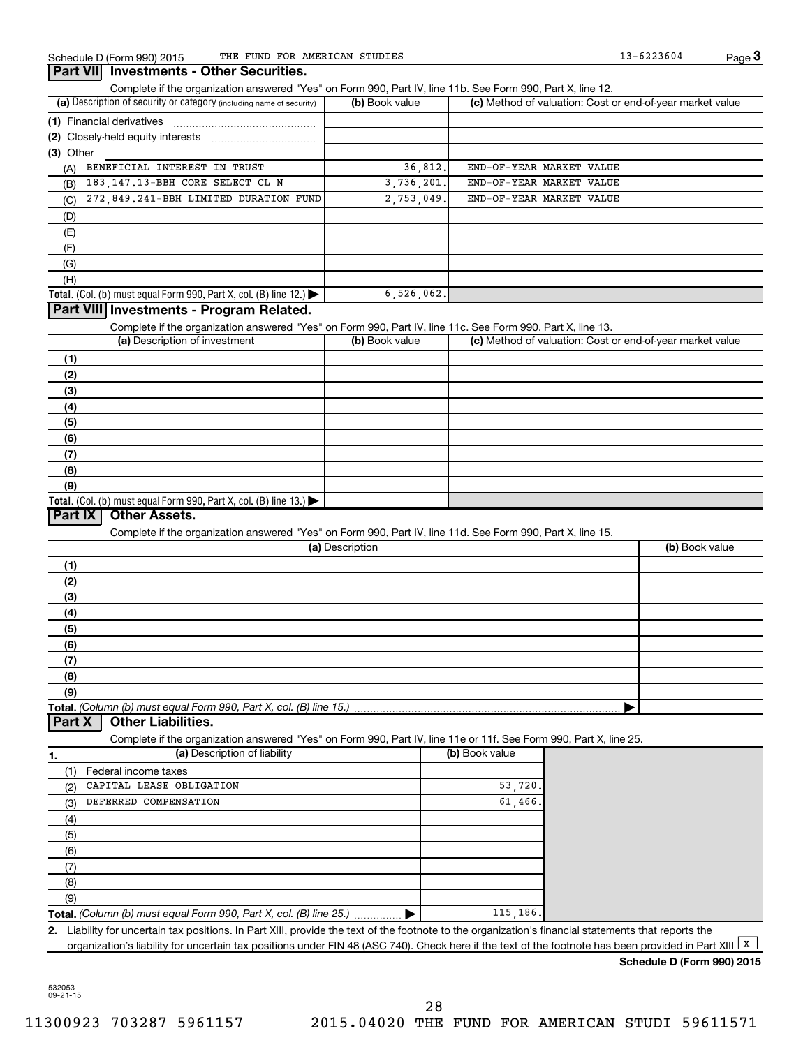Schedule D (Form 990) 2015 THE FUND FOR AMERICAN STUDIES 13-6223604 Page 3

## Part VII Investments - Other Securities.

Complete if the organization answered "Yes" on Form 990, Part IV, line 11b. See Form 990, Part X, line 12.

| (a) Description of security or category (including name of security) | (b) Book value | (c) Method of valuation: Cost or end-of-year market value |
|---|---|---|
| (1) Financial derivatives | | |
| (2) Closely-held equity interests | | |
| (3) Other | | |
| (A) BENEFICIAL INTEREST IN TRUST | 36,812. | END-OF-YEAR MARKET VALUE |
| (B) 183,147.13-BBH CORE SELECT CL N | 3,736,201. | END-OF-YEAR MARKET VALUE |
| (C) 272,849.241-BBH LIMITED DURATION FUND | 2,753,049. | END-OF-YEAR MARKET VALUE |
| (D) | | |
| (E) | | |
| (F) | | |
| (G) | | |
| (H) | | |
| **Total.** (Col. (b) must equal Form 990, Part X, col. (B) line 12.) ▶ | 6,526,062. | |

## Part VIII Investments - Program Related.

Complete if the organization answered "Yes" on Form 990, Part IV, line 11c. See Form 990, Part X, line 13.

| (a) Description of investment | (b) Book value | (c) Method of valuation: Cost or end-of-year market value |
|---|---|---|
| (1) | | |
| (2) | | |
| (3) | | |
| (4) | | |
| (5) | | |
| (6) | | |
| (7) | | |
| (8) | | |
| (9) | | |
| **Total.** (Col. (b) must equal Form 990, Part X, col. (B) line 13.) ▶ | | |

## Part IX Other Assets.

Complete if the organization answered "Yes" on Form 990, Part IV, line 11d. See Form 990, Part X, line 15.

| (a) Description | (b) Book value |
|---|---|
| (1) | |
| (2) | |
| (3) | |
| (4) | |
| (5) | |
| (6) | |
| (7) | |
| (8) | |
| (9) | |
| **Total.** *(Column (b) must equal Form 990, Part X, col. (B) line 15.)* ▶ | |

## Part X Other Liabilities.

Complete if the organization answered "Yes" on Form 990, Part IV, line 11e or 11f. See Form 990, Part X, line 25.

| 1. (a) Description of liability | (b) Book value |
|---|---|
| (1) Federal income taxes | |
| (2) CAPITAL LEASE OBLIGATION | 53,720. |
| (3) DEFERRED COMPENSATION | 61,466. |
| (4) | |
| (5) | |
| (6) | |
| (7) | |
| (8) | |
| (9) | |
| **Total.** *(Column (b) must equal Form 990, Part X, col. (B) line 25.)* ▶ | 115,186. |

**2.** Liability for uncertain tax positions. In Part XIII, provide the text of the footnote to the organization's financial statements that reports the organization's liability for uncertain tax positions under FIN 48 (ASC 740). Check here if the text of the footnote has been provided in Part XIII [X]

**Schedule D (Form 990) 2015**

532053 09-21-15

11300923 703287 5961157 2015.04020 THE FUND FOR AMERICAN STUDI 59611571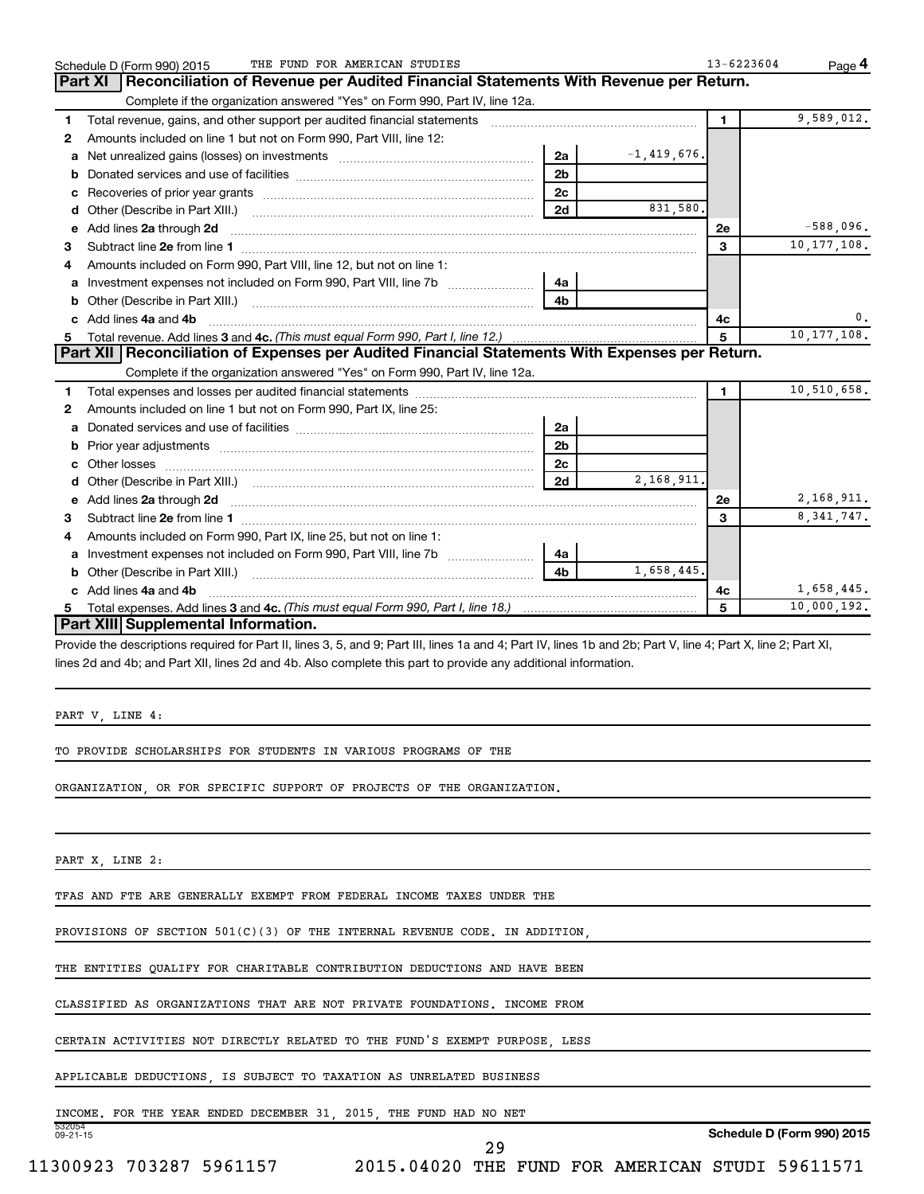Schedule D (Form 990) 2015 THE FUND FOR AMERICAN STUDIES 13-6223604 Page 4

## Part XI Reconciliation of Revenue per Audited Financial Statements With Revenue per Return.

Complete if the organization answered "Yes" on Form 990, Part IV, line 12a.

| | | | | | |
|---|---|---|---|---|---|
| 1 | Total revenue, gains, and other support per audited financial statements | | | 1 | 9,589,012. |
| 2 | Amounts included on line 1 but not on Form 990, Part VIII, line 12: | | | | |
| a | Net unrealized gains (losses) on investments | 2a | -1,419,676. | | |
| b | Donated services and use of facilities | 2b | | | |
| c | Recoveries of prior year grants | 2c | | | |
| d | Other (Describe in Part XIII.) | 2d | 831,580. | | |
| e | Add lines 2a through 2d | | | 2e | -588,096. |
| 3 | Subtract line 2e from line 1 | | | 3 | 10,177,108. |
| 4 | Amounts included on Form 990, Part VIII, line 12, but not on line 1: | | | | |
| a | Investment expenses not included on Form 990, Part VIII, line 7b | 4a | | | |
| b | Other (Describe in Part XIII.) | 4b | | | |
| c | Add lines 4a and 4b | | | 4c | 0. |
| 5 | Total revenue. Add lines 3 and 4c. *(This must equal Form 990, Part I, line 12.)* | | | 5 | 10,177,108. |

## Part XII Reconciliation of Expenses per Audited Financial Statements With Expenses per Return.

Complete if the organization answered "Yes" on Form 990, Part IV, line 12a.

| | | | | | |
|---|---|---|---|---|---|
| 1 | Total expenses and losses per audited financial statements | | | 1 | 10,510,658. |
| 2 | Amounts included on line 1 but not on Form 990, Part IX, line 25: | | | | |
| a | Donated services and use of facilities | 2a | | | |
| b | Prior year adjustments | 2b | | | |
| c | Other losses | 2c | | | |
| d | Other (Describe in Part XIII.) | 2d | 2,168,911. | | |
| e | Add lines 2a through 2d | | | 2e | 2,168,911. |
| 3 | Subtract line 2e from line 1 | | | 3 | 8,341,747. |
| 4 | Amounts included on Form 990, Part IX, line 25, but not on line 1: | | | | |
| a | Investment expenses not included on Form 990, Part VIII, line 7b | 4a | | | |
| b | Other (Describe in Part XIII.) | 4b | 1,658,445. | | |
| c | Add lines 4a and 4b | | | 4c | 1,658,445. |
| 5 | Total expenses. Add lines 3 and 4c. *(This must equal Form 990, Part I, line 18.)* | | | 5 | 10,000,192. |

## Part XIII Supplemental Information.

Provide the descriptions required for Part II, lines 3, 5, and 9; Part III, lines 1a and 4; Part IV, lines 1b and 2b; Part V, line 4; Part X, line 2; Part XI, lines 2d and 4b; and Part XII, lines 2d and 4b. Also complete this part to provide any additional information.

PART V, LINE 4:

TO PROVIDE SCHOLARSHIPS FOR STUDENTS IN VARIOUS PROGRAMS OF THE ORGANIZATION, OR FOR SPECIFIC SUPPORT OF PROJECTS OF THE ORGANIZATION.

PART X, LINE 2:

TFAS AND FTE ARE GENERALLY EXEMPT FROM FEDERAL INCOME TAXES UNDER THE PROVISIONS OF SECTION 501(C)(3) OF THE INTERNAL REVENUE CODE. IN ADDITION, THE ENTITIES QUALIFY FOR CHARITABLE CONTRIBUTION DEDUCTIONS AND HAVE BEEN CLASSIFIED AS ORGANIZATIONS THAT ARE NOT PRIVATE FOUNDATIONS. INCOME FROM CERTAIN ACTIVITIES NOT DIRECTLY RELATED TO THE FUND'S EXEMPT PURPOSE, LESS APPLICABLE DEDUCTIONS, IS SUBJECT TO TAXATION AS UNRELATED BUSINESS INCOME. FOR THE YEAR ENDED DECEMBER 31, 2015, THE FUND HAD NO NET

532054 09-21-15 Schedule D (Form 990) 2015

11300923 703287 5961157 2015.04020 THE FUND FOR AMERICAN STUDI 59611571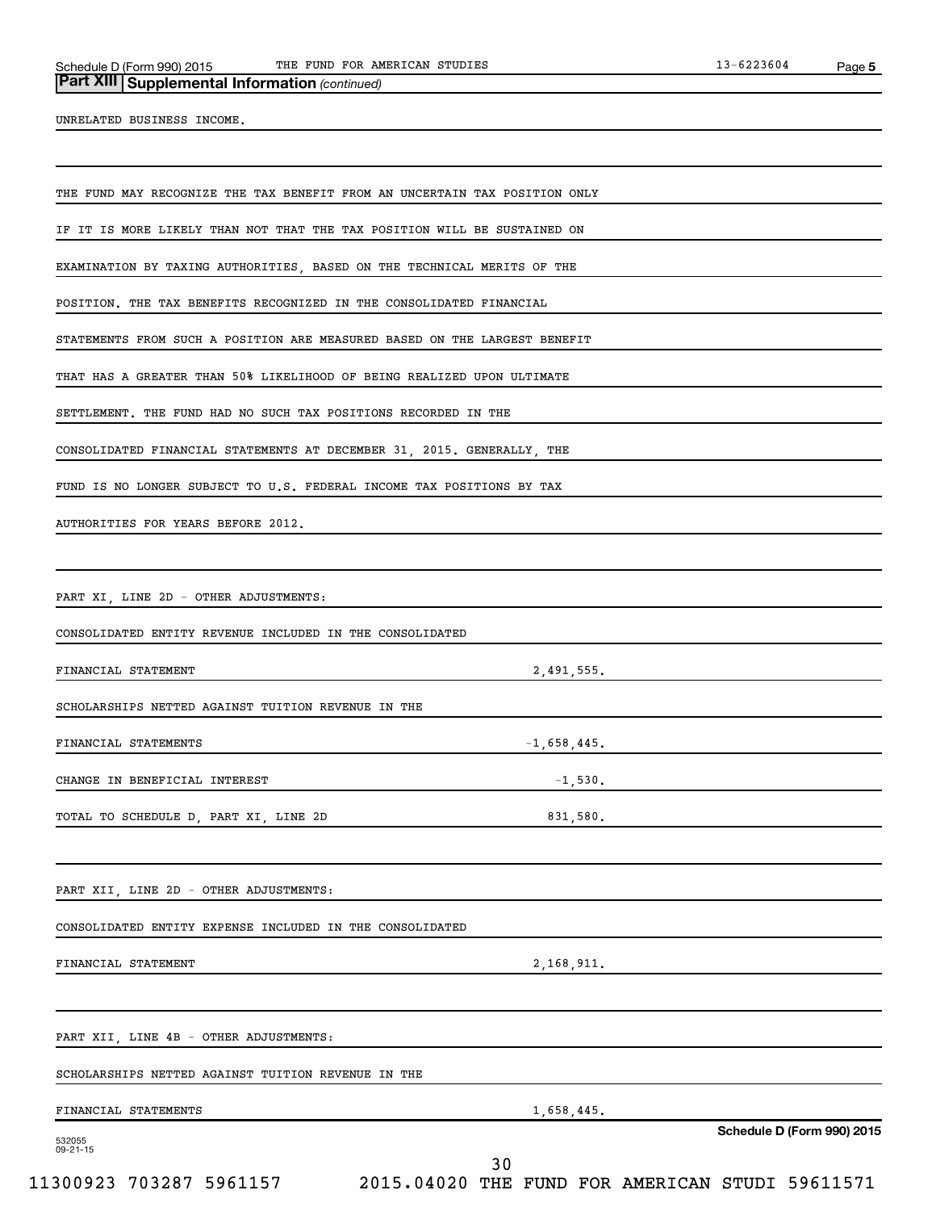## Part XIII Supplemental Information *(continued)*

UNRELATED BUSINESS INCOME.

THE FUND MAY RECOGNIZE THE TAX BENEFIT FROM AN UNCERTAIN TAX POSITION ONLY IF IT IS MORE LIKELY THAN NOT THAT THE TAX POSITION WILL BE SUSTAINED ON EXAMINATION BY TAXING AUTHORITIES, BASED ON THE TECHNICAL MERITS OF THE POSITION. THE TAX BENEFITS RECOGNIZED IN THE CONSOLIDATED FINANCIAL STATEMENTS FROM SUCH A POSITION ARE MEASURED BASED ON THE LARGEST BENEFIT THAT HAS A GREATER THAN 50% LIKELIHOOD OF BEING REALIZED UPON ULTIMATE SETTLEMENT. THE FUND HAD NO SUCH TAX POSITIONS RECORDED IN THE CONSOLIDATED FINANCIAL STATEMENTS AT DECEMBER 31, 2015. GENERALLY, THE FUND IS NO LONGER SUBJECT TO U.S. FEDERAL INCOME TAX POSITIONS BY TAX AUTHORITIES FOR YEARS BEFORE 2012.

PART XI, LINE 2D - OTHER ADJUSTMENTS:

| | |
|---|---|
| CONSOLIDATED ENTITY REVENUE INCLUDED IN THE CONSOLIDATED FINANCIAL STATEMENT | 2,491,555. |
| SCHOLARSHIPS NETTED AGAINST TUITION REVENUE IN THE FINANCIAL STATEMENTS | -1,658,445. |
| CHANGE IN BENEFICIAL INTEREST | -1,530. |
| TOTAL TO SCHEDULE D, PART XI, LINE 2D | 831,580. |

PART XII, LINE 2D - OTHER ADJUSTMENTS:

| | |
|---|---|
| CONSOLIDATED ENTITY EXPENSE INCLUDED IN THE CONSOLIDATED FINANCIAL STATEMENT | 2,168,911. |

PART XII, LINE 4B - OTHER ADJUSTMENTS:

| | |
|---|---|
| SCHOLARSHIPS NETTED AGAINST TUITION REVENUE IN THE FINANCIAL STATEMENTS | 1,658,445. |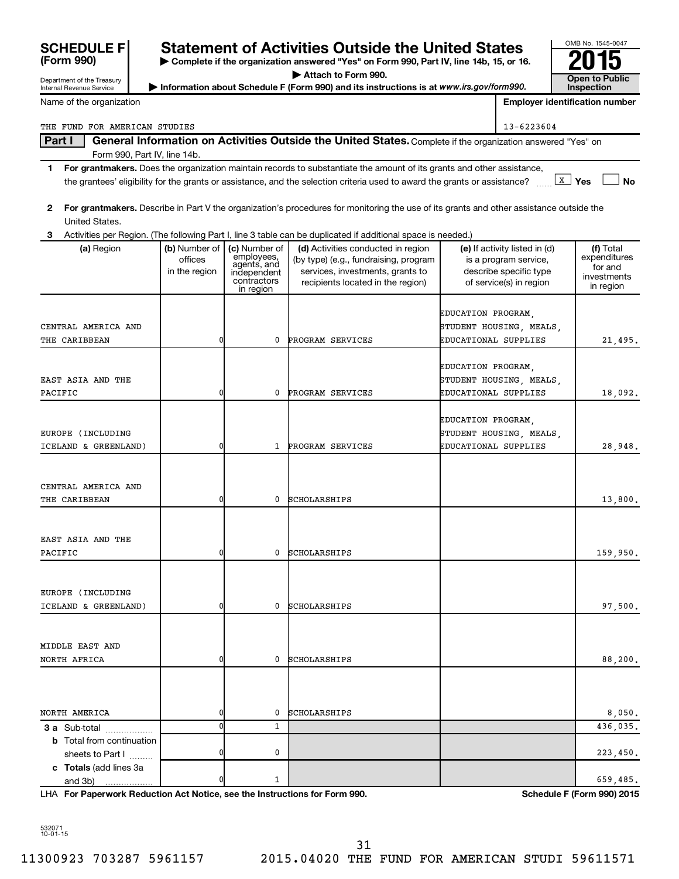# SCHEDULE F (Form 990)

Department of the Treasury
Internal Revenue Service

# Statement of Activities Outside the United States

▶ Complete if the organization answered "Yes" on Form 990, Part IV, line 14b, 15, or 16.
▶ Attach to Form 990.
▶ Information about Schedule F (Form 990) and its instructions is at *www.irs.gov/form990.*

OMB No. 1545-0047

**2015**

**Open to Public Inspection**

Name of the organization: THE FUND FOR AMERICAN STUDIES

Employer identification number: 13-6223604

**Part I** **General Information on Activities Outside the United States.** Complete if the organization answered "Yes" on Form 990, Part IV, line 14b.

1 **For grantmakers.** Does the organization maintain records to substantiate the amount of its grants and other assistance, the grantees' eligibility for the grants or assistance, and the selection criteria used to award the grants or assistance? [X] Yes [ ] No

2 **For grantmakers.** Describe in Part V the organization's procedures for monitoring the use of its grants and other assistance outside the United States.

3 Activities per Region. (The following Part I, line 3 table can be duplicated if additional space is needed.)

| (a) Region | (b) Number of offices in the region | (c) Number of employees, agents, and independent contractors in region | (d) Activities conducted in region (by type) (e.g., fundraising, program services, investments, grants to recipients located in the region) | (e) If activity listed in (d) is a program service, describe specific type of service(s) in region | (f) Total expenditures for and investments in region |
|---|---|---|---|---|---|
| CENTRAL AMERICA AND THE CARIBBEAN | 0 | 0 | PROGRAM SERVICES | EDUCATION PROGRAM, STUDENT HOUSING, MEALS, EDUCATIONAL SUPPLIES | 21,495. |
| EAST ASIA AND THE PACIFIC | 0 | 0 | PROGRAM SERVICES | EDUCATION PROGRAM, STUDENT HOUSING, MEALS, EDUCATIONAL SUPPLIES | 18,092. |
| EUROPE (INCLUDING ICELAND & GREENLAND) | 0 | 1 | PROGRAM SERVICES | EDUCATION PROGRAM, STUDENT HOUSING, MEALS, EDUCATIONAL SUPPLIES | 28,948. |
| CENTRAL AMERICA AND THE CARIBBEAN | 0 | 0 | SCHOLARSHIPS | | 13,800. |
| EAST ASIA AND THE PACIFIC | 0 | 0 | SCHOLARSHIPS | | 159,950. |
| EUROPE (INCLUDING ICELAND & GREENLAND) | 0 | 0 | SCHOLARSHIPS | | 97,500. |
| MIDDLE EAST AND NORTH AFRICA | 0 | 0 | SCHOLARSHIPS | | 88,200. |
| NORTH AMERICA | 0 | 0 | SCHOLARSHIPS | | 8,050. |
| **3 a** Sub-total | 0 | 1 | | | 436,035. |
| **b** Total from continuation sheets to Part I | 0 | 0 | | | 223,450. |
| **c Totals** (add lines 3a and 3b) | 0 | 1 | | | 659,485. |

LHA **For Paperwork Reduction Act Notice, see the Instructions for Form 990.** **Schedule F (Form 990) 2015**

532071 10-01-15

11300923 703287 5961157 2015.04020 THE FUND FOR AMERICAN STUDI 59611571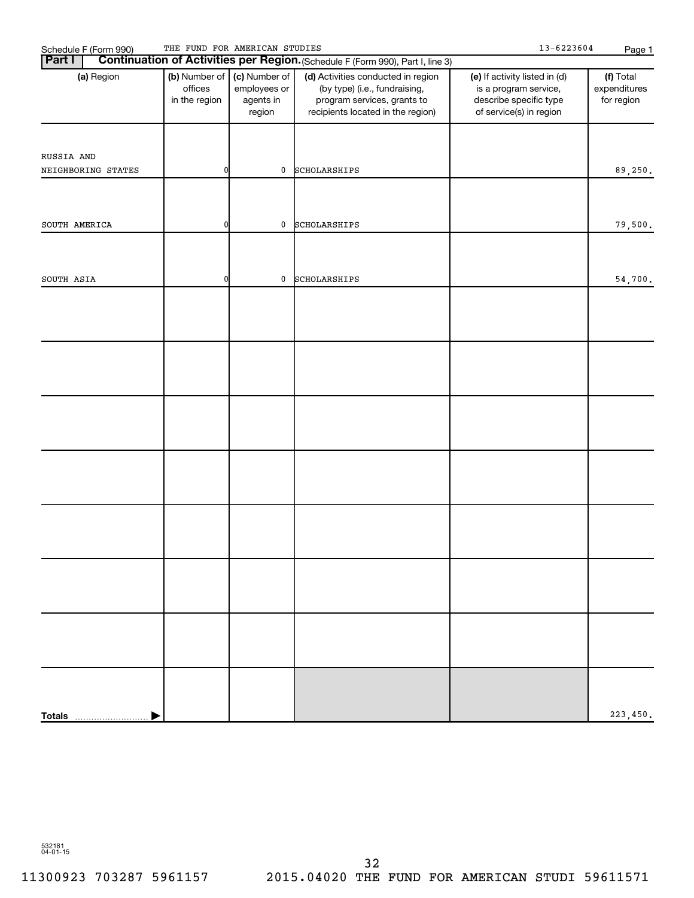Schedule F (Form 990) THE FUND FOR AMERICAN STUDIES 13-6223604

**Part I** **Continuation of Activities per Region.** (Schedule F (Form 990), Part I, line 3)

| (a) Region | (b) Number of offices in the region | (c) Number of employees or agents in region | (d) Activities conducted in region (by type) (i.e., fundraising, program services, grants to recipients located in the region) | (e) If activity listed in (d) is a program service, describe specific type of service(s) in region | (f) Total expenditures for region |
|---|---|---|---|---|---|
| RUSSIA AND NEIGHBORING STATES | 0 | 0 | SCHOLARSHIPS | | 89,250. |
| SOUTH AMERICA | 0 | 0 | SCHOLARSHIPS | | 79,500. |
| SOUTH ASIA | 0 | 0 | SCHOLARSHIPS | | 54,700. |
| | | | | | |
| | | | | | |
| | | | | | |
| | | | | | |
| | | | | | |
| | | | | | |
| | | | | | |
| **Totals** | | | | | 223,450. |

532181 04-01-15

11300923 703287 5961157 2015.04020 THE FUND FOR AMERICAN STUDI 59611571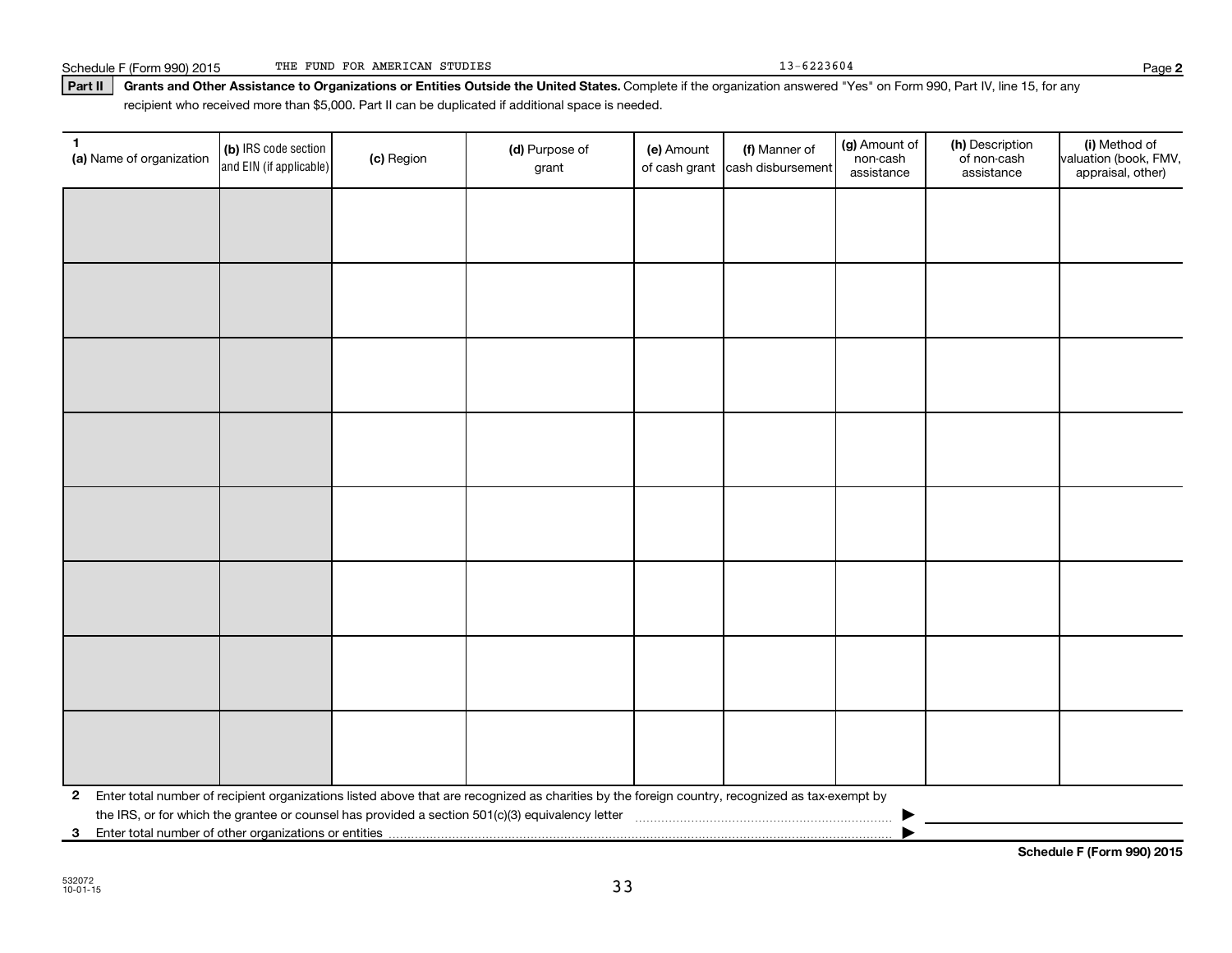Schedule F (Form 990) 2015 THE FUND FOR AMERICAN STUDIES 13-6223604 Page 2

**Part II** **Grants and Other Assistance to Organizations or Entities Outside the United States.** Complete if the organization answered "Yes" on Form 990, Part IV, line 15, for any recipient who received more than $5,000. Part II can be duplicated if additional space is needed.

| 1 (a) Name of organization | (b) IRS code section and EIN (if applicable) | (c) Region | (d) Purpose of grant | (e) Amount of cash grant | (f) Manner of cash disbursement | (g) Amount of non-cash assistance | (h) Description of non-cash assistance | (i) Method of valuation (book, FMV, appraisal, other) |
|---|---|---|---|---|---|---|---|---|
| | | | | | | | | |
| | | | | | | | | |
| | | | | | | | | |
| | | | | | | | | |
| | | | | | | | | |
| | | | | | | | | |
| | | | | | | | | |
| | | | | | | | | |

**2** Enter total number of recipient organizations listed above that are recognized as charities by the foreign country, recognized as tax-exempt by the IRS, or for which the grantee or counsel has provided a section 501(c)(3) equivalency letter ▶

**3** Enter total number of other organizations or entities ▶

**Schedule F (Form 990) 2015**

532072 10-01-15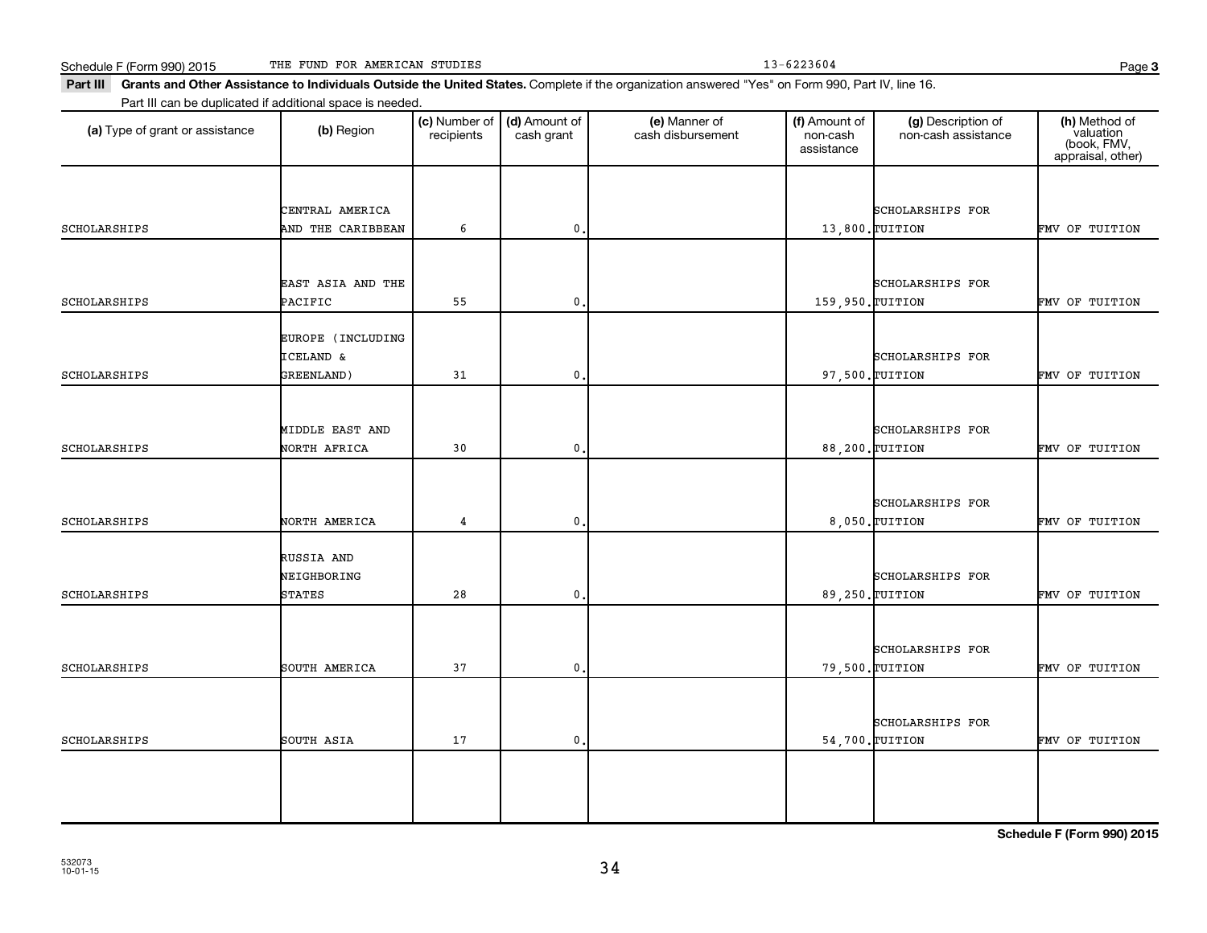Schedule F (Form 990) 2015 THE FUND FOR AMERICAN STUDIES 13-6223604 Page **3**

**Part III** **Grants and Other Assistance to Individuals Outside the United States.** Complete if the organization answered "Yes" on Form 990, Part IV, line 16.

Part III can be duplicated if additional space is needed.

| **(a)** Type of grant or assistance | **(b)** Region | **(c)** Number of recipients | **(d)** Amount of cash grant | **(e)** Manner of cash disbursement | **(f)** Amount of non-cash assistance | **(g)** Description of non-cash assistance | **(h)** Method of valuation (book, FMV, appraisal, other) |
|---|---|---|---|---|---|---|---|
| SCHOLARSHIPS | CENTRAL AMERICA AND THE CARIBBEAN | 6 | 0. | | 13,800. | SCHOLARSHIPS FOR TUITION | FMV OF TUITION |
| SCHOLARSHIPS | EAST ASIA AND THE PACIFIC | 55 | 0. | | 159,950. | SCHOLARSHIPS FOR TUITION | FMV OF TUITION |
| SCHOLARSHIPS | EUROPE (INCLUDING ICELAND & GREENLAND) | 31 | 0. | | 97,500. | SCHOLARSHIPS FOR TUITION | FMV OF TUITION |
| SCHOLARSHIPS | MIDDLE EAST AND NORTH AFRICA | 30 | 0. | | 88,200. | SCHOLARSHIPS FOR TUITION | FMV OF TUITION |
| SCHOLARSHIPS | NORTH AMERICA | 4 | 0. | | 8,050. | SCHOLARSHIPS FOR TUITION | FMV OF TUITION |
| SCHOLARSHIPS | RUSSIA AND NEIGHBORING STATES | 28 | 0. | | 89,250. | SCHOLARSHIPS FOR TUITION | FMV OF TUITION |
| SCHOLARSHIPS | SOUTH AMERICA | 37 | 0. | | 79,500. | SCHOLARSHIPS FOR TUITION | FMV OF TUITION |
| SCHOLARSHIPS | SOUTH ASIA | 17 | 0. | | 54,700. | SCHOLARSHIPS FOR TUITION | FMV OF TUITION |
| | | | | | | | |

**Schedule F (Form 990) 2015**

532073
10-01-15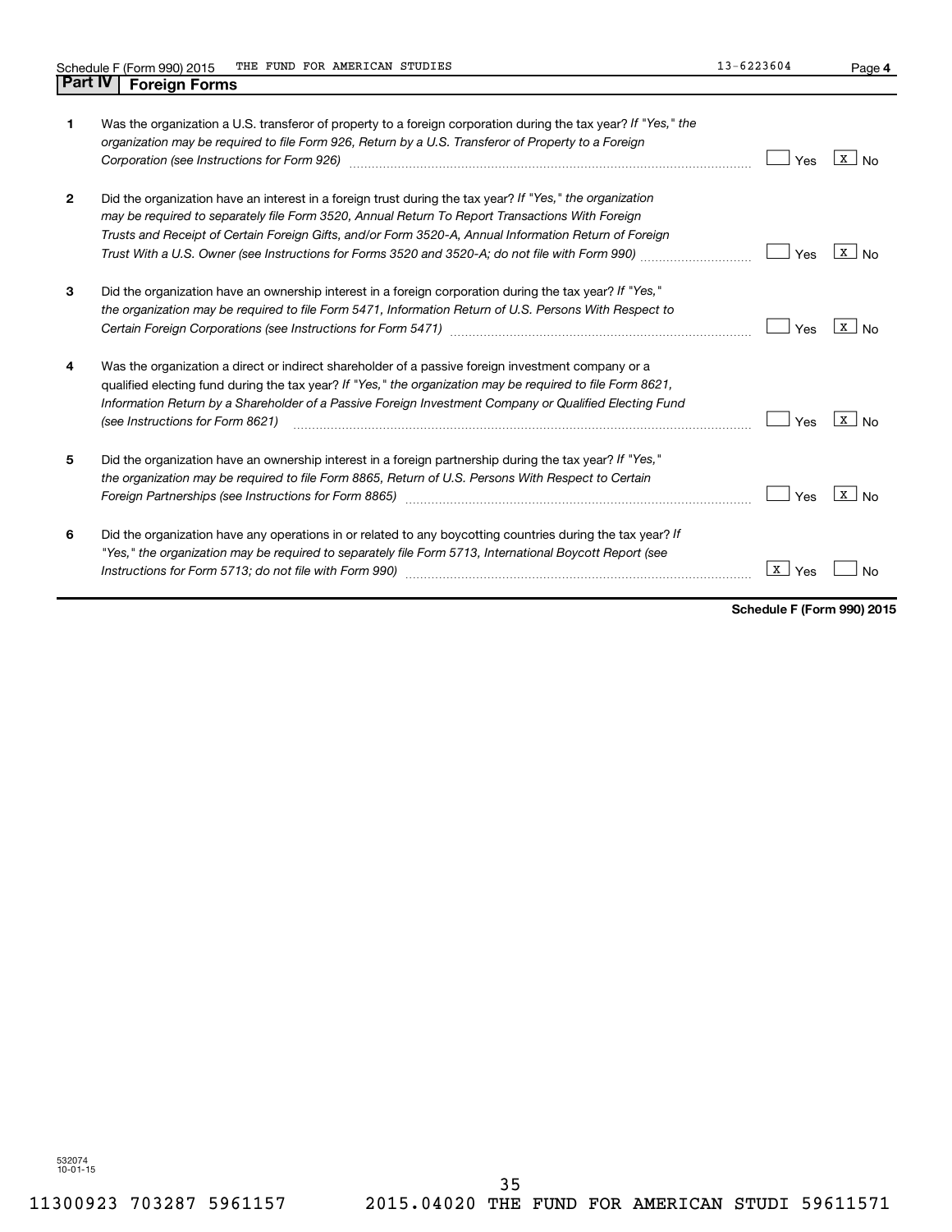Schedule F (Form 990) 2015 THE FUND FOR AMERICAN STUDIES 13-6223604 Page 4

## Part IV Foreign Forms

| | | Yes | No |
|---|---|---|---|
| 1 | Was the organization a U.S. transferor of property to a foreign corporation during the tax year? *If "Yes," the organization may be required to file Form 926, Return by a U.S. Transferor of Property to a Foreign Corporation (see Instructions for Form 926)* | | X |
| 2 | Did the organization have an interest in a foreign trust during the tax year? *If "Yes," the organization may be required to separately file Form 3520, Annual Return To Report Transactions With Foreign Trusts and Receipt of Certain Foreign Gifts, and/or Form 3520-A, Annual Information Return of Foreign Trust With a U.S. Owner (see Instructions for Forms 3520 and 3520-A; do not file with Form 990)* | | X |
| 3 | Did the organization have an ownership interest in a foreign corporation during the tax year? *If "Yes," the organization may be required to file Form 5471, Information Return of U.S. Persons With Respect to Certain Foreign Corporations (see Instructions for Form 5471)* | | X |
| 4 | Was the organization a direct or indirect shareholder of a passive foreign investment company or a qualified electing fund during the tax year? *If "Yes," the organization may be required to file Form 8621, Information Return by a Shareholder of a Passive Foreign Investment Company or Qualified Electing Fund (see Instructions for Form 8621)* | | X |
| 5 | Did the organization have an ownership interest in a foreign partnership during the tax year? *If "Yes," the organization may be required to file Form 8865, Return of U.S. Persons With Respect to Certain Foreign Partnerships (see Instructions for Form 8865)* | | X |
| 6 | Did the organization have any operations in or related to any boycotting countries during the tax year? *If "Yes," the organization may be required to separately file Form 5713, International Boycott Report (see Instructions for Form 5713; do not file with Form 990)* | X | |

**Schedule F (Form 990) 2015**

532074
10-01-15

11300923 703287 5961157 2015.04020 THE FUND FOR AMERICAN STUDI 59611571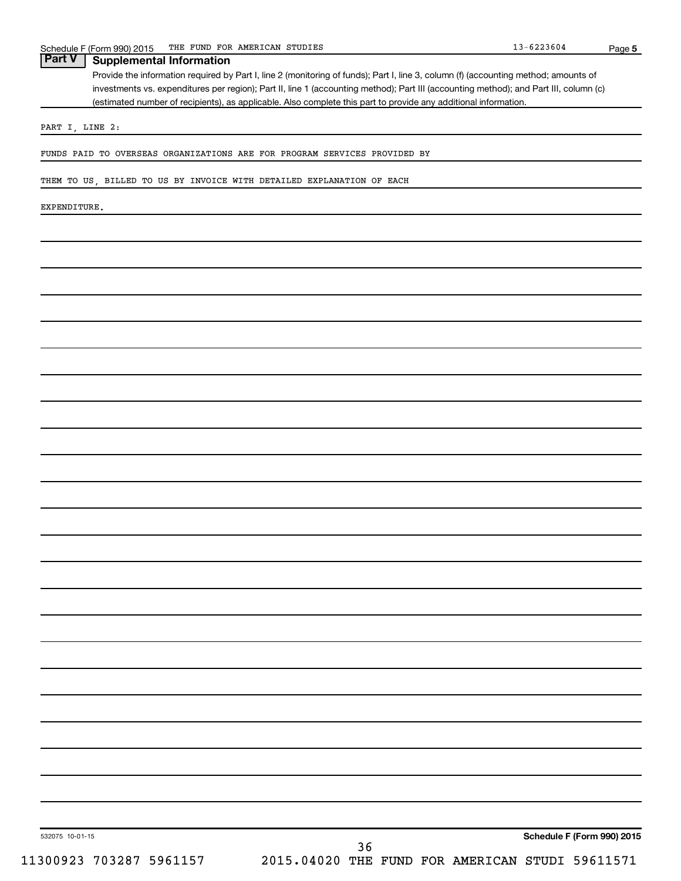## Part V Supplemental Information

Provide the information required by Part I, line 2 (monitoring of funds); Part I, line 3, column (f) (accounting method; amounts of investments vs. expenditures per region); Part II, line 1 (accounting method); Part III (accounting method); and Part III, column (c) (estimated number of recipients), as applicable. Also complete this part to provide any additional information.

PART I, LINE 2:

FUNDS PAID TO OVERSEAS ORGANIZATIONS ARE FOR PROGRAM SERVICES PROVIDED BY THEM TO US, BILLED TO US BY INVOICE WITH DETAILED EXPLANATION OF EACH EXPENDITURE.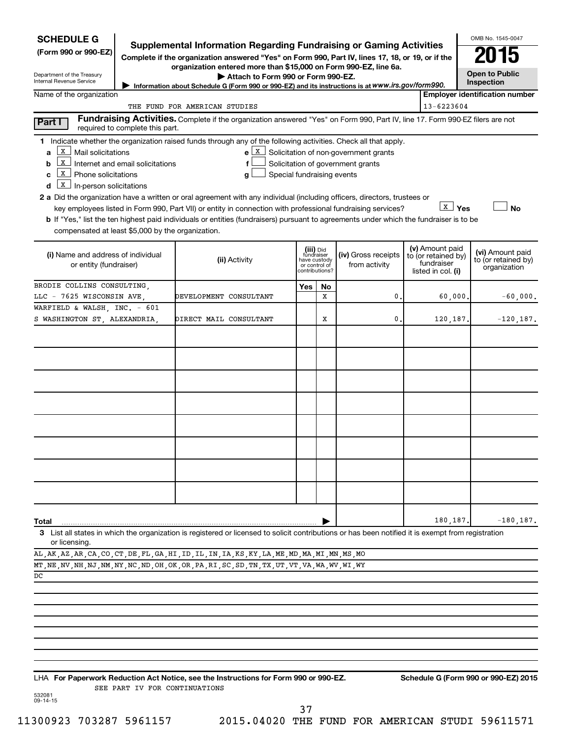**SCHEDULE G**
**(Form 990 or 990-EZ)**

Department of the Treasury
Internal Revenue Service

# Supplemental Information Regarding Fundraising or Gaming Activities

**Complete if the organization answered "Yes" on Form 990, Part IV, lines 17, 18, or 19, or if the organization entered more than $15,000 on Form 990-EZ, line 6a.**

▶ **Attach to Form 990 or Form 990-EZ.**

▶ Information about Schedule G (Form 990 or 990-EZ) and its instructions is at *www.irs.gov/form990.*

OMB No. 1545-0047

**2015**

**Open to Public Inspection**

| Name of the organization | Employer identification number |
|---|---|
| THE FUND FOR AMERICAN STUDIES | 13-6223604 |

**Part I** **Fundraising Activities.** Complete if the organization answered "Yes" on Form 990, Part IV, line 17. Form 990-EZ filers are not required to complete this part.

**1** Indicate whether the organization raised funds through any of the following activities. Check all that apply.

- **a** [X] Mail solicitations
- **b** [X] Internet and email solicitations
- **c** [X] Phone solicitations
- **d** [X] In-person solicitations
- **e** [X] Solicitation of non-government grants
- **f** [ ] Solicitation of government grants
- **g** [ ] Special fundraising events

**2 a** Did the organization have a written or oral agreement with any individual (including officers, directors, trustees or key employees listed in Form 990, Part VII) or entity in connection with professional fundraising services? [X] **Yes** [ ] **No**

**b** If "Yes," list the ten highest paid individuals or entities (fundraisers) pursuant to agreements under which the fundraiser is to be compensated at least $5,000 by the organization.

| (i) Name and address of individual or entity (fundraiser) | (ii) Activity | (iii) Did fundraiser have custody or control of contributions? Yes | No | (iv) Gross receipts from activity | (v) Amount paid to (or retained by) fundraiser listed in col. (i) | (vi) Amount paid to (or retained by) organization |
|---|---|---|---|---|---|---|
| BRODIE COLLINS CONSULTING, LLC - 7625 WISCONSIN AVE, | DEVELOPMENT CONSULTANT | | X | 0. | 60,000. | -60,000. |
| WARFIELD & WALSH, INC. - 601 S WASHINGTON ST, ALEXANDRIA, | DIRECT MAIL CONSULTANT | | X | 0. | 120,187. | -120,187. |
| | | | | | | |
| | | | | | | |
| | | | | | | |
| | | | | | | |
| | | | | | | |
| | | | | | | |
| | | | | | | |
| | | | | | | |
| **Total** | | | | | 180,187. | -180,187. |

**3** List all states in which the organization is registered or licensed to solicit contributions or has been notified it is exempt from registration or licensing.

AL,AK,AZ,AR,CA,CO,CT,DE,FL,GA,HI,ID,IL,IN,IA,KS,KY,LA,ME,MD,MA,MI,MN,MS,MO
MT,NE,NV,NH,NJ,NM,NY,NC,ND,OH,OK,OR,PA,RI,SC,SD,TN,TX,UT,VT,VA,WA,WV,WI,WY
DC

LHA **For Paperwork Reduction Act Notice, see the Instructions for Form 990 or 990-EZ.** **Schedule G (Form 990 or 990-EZ) 2015**

SEE PART IV FOR CONTINUATIONS

532081
09-14-15

11300923 703287 5961157 2015.04020 THE FUND FOR AMERICAN STUDI 59611571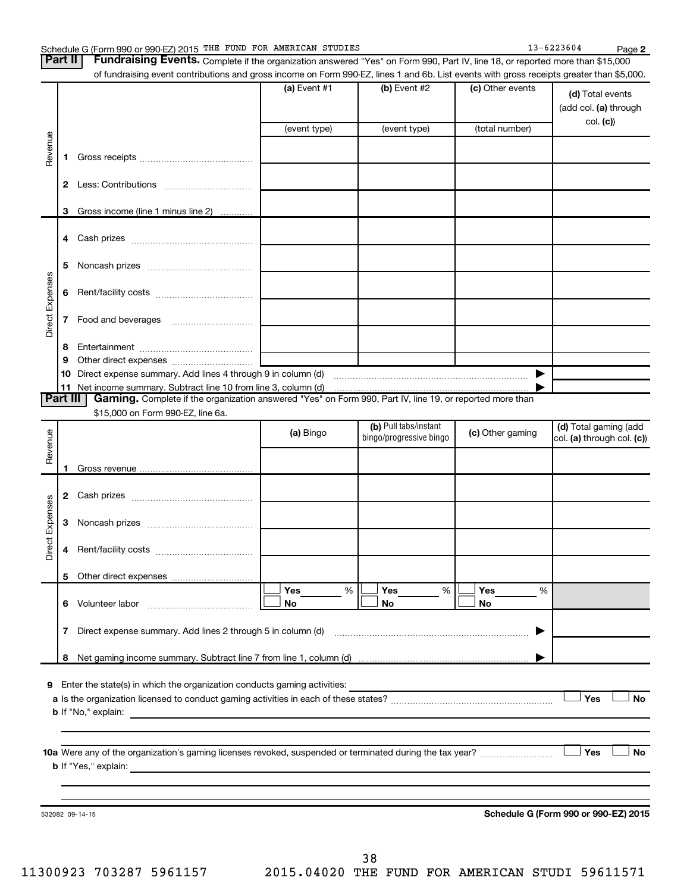Schedule G (Form 990 or 990-EZ) 2015 THE FUND FOR AMERICAN STUDIES 13-6223604 Page 2

## Part II Fundraising Events.

Complete if the organization answered "Yes" on Form 990, Part IV, line 18, or reported more than $15,000 of fundraising event contributions and gross income on Form 990-EZ, lines 1 and 6b. List events with gross receipts greater than $5,000.

| | | (a) Event #1 | (b) Event #2 | (c) Other events | (d) Total events (add col. (a) through col. (c)) |
|---|---|---|---|---|---|
| | | (event type) | (event type) | (total number) | |
| Revenue | 1 Gross receipts | | | | |
| | 2 Less: Contributions | | | | |
| | 3 Gross income (line 1 minus line 2) | | | | |
| Direct Expenses | 4 Cash prizes | | | | |
| | 5 Noncash prizes | | | | |
| | 6 Rent/facility costs | | | | |
| | 7 Food and beverages | | | | |
| | 8 Entertainment | | | | |
| | 9 Other direct expenses | | | | |
| | 10 Direct expense summary. Add lines 4 through 9 in column (d) | | | ▶ | |
| | 11 Net income summary. Subtract line 10 from line 3, column (d) | | | ▶ | |

## Part III Gaming.

Complete if the organization answered "Yes" on Form 990, Part IV, line 19, or reported more than $15,000 on Form 990-EZ, line 6a.

| | | (a) Bingo | (b) Pull tabs/instant bingo/progressive bingo | (c) Other gaming | (d) Total gaming (add col. (a) through col. (c)) |
|---|---|---|---|---|---|
| Revenue | 1 Gross revenue | | | | |
| Direct Expenses | 2 Cash prizes | | | | |
| | 3 Noncash prizes | | | | |
| | 4 Rent/facility costs | | | | |
| | 5 Other direct expenses | | | | |
| | 6 Volunteer labor | ☐ Yes ____ % ☐ No | ☐ Yes ____ % ☐ No | ☐ Yes ____ % ☐ No | |
| | 7 Direct expense summary. Add lines 2 through 5 in column (d) | | | ▶ | |
| | 8 Net gaming income summary. Subtract line 7 from line 1, column (d) | | | ▶ | |

9 Enter the state(s) in which the organization conducts gaming activities: ____________

a Is the organization licensed to conduct gaming activities in each of these states? ☐ Yes ☐ No

b If "No," explain: ____________

10a Were any of the organization's gaming licenses revoked, suspended or terminated during the tax year? ☐ Yes ☐ No

b If "Yes," explain: ____________

532082 09-14-15

Schedule G (Form 990 or 990-EZ) 2015

11300923 703287 5961157 2015.04020 THE FUND FOR AMERICAN STUDI 59611571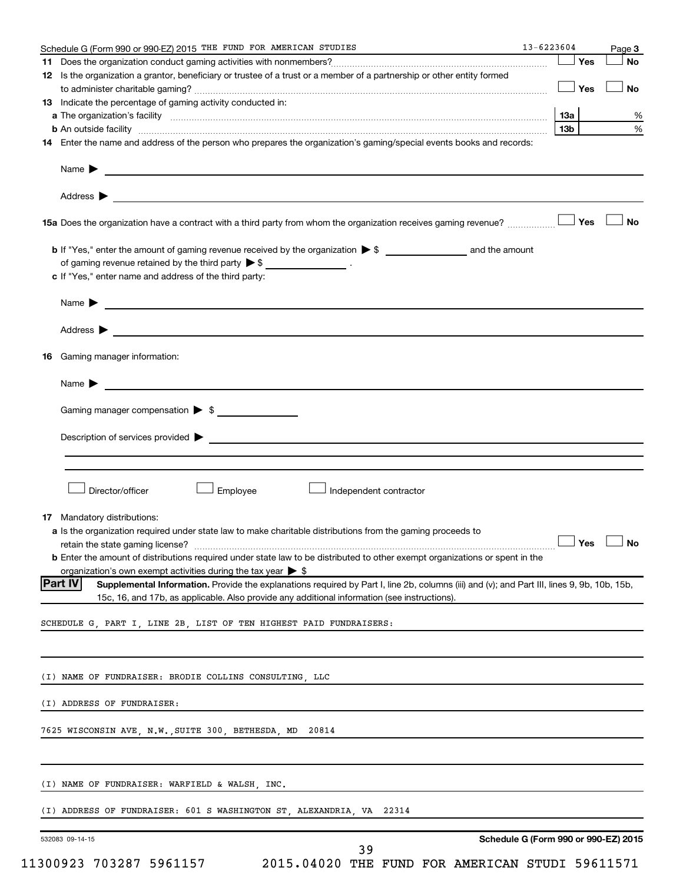Schedule G (Form 990 or 990-EZ) 2015 THE FUND FOR AMERICAN STUDIES 13-6223604 Page **3**

**11** Does the organization conduct gaming activities with nonmembers? ☐ Yes ☐ No

**12** Is the organization a grantor, beneficiary or trustee of a trust or a member of a partnership or other entity formed to administer charitable gaming? ☐ Yes ☐ No

**13** Indicate the percentage of gaming activity conducted in:

**a** The organization's facility **13a** %

**b** An outside facility **13b** %

**14** Enter the name and address of the person who prepares the organization's gaming/special events books and records:

Name ▶

Address ▶

**15a** Does the organization have a contract with a third party from whom the organization receives gaming revenue? ☐ Yes ☐ No

**b** If "Yes," enter the amount of gaming revenue received by the organization ▶ $ ______ and the amount of gaming revenue retained by the third party ▶ $ ______ .

**c** If "Yes," enter name and address of the third party:

Name ▶

Address ▶

**16** Gaming manager information:

Name ▶

Gaming manager compensation ▶ $

Description of services provided ▶

☐ Director/officer ☐ Employee ☐ Independent contractor

**17** Mandatory distributions:

**a** Is the organization required under state law to make charitable distributions from the gaming proceeds to retain the state gaming license? ☐ Yes ☐ No

**b** Enter the amount of distributions required under state law to be distributed to other exempt organizations or spent in the organization's own exempt activities during the tax year ▶ $

**Part IV** **Supplemental Information.** Provide the explanations required by Part I, line 2b, columns (iii) and (v); and Part III, lines 9, 9b, 10b, 15b, 15c, 16, and 17b, as applicable. Also provide any additional information (see instructions).

SCHEDULE G, PART I, LINE 2B, LIST OF TEN HIGHEST PAID FUNDRAISERS:

(I) NAME OF FUNDRAISER: BRODIE COLLINS CONSULTING, LLC

(I) ADDRESS OF FUNDRAISER:

7625 WISCONSIN AVE, N.W.,SUITE 300, BETHESDA, MD 20814

(I) NAME OF FUNDRAISER: WARFIELD & WALSH, INC.

(I) ADDRESS OF FUNDRAISER: 601 S WASHINGTON ST, ALEXANDRIA, VA 22314

532083 09-14-15 **Schedule G (Form 990 or 990-EZ) 2015**

11300923 703287 5961157 2015.04020 THE FUND FOR AMERICAN STUDI 59611571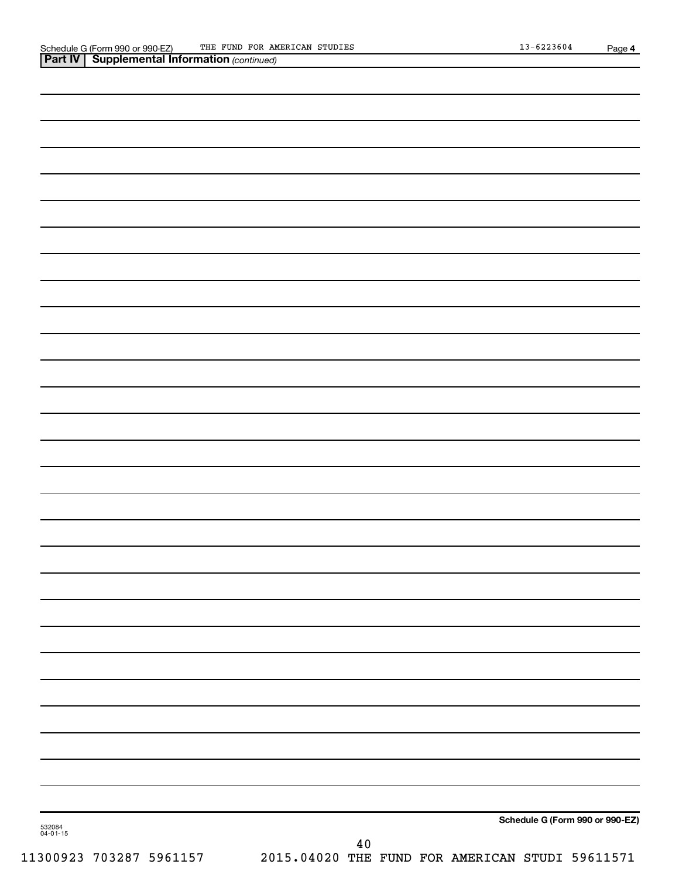Schedule G (Form 990 or 990-EZ) THE FUND FOR AMERICAN STUDIES 13-6223604 Page 4

**Part IV | Supplemental Information** *(continued)*

**Schedule G (Form 990 or 990-EZ)**

532084
04-01-15

11300923 703287 5961157 2015.04020 THE FUND FOR AMERICAN STUDI 59611571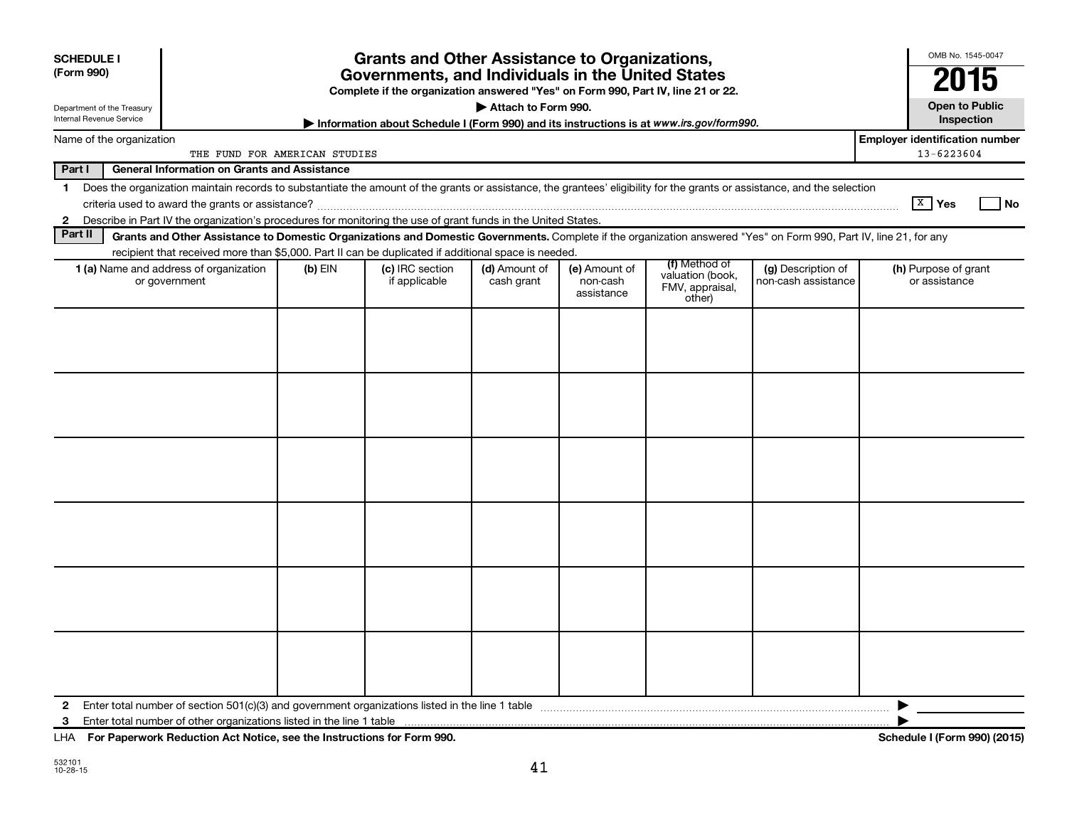**SCHEDULE I**
**(Form 990)**

Department of the Treasury
Internal Revenue Service

# Grants and Other Assistance to Organizations, Governments, and Individuals in the United States

**Complete if the organization answered "Yes" on Form 990, Part IV, line 21 or 22.**

**▶ Attach to Form 990.**

**▶ Information about Schedule I (Form 990) and its instructions is at *www.irs.gov/form990.***

OMB No. 1545-0047

**2015**

**Open to Public Inspection**

Name of the organization: THE FUND FOR AMERICAN STUDIES

**Employer identification number:** 13-6223604

## Part I General Information on Grants and Assistance

1 Does the organization maintain records to substantiate the amount of the grants or assistance, the grantees' eligibility for the grants or assistance, and the selection criteria used to award the grants or assistance? [X] **Yes** [ ] **No**

2 Describe in Part IV the organization's procedures for monitoring the use of grant funds in the United States.

## Part II Grants and Other Assistance to Domestic Organizations and Domestic Governments.

Complete if the organization answered "Yes" on Form 990, Part IV, line 21, for any recipient that received more than $5,000. Part II can be duplicated if additional space is needed.

| 1 (a) Name and address of organization or government | (b) EIN | (c) IRC section if applicable | (d) Amount of cash grant | (e) Amount of non-cash assistance | (f) Method of valuation (book, FMV, appraisal, other) | (g) Description of non-cash assistance | (h) Purpose of grant or assistance |
|---|---|---|---|---|---|---|---|
| | | | | | | | |
| | | | | | | | |
| | | | | | | | |
| | | | | | | | |
| | | | | | | | |
| | | | | | | | |

2 Enter total number of section 501(c)(3) and government organizations listed in the line 1 table ▶

3 Enter total number of other organizations listed in the line 1 table ▶

LHA **For Paperwork Reduction Act Notice, see the Instructions for Form 990.** **Schedule I (Form 990) (2015)**

532101
10-28-15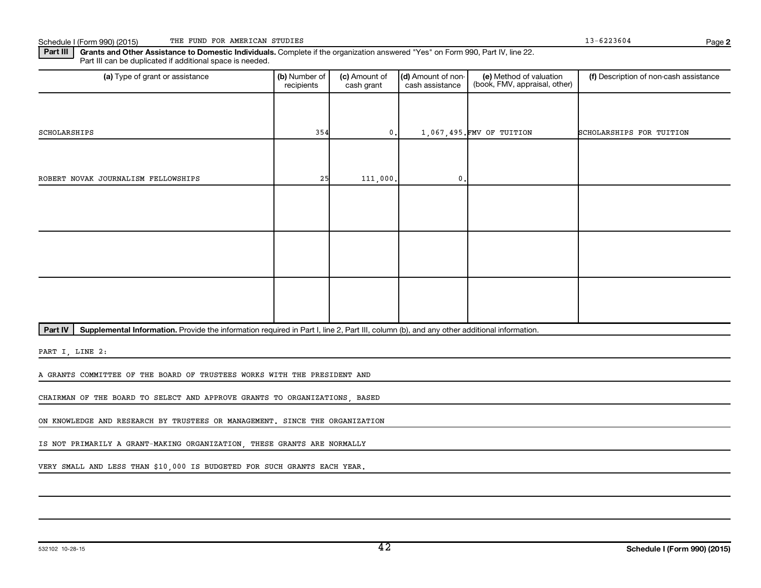Schedule I (Form 990) (2015) THE FUND FOR AMERICAN STUDIES 13-6223604 Page **2**

**Part III** **Grants and Other Assistance to Domestic Individuals.** Complete if the organization answered "Yes" on Form 990, Part IV, line 22. Part III can be duplicated if additional space is needed.

| (a) Type of grant or assistance | (b) Number of recipients | (c) Amount of cash grant | (d) Amount of non-cash assistance | (e) Method of valuation (book, FMV, appraisal, other) | (f) Description of non-cash assistance |
|---|---|---|---|---|---|
| SCHOLARSHIPS | 354 | 0. | 1,067,495. | FMV OF TUITION | SCHOLARSHIPS FOR TUITION |
| ROBERT NOVAK JOURNALISM FELLOWSHIPS | 25 | 111,000. | 0. | | |
| | | | | | |
| | | | | | |
| | | | | | |

**Part IV** **Supplemental Information.** Provide the information required in Part I, line 2, Part III, column (b), and any other additional information.

PART I, LINE 2:

A GRANTS COMMITTEE OF THE BOARD OF TRUSTEES WORKS WITH THE PRESIDENT AND CHAIRMAN OF THE BOARD TO SELECT AND APPROVE GRANTS TO ORGANIZATIONS, BASED ON KNOWLEDGE AND RESEARCH BY TRUSTEES OR MANAGEMENT. SINCE THE ORGANIZATION IS NOT PRIMARILY A GRANT-MAKING ORGANIZATION, THESE GRANTS ARE NORMALLY VERY SMALL AND LESS THAN $10,000 IS BUDGETED FOR SUCH GRANTS EACH YEAR.

532102 10-28-15 **Schedule I (Form 990) (2015)**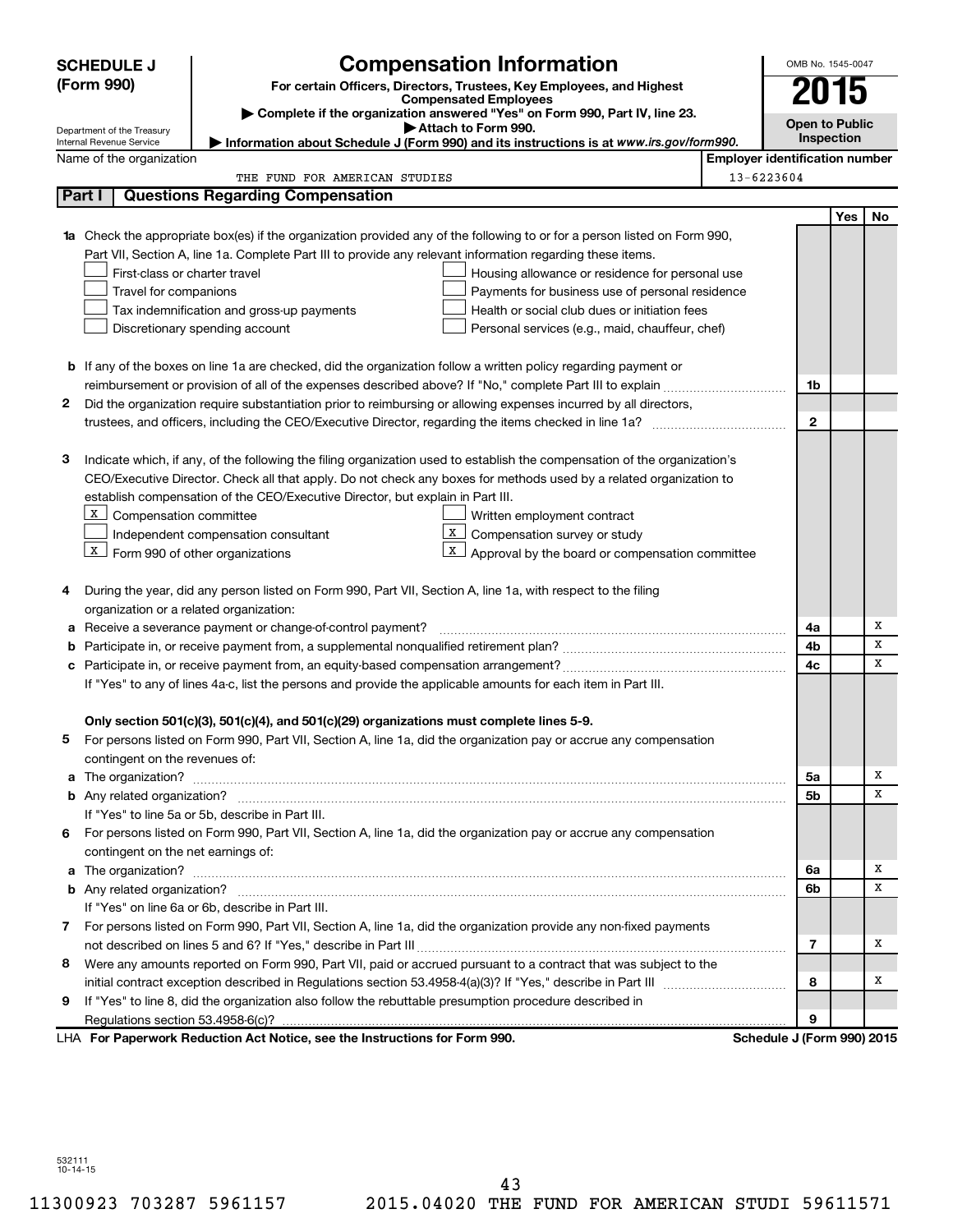**SCHEDULE J (Form 990)**

Department of the Treasury
Internal Revenue Service

# Compensation Information

**For certain Officers, Directors, Trustees, Key Employees, and Highest Compensated Employees**

▶ **Complete if the organization answered "Yes" on Form 990, Part IV, line 23.**

▶ **Attach to Form 990.**

▶ **Information about Schedule J (Form 990) and its instructions is at *www.irs.gov/form990.***

OMB No. 1545-0047

**2015**

**Open to Public Inspection**

Name of the organization: THE FUND FOR AMERICAN STUDIES

Employer identification number: 13-6223604

## Part I Questions Regarding Compensation

| | | | Yes | No |
|---|---|---|---|---|
| **1a** | Check the appropriate box(es) if the organization provided any of the following to or for a person listed on Form 990, Part VII, Section A, line 1a. Complete Part III to provide any relevant information regarding these items.<br>☐ First-class or charter travel ☐ Housing allowance or residence for personal use<br>☐ Travel for companions ☐ Payments for business use of personal residence<br>☐ Tax indemnification and gross-up payments ☐ Health or social club dues or initiation fees<br>☐ Discretionary spending account ☐ Personal services (e.g., maid, chauffeur, chef) | | | |
| **b** | If any of the boxes on line 1a are checked, did the organization follow a written policy regarding payment or reimbursement or provision of all of the expenses described above? If "No," complete Part III to explain | **1b** | | |
| **2** | Did the organization require substantiation prior to reimbursing or allowing expenses incurred by all directors, trustees, and officers, including the CEO/Executive Director, regarding the items checked in line 1a? | **2** | | |
| **3** | Indicate which, if any, of the following the filing organization used to establish the compensation of the organization's CEO/Executive Director. Check all that apply. Do not check any boxes for methods used by a related organization to establish compensation of the CEO/Executive Director, but explain in Part III.<br>☒ Compensation committee ☐ Written employment contract<br>☐ Independent compensation consultant ☒ Compensation survey or study<br>☒ Form 990 of other organizations ☒ Approval by the board or compensation committee | | | |
| **4** | During the year, did any person listed on Form 990, Part VII, Section A, line 1a, with respect to the filing organization or a related organization: | | | |
| **a** | Receive a severance payment or change-of-control payment? | **4a** | | X |
| **b** | Participate in, or receive payment from, a supplemental nonqualified retirement plan? | **4b** | | X |
| **c** | Participate in, or receive payment from, an equity-based compensation arrangement? | **4c** | | X |
| | If "Yes" to any of lines 4a-c, list the persons and provide the applicable amounts for each item in Part III. | | | |
| | **Only section 501(c)(3), 501(c)(4), and 501(c)(29) organizations must complete lines 5-9.** | | | |
| **5** | For persons listed on Form 990, Part VII, Section A, line 1a, did the organization pay or accrue any compensation contingent on the revenues of: | | | |
| **a** | The organization? | **5a** | | X |
| **b** | Any related organization? | **5b** | | X |
| | If "Yes" to line 5a or 5b, describe in Part III. | | | |
| **6** | For persons listed on Form 990, Part VII, Section A, line 1a, did the organization pay or accrue any compensation contingent on the net earnings of: | | | |
| **a** | The organization? | **6a** | | X |
| **b** | Any related organization? | **6b** | | X |
| | If "Yes" on line 6a or 6b, describe in Part III. | | | |
| **7** | For persons listed on Form 990, Part VII, Section A, line 1a, did the organization provide any non-fixed payments not described on lines 5 and 6? If "Yes," describe in Part III | **7** | | X |
| **8** | Were any amounts reported on Form 990, Part VII, paid or accrued pursuant to a contract that was subject to the initial contract exception described in Regulations section 53.4958-4(a)(3)? If "Yes," describe in Part III | **8** | | X |
| **9** | If "Yes" to line 8, did the organization also follow the rebuttable presumption procedure described in Regulations section 53.4958-6(c)? | **9** | | |

LHA **For Paperwork Reduction Act Notice, see the Instructions for Form 990.** **Schedule J (Form 990) 2015**

532111 10-14-15

11300923 703287 5961157 2015.04020 THE FUND FOR AMERICAN STUDI 59611571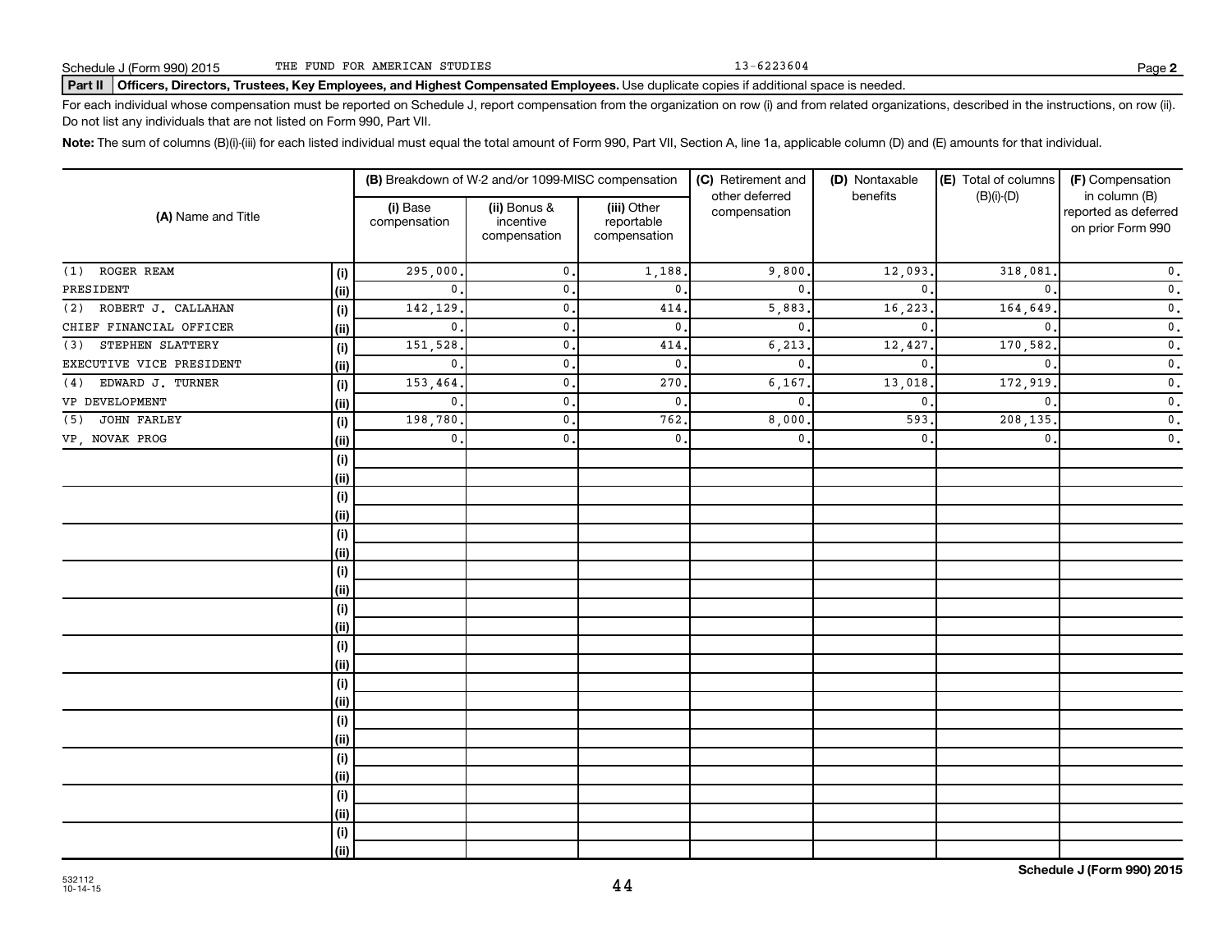Schedule J (Form 990) 2015 THE FUND FOR AMERICAN STUDIES 13-6223604 Page **2**

**Part II** **Officers, Directors, Trustees, Key Employees, and Highest Compensated Employees.** Use duplicate copies if additional space is needed.

For each individual whose compensation must be reported on Schedule J, report compensation from the organization on row (i) and from related organizations, described in the instructions, on row (ii). Do not list any individuals that are not listed on Form 990, Part VII.

**Note:** The sum of columns (B)(i)-(iii) for each listed individual must equal the total amount of Form 990, Part VII, Section A, line 1a, applicable column (D) and (E) amounts for that individual.

| (A) Name and Title | | (B) Breakdown of W-2 and/or 1099-MISC compensation | | | (C) Retirement and other deferred compensation | (D) Nontaxable benefits | (E) Total of columns (B)(i)-(D) | (F) Compensation in column (B) reported as deferred on prior Form 990 |
|---|---|---|---|---|---|---|---|---|
| | | (i) Base compensation | (ii) Bonus & incentive compensation | (iii) Other reportable compensation | | | | |
| (1) ROGER REAM | (i) | 295,000. | 0. | 1,188. | 9,800. | 12,093. | 318,081. | 0. |
| PRESIDENT | (ii) | 0. | 0. | 0. | 0. | 0. | 0. | 0. |
| (2) ROBERT J. CALLAHAN | (i) | 142,129. | 0. | 414. | 5,883. | 16,223. | 164,649. | 0. |
| CHIEF FINANCIAL OFFICER | (ii) | 0. | 0. | 0. | 0. | 0. | 0. | 0. |
| (3) STEPHEN SLATTERY | (i) | 151,528. | 0. | 414. | 6,213. | 12,427. | 170,582. | 0. |
| EXECUTIVE VICE PRESIDENT | (ii) | 0. | 0. | 0. | 0. | 0. | 0. | 0. |
| (4) EDWARD J. TURNER | (i) | 153,464. | 0. | 270. | 6,167. | 13,018. | 172,919. | 0. |
| VP DEVELOPMENT | (ii) | 0. | 0. | 0. | 0. | 0. | 0. | 0. |
| (5) JOHN FARLEY | (i) | 198,780. | 0. | 762. | 8,000. | 593. | 208,135. | 0. |
| VP, NOVAK PROG | (ii) | 0. | 0. | 0. | 0. | 0. | 0. | 0. |
| | (i) | | | | | | | |
| | (ii) | | | | | | | |
| | (i) | | | | | | | |
| | (ii) | | | | | | | |
| | (i) | | | | | | | |
| | (ii) | | | | | | | |
| | (i) | | | | | | | |
| | (ii) | | | | | | | |
| | (i) | | | | | | | |
| | (ii) | | | | | | | |
| | (i) | | | | | | | |
| | (ii) | | | | | | | |
| | (i) | | | | | | | |
| | (ii) | | | | | | | |
| | (i) | | | | | | | |
| | (ii) | | | | | | | |
| | (i) | | | | | | | |
| | (ii) | | | | | | | |
| | (i) | | | | | | | |
| | (ii) | | | | | | | |
| | (i) | | | | | | | |
| | (ii) | | | | | | | |

532112 10-14-15

**Schedule J (Form 990) 2015**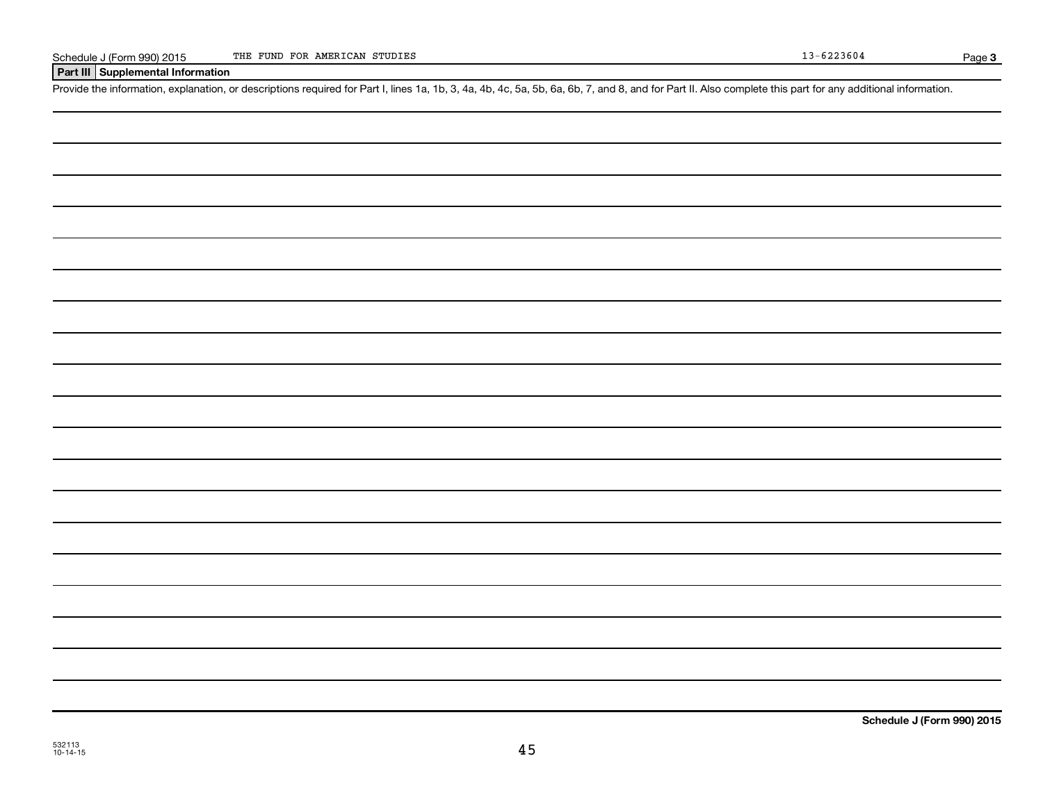Schedule J (Form 990) 2015 THE FUND FOR AMERICAN STUDIES 13-6223604 Page 3

**Part III Supplemental Information**

Provide the information, explanation, or descriptions required for Part I, lines 1a, 1b, 3, 4a, 4b, 4c, 5a, 5b, 6a, 6b, 7, and 8, and for Part II. Also complete this part for any additional information.

**Schedule J (Form 990) 2015**

532113
10-14-15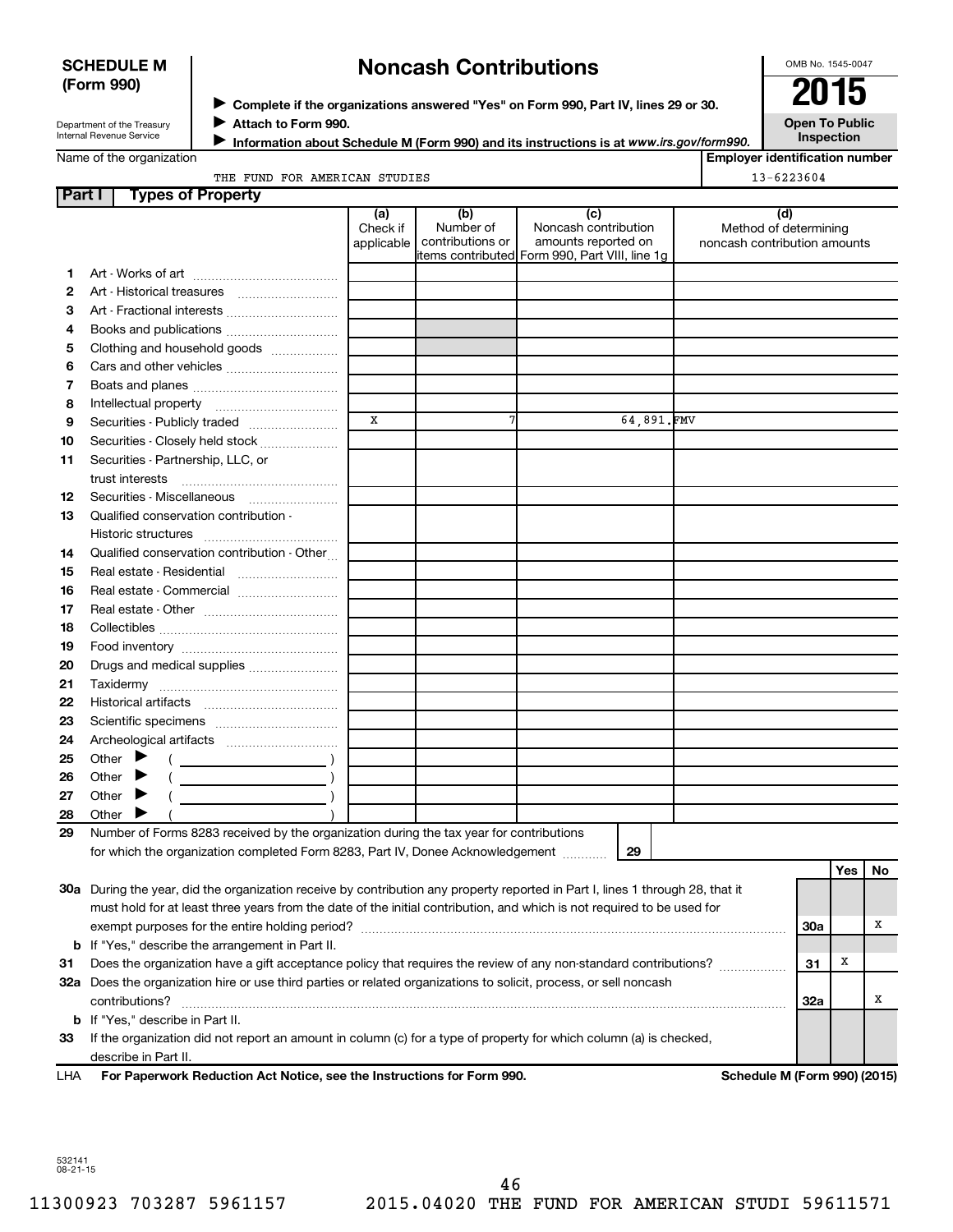**SCHEDULE M (Form 990)**

Department of the Treasury
Internal Revenue Service

# Noncash Contributions

▶ **Complete if the organizations answered "Yes" on Form 990, Part IV, lines 29 or 30.**
▶ **Attach to Form 990.**
▶ **Information about Schedule M (Form 990) and its instructions is at *www.irs.gov/form990*.**

OMB No. 1545-0047

**2015**

**Open To Public Inspection**

Name of the organization: THE FUND FOR AMERICAN STUDIES

**Employer identification number:** 13-6223604

## Part I Types of Property

| | | (a) Check if applicable | (b) Number of contributions or items contributed | (c) Noncash contribution amounts reported on Form 990, Part VIII, line 1g | (d) Method of determining noncash contribution amounts |
|---|---|---|---|---|---|
| 1 | Art - Works of art | | | | |
| 2 | Art - Historical treasures | | | | |
| 3 | Art - Fractional interests | | | | |
| 4 | Books and publications | | | | |
| 5 | Clothing and household goods | | | | |
| 6 | Cars and other vehicles | | | | |
| 7 | Boats and planes | | | | |
| 8 | Intellectual property | | | | |
| 9 | Securities - Publicly traded | X | 7 | 64,891. | FMV |
| 10 | Securities - Closely held stock | | | | |
| 11 | Securities - Partnership, LLC, or trust interests | | | | |
| 12 | Securities - Miscellaneous | | | | |
| 13 | Qualified conservation contribution - Historic structures | | | | |
| 14 | Qualified conservation contribution - Other | | | | |
| 15 | Real estate - Residential | | | | |
| 16 | Real estate - Commercial | | | | |
| 17 | Real estate - Other | | | | |
| 18 | Collectibles | | | | |
| 19 | Food inventory | | | | |
| 20 | Drugs and medical supplies | | | | |
| 21 | Taxidermy | | | | |
| 22 | Historical artifacts | | | | |
| 23 | Scientific specimens | | | | |
| 24 | Archeological artifacts | | | | |
| 25 | Other ▶ ( ) | | | | |
| 26 | Other ▶ ( ) | | | | |
| 27 | Other ▶ ( ) | | | | |
| 28 | Other ▶ ( ) | | | | |

29 Number of Forms 8283 received by the organization during the tax year for contributions for which the organization completed Form 8283, Part IV, Donee Acknowledgement ..... 29

| | | | Yes | No |
|---|---|---|---|---|
| 30a | During the year, did the organization receive by contribution any property reported in Part I, lines 1 through 28, that it must hold for at least three years from the date of the initial contribution, and which is not required to be used for exempt purposes for the entire holding period? | 30a | | X |
| b | If "Yes," describe the arrangement in Part II. | | | |
| 31 | Does the organization have a gift acceptance policy that requires the review of any non-standard contributions? | 31 | X | |
| 32a | Does the organization hire or use third parties or related organizations to solicit, process, or sell noncash contributions? | 32a | | X |
| b | If "Yes," describe in Part II. | | | |
| 33 | If the organization did not report an amount in column (c) for a type of property for which column (a) is checked, describe in Part II. | | | |

LHA **For Paperwork Reduction Act Notice, see the Instructions for Form 990.** **Schedule M (Form 990) (2015)**

532141
08-21-15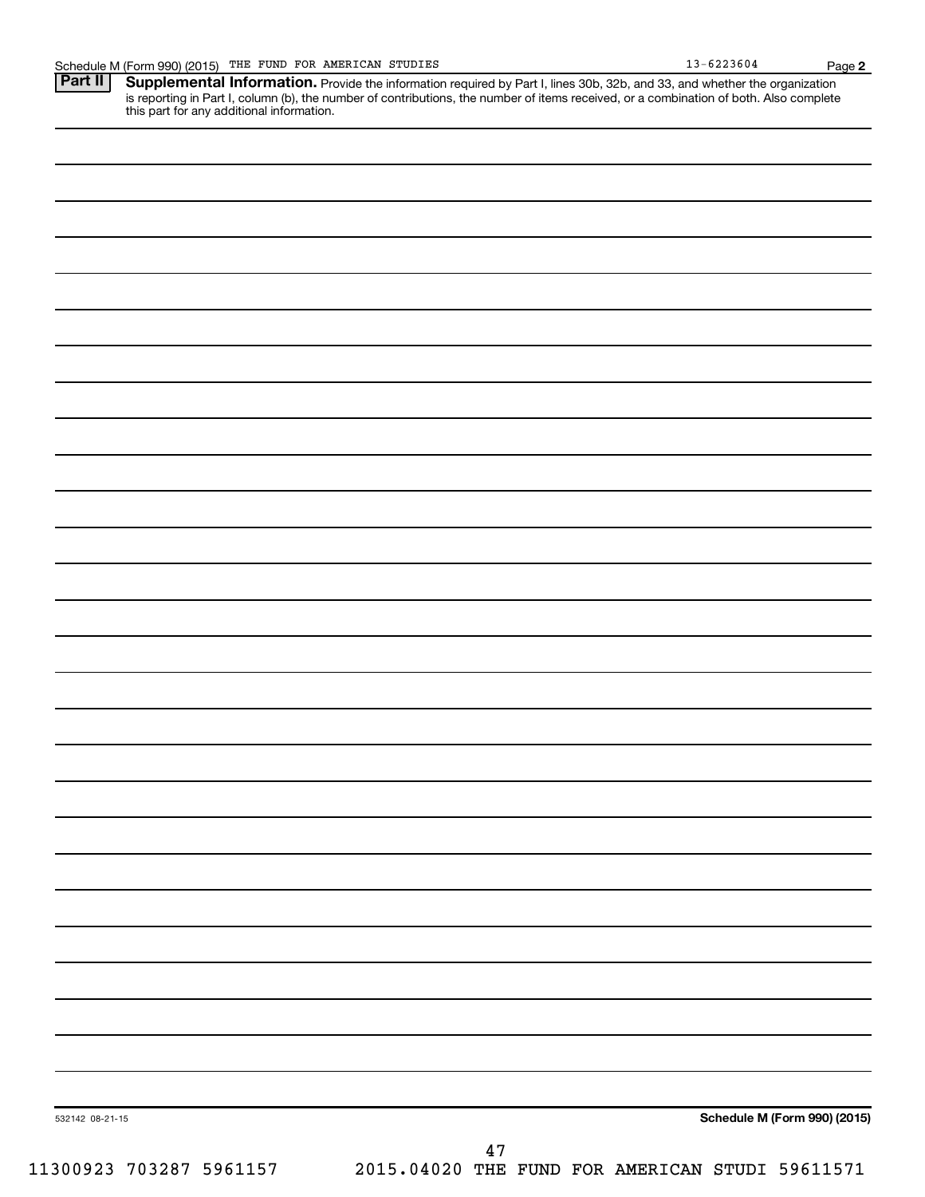Schedule M (Form 990) (2015) THE FUND FOR AMERICAN STUDIES 13-6223604 Page **2**

**Part II** **Supplemental Information.** Provide the information required by Part I, lines 30b, 32b, and 33, and whether the organization is reporting in Part I, column (b), the number of contributions, the number of items received, or a combination of both. Also complete this part for any additional information.

532142 08-21-15 **Schedule M (Form 990) (2015)**

11300923 703287 5961157 2015.04020 THE FUND FOR AMERICAN STUDI 59611571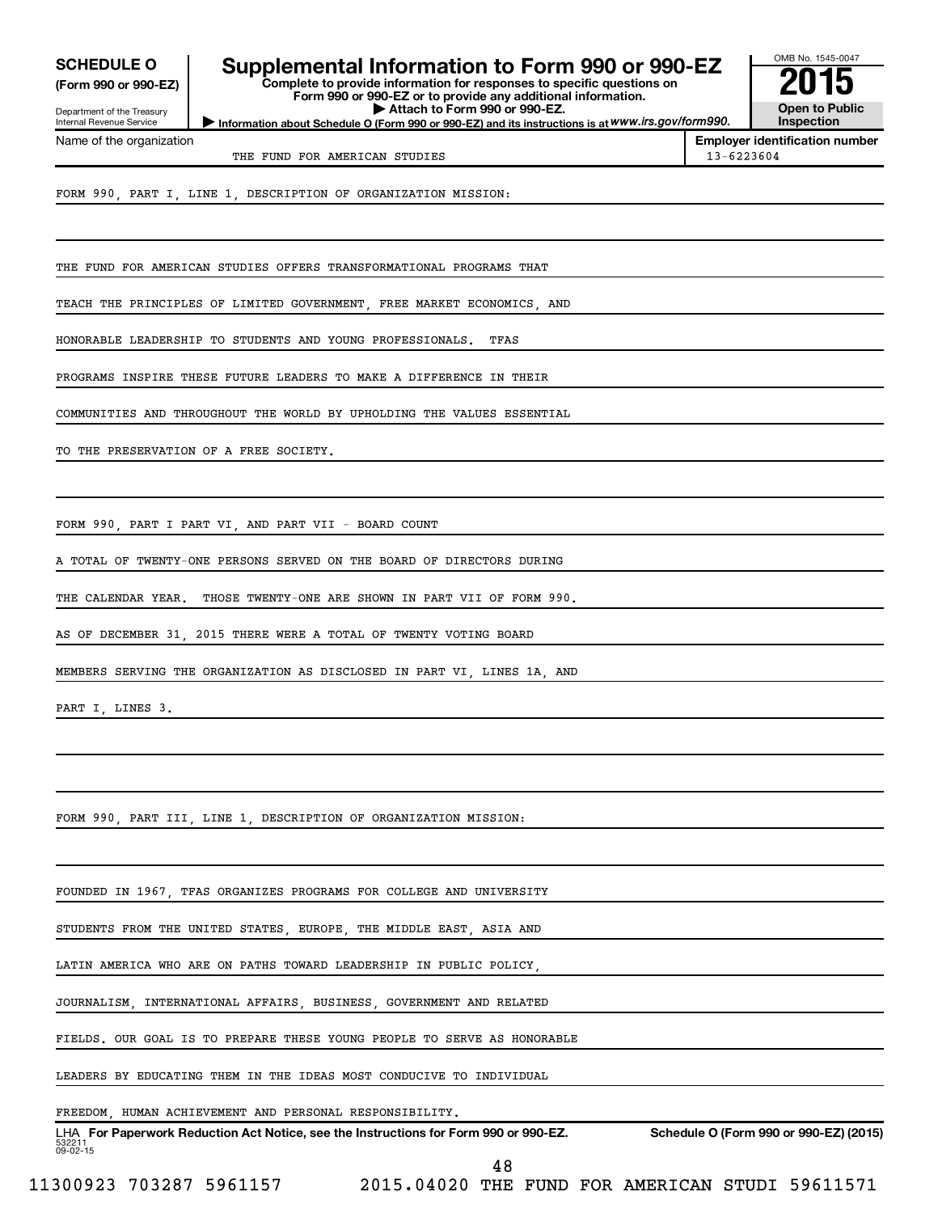**SCHEDULE O**
**(Form 990 or 990-EZ)**

Department of the Treasury
Internal Revenue Service

# Supplemental Information to Form 990 or 990-EZ

**Complete to provide information for responses to specific questions on Form 990 or 990-EZ or to provide any additional information.**
**▶ Attach to Form 990 or 990-EZ.**
**▶ Information about Schedule O (Form 990 or 990-EZ) and its instructions is at *www.irs.gov/form990*.**

OMB No. 1545-0047
**2015**
**Open to Public Inspection**

| Name of the organization | Employer identification number |
|---|---|
| THE FUND FOR AMERICAN STUDIES | 13-6223604 |

FORM 990, PART I, LINE 1, DESCRIPTION OF ORGANIZATION MISSION:

THE FUND FOR AMERICAN STUDIES OFFERS TRANSFORMATIONAL PROGRAMS THAT TEACH THE PRINCIPLES OF LIMITED GOVERNMENT, FREE MARKET ECONOMICS, AND HONORABLE LEADERSHIP TO STUDENTS AND YOUNG PROFESSIONALS. TFAS PROGRAMS INSPIRE THESE FUTURE LEADERS TO MAKE A DIFFERENCE IN THEIR COMMUNITIES AND THROUGHOUT THE WORLD BY UPHOLDING THE VALUES ESSENTIAL TO THE PRESERVATION OF A FREE SOCIETY.

FORM 990, PART I PART VI, AND PART VII - BOARD COUNT

A TOTAL OF TWENTY-ONE PERSONS SERVED ON THE BOARD OF DIRECTORS DURING THE CALENDAR YEAR. THOSE TWENTY-ONE ARE SHOWN IN PART VII OF FORM 990. AS OF DECEMBER 31, 2015 THERE WERE A TOTAL OF TWENTY VOTING BOARD MEMBERS SERVING THE ORGANIZATION AS DISCLOSED IN PART VI, LINES 1A, AND PART I, LINES 3.

FORM 990, PART III, LINE 1, DESCRIPTION OF ORGANIZATION MISSION:

FOUNDED IN 1967, TFAS ORGANIZES PROGRAMS FOR COLLEGE AND UNIVERSITY STUDENTS FROM THE UNITED STATES, EUROPE, THE MIDDLE EAST, ASIA AND LATIN AMERICA WHO ARE ON PATHS TOWARD LEADERSHIP IN PUBLIC POLICY, JOURNALISM, INTERNATIONAL AFFAIRS, BUSINESS, GOVERNMENT AND RELATED FIELDS. OUR GOAL IS TO PREPARE THESE YOUNG PEOPLE TO SERVE AS HONORABLE LEADERS BY EDUCATING THEM IN THE IDEAS MOST CONDUCIVE TO INDIVIDUAL FREEDOM, HUMAN ACHIEVEMENT AND PERSONAL RESPONSIBILITY.

LHA **For Paperwork Reduction Act Notice, see the Instructions for Form 990 or 990-EZ.** **Schedule O (Form 990 or 990-EZ) (2015)**
532211
09-02-15

11300923 703287 5961157 2015.04020 THE FUND FOR AMERICAN STUDI 59611571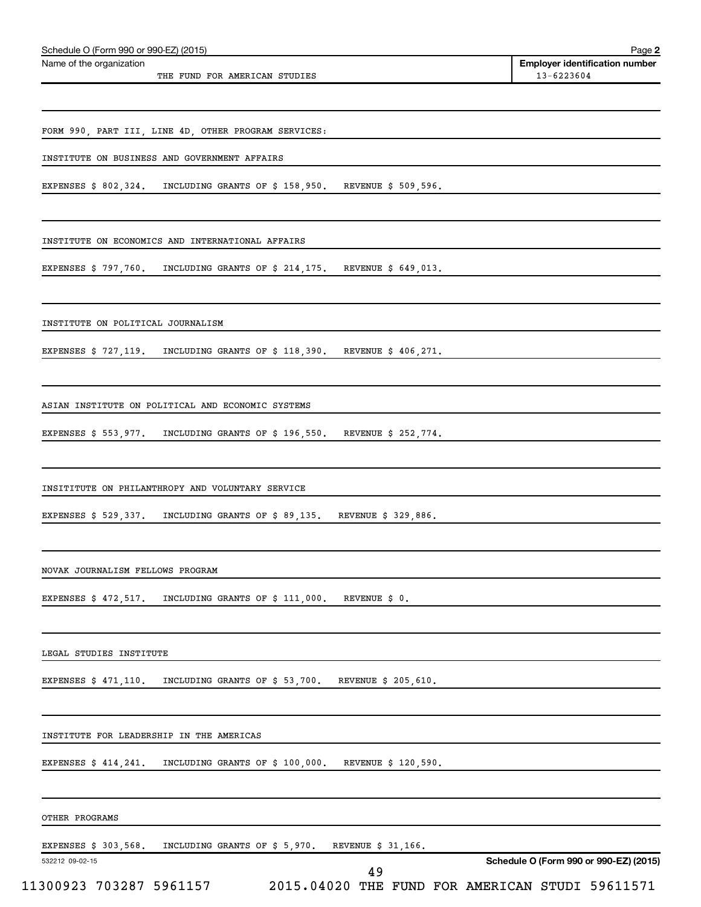Schedule O (Form 990 or 990-EZ) (2015)

Name of the organization: THE FUND FOR AMERICAN STUDIES

Employer identification number: 13-6223604

FORM 990, PART III, LINE 4D, OTHER PROGRAM SERVICES:

INSTITUTE ON BUSINESS AND GOVERNMENT AFFAIRS

EXPENSES $ 802,324. INCLUDING GRANTS OF $ 158,950. REVENUE $ 509,596.

INSTITUTE ON ECONOMICS AND INTERNATIONAL AFFAIRS

EXPENSES $ 797,760. INCLUDING GRANTS OF $ 214,175. REVENUE $ 649,013.

INSTITUTE ON POLITICAL JOURNALISM

EXPENSES $ 727,119. INCLUDING GRANTS OF $ 118,390. REVENUE $ 406,271.

ASIAN INSTITUTE ON POLITICAL AND ECONOMIC SYSTEMS

EXPENSES $ 553,977. INCLUDING GRANTS OF $ 196,550. REVENUE $ 252,774.

INSITITUTE ON PHILANTHROPY AND VOLUNTARY SERVICE

EXPENSES $ 529,337. INCLUDING GRANTS OF $ 89,135. REVENUE $ 329,886.

NOVAK JOURNALISM FELLOWS PROGRAM

EXPENSES $ 472,517. INCLUDING GRANTS OF $ 111,000. REVENUE $ 0.

LEGAL STUDIES INSTITUTE

EXPENSES $ 471,110. INCLUDING GRANTS OF $ 53,700. REVENUE $ 205,610.

INSTITUTE FOR LEADERSHIP IN THE AMERICAS

EXPENSES $ 414,241. INCLUDING GRANTS OF $ 100,000. REVENUE $ 120,590.

OTHER PROGRAMS

EXPENSES $ 303,568. INCLUDING GRANTS OF $ 5,970. REVENUE $ 31,166.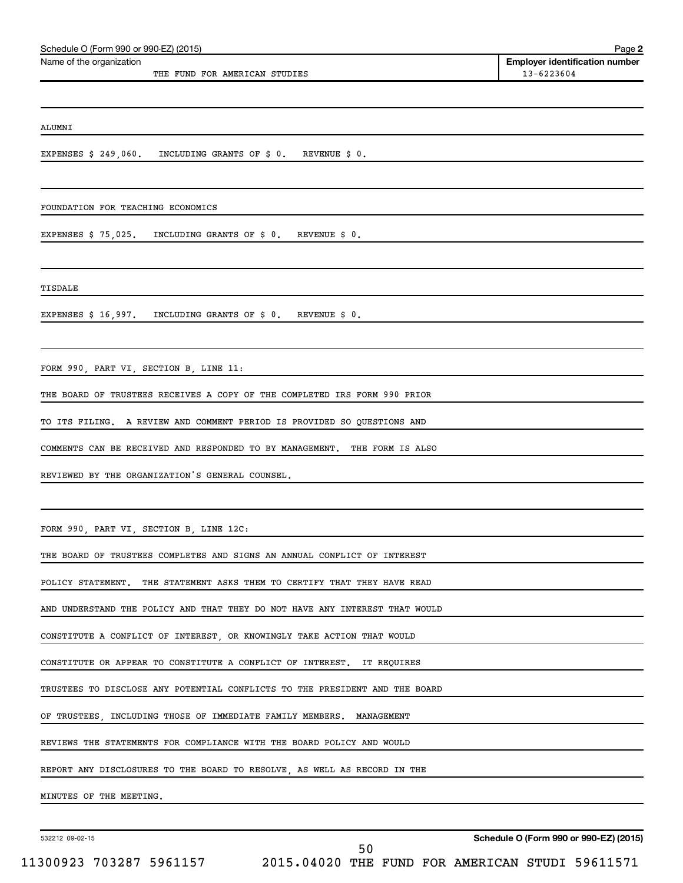Schedule O (Form 990 or 990-EZ) (2015) Page **2**

Name of the organization: THE FUND FOR AMERICAN STUDIES

**Employer identification number** 13-6223604

ALUMNI

EXPENSES $ 249,060. INCLUDING GRANTS OF $ 0. REVENUE $ 0.

FOUNDATION FOR TEACHING ECONOMICS

EXPENSES $ 75,025. INCLUDING GRANTS OF $ 0. REVENUE $ 0.

TISDALE

EXPENSES $ 16,997. INCLUDING GRANTS OF $ 0. REVENUE $ 0.

FORM 990, PART VI, SECTION B, LINE 11:

THE BOARD OF TRUSTEES RECEIVES A COPY OF THE COMPLETED IRS FORM 990 PRIOR TO ITS FILING. A REVIEW AND COMMENT PERIOD IS PROVIDED SO QUESTIONS AND COMMENTS CAN BE RECEIVED AND RESPONDED TO BY MANAGEMENT. THE FORM IS ALSO REVIEWED BY THE ORGANIZATION'S GENERAL COUNSEL.

FORM 990, PART VI, SECTION B, LINE 12C:

THE BOARD OF TRUSTEES COMPLETES AND SIGNS AN ANNUAL CONFLICT OF INTEREST POLICY STATEMENT. THE STATEMENT ASKS THEM TO CERTIFY THAT THEY HAVE READ AND UNDERSTAND THE POLICY AND THAT THEY DO NOT HAVE ANY INTEREST THAT WOULD CONSTITUTE A CONFLICT OF INTEREST, OR KNOWINGLY TAKE ACTION THAT WOULD CONSTITUTE OR APPEAR TO CONSTITUTE A CONFLICT OF INTEREST. IT REQUIRES TRUSTEES TO DISCLOSE ANY POTENTIAL CONFLICTS TO THE PRESIDENT AND THE BOARD OF TRUSTEES, INCLUDING THOSE OF IMMEDIATE FAMILY MEMBERS. MANAGEMENT REVIEWS THE STATEMENTS FOR COMPLIANCE WITH THE BOARD POLICY AND WOULD REPORT ANY DISCLOSURES TO THE BOARD TO RESOLVE, AS WELL AS RECORD IN THE MINUTES OF THE MEETING.

532212 09-02-15 **Schedule O (Form 990 or 990-EZ) (2015)**

11300923 703287 5961157 2015.04020 THE FUND FOR AMERICAN STUDI 59611571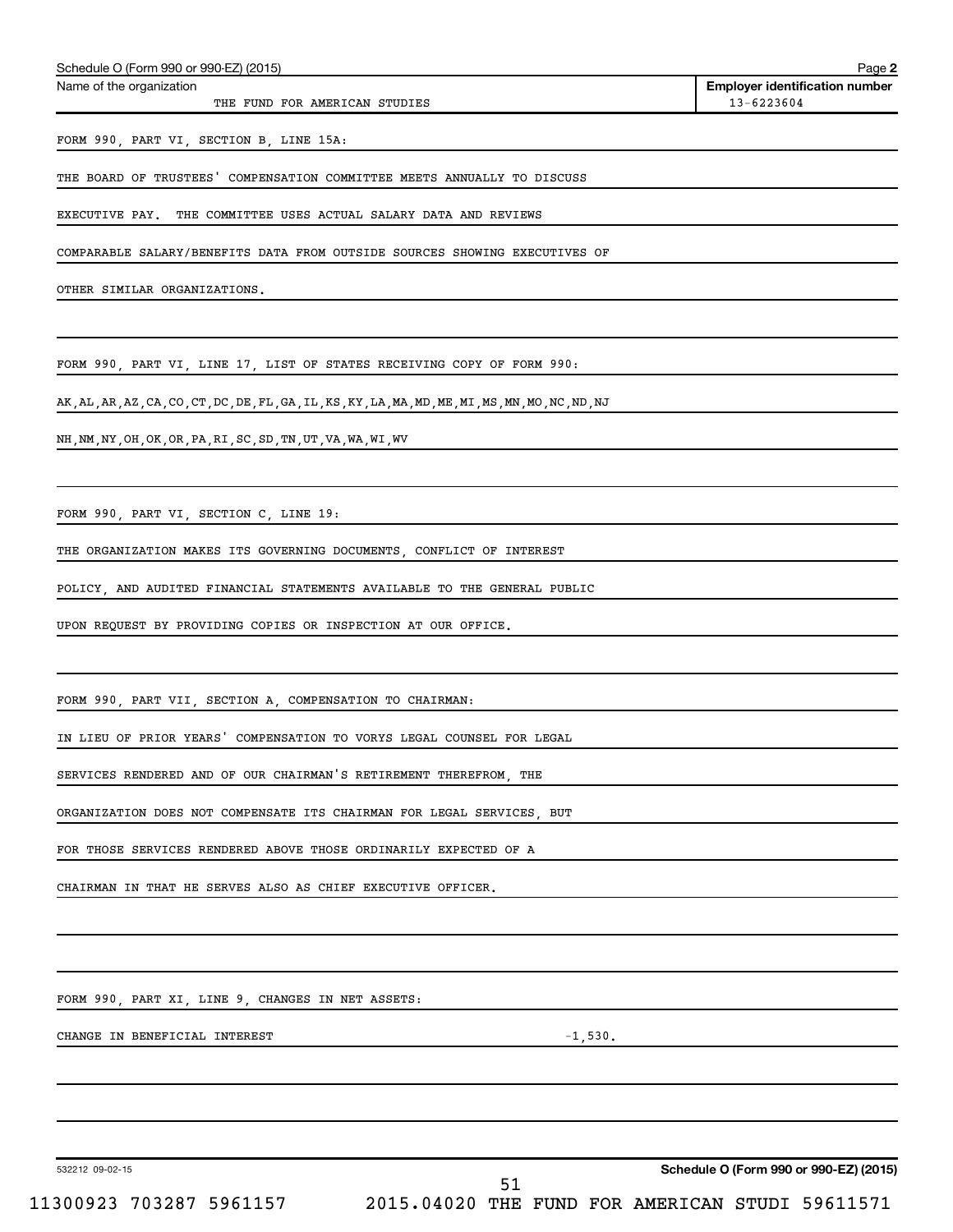Schedule O (Form 990 or 990-EZ) (2015)

| Name of the organization | Employer identification number |
|---|---|
| THE FUND FOR AMERICAN STUDIES | 13-6223604 |

FORM 990, PART VI, SECTION B, LINE 15A:

THE BOARD OF TRUSTEES' COMPENSATION COMMITTEE MEETS ANNUALLY TO DISCUSS EXECUTIVE PAY. THE COMMITTEE USES ACTUAL SALARY DATA AND REVIEWS COMPARABLE SALARY/BENEFITS DATA FROM OUTSIDE SOURCES SHOWING EXECUTIVES OF OTHER SIMILAR ORGANIZATIONS.

FORM 990, PART VI, LINE 17, LIST OF STATES RECEIVING COPY OF FORM 990:

AK,AL,AR,AZ,CA,CO,CT,DC,DE,FL,GA,IL,KS,KY,LA,MA,MD,ME,MI,MS,MN,MO,NC,ND,NJ NH,NM,NY,OH,OK,OR,PA,RI,SC,SD,TN,UT,VA,WA,WI,WV

FORM 990, PART VI, SECTION C, LINE 19:

THE ORGANIZATION MAKES ITS GOVERNING DOCUMENTS, CONFLICT OF INTEREST POLICY, AND AUDITED FINANCIAL STATEMENTS AVAILABLE TO THE GENERAL PUBLIC UPON REQUEST BY PROVIDING COPIES OR INSPECTION AT OUR OFFICE.

FORM 990, PART VII, SECTION A, COMPENSATION TO CHAIRMAN:

IN LIEU OF PRIOR YEARS' COMPENSATION TO VORYS LEGAL COUNSEL FOR LEGAL SERVICES RENDERED AND OF OUR CHAIRMAN'S RETIREMENT THEREFROM, THE ORGANIZATION DOES NOT COMPENSATE ITS CHAIRMAN FOR LEGAL SERVICES, BUT FOR THOSE SERVICES RENDERED ABOVE THOSE ORDINARILY EXPECTED OF A CHAIRMAN IN THAT HE SERVES ALSO AS CHIEF EXECUTIVE OFFICER.

FORM 990, PART XI, LINE 9, CHANGES IN NET ASSETS:

| | |
|---|---|
| CHANGE IN BENEFICIAL INTEREST | -1,530. |

532212 09-02-15

Schedule O (Form 990 or 990-EZ) (2015)

11300923 703287 5961157 2015.04020 THE FUND FOR AMERICAN STUDI 59611571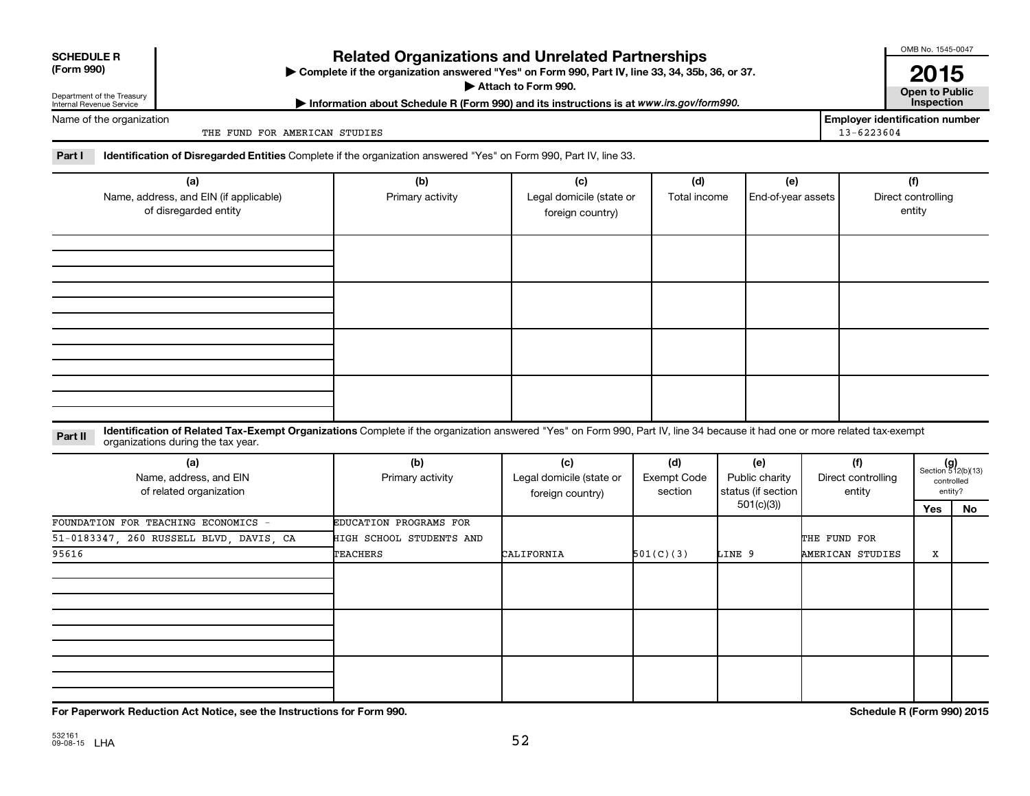**SCHEDULE R (Form 990)**

Department of the Treasury
Internal Revenue Service

# Related Organizations and Unrelated Partnerships

▶ Complete if the organization answered "Yes" on Form 990, Part IV, line 33, 34, 35b, 36, or 37.

▶ Attach to Form 990.

▶ Information about Schedule R (Form 990) and its instructions is at *www.irs.gov/form990.*

OMB No. 1545-0047

**2015**

**Open to Public Inspection**

Name of the organization: THE FUND FOR AMERICAN STUDIES

**Employer identification number** 13-6223604

**Part I** **Identification of Disregarded Entities** Complete if the organization answered "Yes" on Form 990, Part IV, line 33.

| (a) Name, address, and EIN (if applicable) of disregarded entity | (b) Primary activity | (c) Legal domicile (state or foreign country) | (d) Total income | (e) End-of-year assets | (f) Direct controlling entity |
|---|---|---|---|---|---|
| | | | | | |
| | | | | | |
| | | | | | |
| | | | | | |

**Part II** **Identification of Related Tax-Exempt Organizations** Complete if the organization answered "Yes" on Form 990, Part IV, line 34 because it had one or more related tax-exempt organizations during the tax year.

| (a) Name, address, and EIN of related organization | (b) Primary activity | (c) Legal domicile (state or foreign country) | (d) Exempt Code section | (e) Public charity status (if section 501(c)(3)) | (f) Direct controlling entity | (g) Section 512(b)(13) controlled entity? Yes | No |
|---|---|---|---|---|---|---|---|
| FOUNDATION FOR TEACHING ECONOMICS - 51-0183347, 260 RUSSELL BLVD, DAVIS, CA 95616 | EDUCATION PROGRAMS FOR HIGH SCHOOL STUDENTS AND TEACHERS | CALIFORNIA | 501(C)(3) | LINE 9 | THE FUND FOR AMERICAN STUDIES | X | |
| | | | | | | | |
| | | | | | | | |
| | | | | | | | |

**For Paperwork Reduction Act Notice, see the Instructions for Form 990.**

**Schedule R (Form 990) 2015**

532161 09-08-15 LHA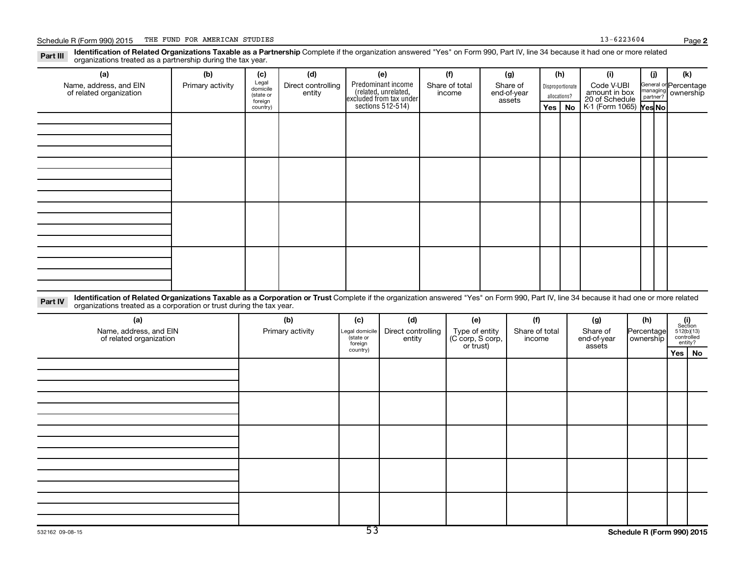Schedule R (Form 990) 2015 THE FUND FOR AMERICAN STUDIES 13-6223604 Page **2**

**Part III** **Identification of Related Organizations Taxable as a Partnership** Complete if the organization answered "Yes" on Form 990, Part IV, line 34 because it had one or more related organizations treated as a partnership during the tax year.

| (a) Name, address, and EIN of related organization | (b) Primary activity | (c) Legal domicile (state or foreign country) | (d) Direct controlling entity | (e) Predominant income (related, unrelated, excluded from tax under sections 512-514) | (f) Share of total income | (g) Share of end-of-year assets | (h) Disproportionate allocations? Yes | (h) No | (i) Code V-UBI amount in box 20 of Schedule K-1 (Form 1065) | (j) General or managing partner? Yes | (j) No | (k) Percentage ownership |
|---|---|---|---|---|---|---|---|---|---|---|---|---|
| | | | | | | | | | | | | |
| | | | | | | | | | | | | |
| | | | | | | | | | | | | |
| | | | | | | | | | | | | |

**Part IV** **Identification of Related Organizations Taxable as a Corporation or Trust** Complete if the organization answered "Yes" on Form 990, Part IV, line 34 because it had one or more related organizations treated as a corporation or trust during the tax year.

| (a) Name, address, and EIN of related organization | (b) Primary activity | (c) Legal domicile (state or foreign country) | (d) Direct controlling entity | (e) Type of entity (C corp, S corp, or trust) | (f) Share of total income | (g) Share of end-of-year assets | (h) Percentage ownership | (i) Section 512(b)(13) controlled entity? Yes | (i) No |
|---|---|---|---|---|---|---|---|---|---|
| | | | | | | | | | |
| | | | | | | | | | |
| | | | | | | | | | |
| | | | | | | | | | |
| | | | | | | | | | |

532162 09-08-15 **Schedule R (Form 990) 2015**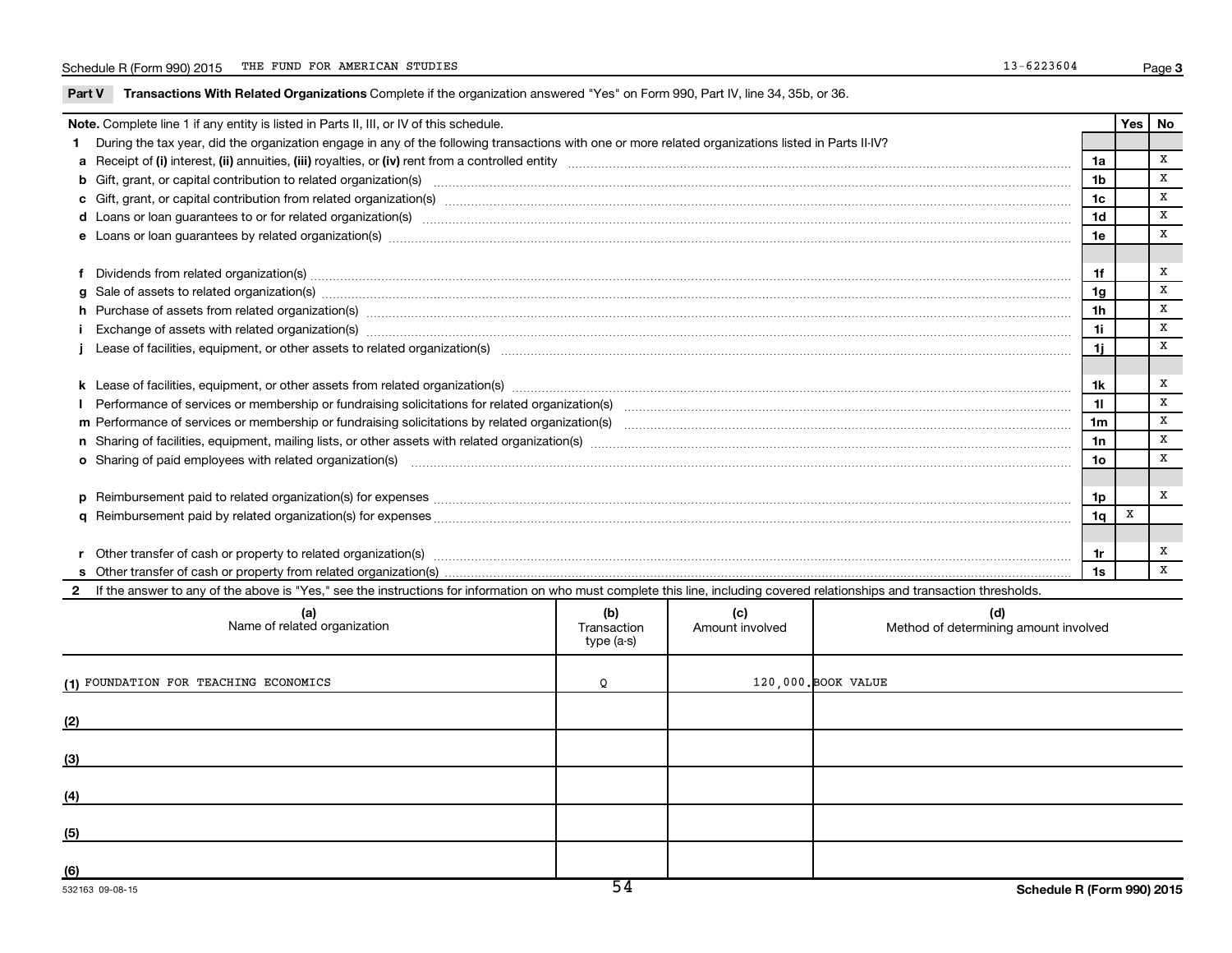Schedule R (Form 990) 2015 THE FUND FOR AMERICAN STUDIES 13-6223604 Page 3

**Part V Transactions With Related Organizations** Complete if the organization answered "Yes" on Form 990, Part IV, line 34, 35b, or 36.

| Note. Complete line 1 if any entity is listed in Parts II, III, or IV of this schedule. | | Yes | No |
|---|---|---|---|
| **1** During the tax year, did the organization engage in any of the following transactions with one or more related organizations listed in Parts II-IV? | | | |
| **a** Receipt of **(i)** interest, **(ii)** annuities, **(iii)** royalties, or **(iv)** rent from a controlled entity | 1a | | X |
| **b** Gift, grant, or capital contribution to related organization(s) | 1b | | X |
| **c** Gift, grant, or capital contribution from related organization(s) | 1c | | X |
| **d** Loans or loan guarantees to or for related organization(s) | 1d | | X |
| **e** Loans or loan guarantees by related organization(s) | 1e | | X |
| **f** Dividends from related organization(s) | 1f | | X |
| **g** Sale of assets to related organization(s) | 1g | | X |
| **h** Purchase of assets from related organization(s) | 1h | | X |
| **i** Exchange of assets with related organization(s) | 1i | | X |
| **j** Lease of facilities, equipment, or other assets to related organization(s) | 1j | | X |
| **k** Lease of facilities, equipment, or other assets from related organization(s) | 1k | | X |
| **l** Performance of services or membership or fundraising solicitations for related organization(s) | 1l | | X |
| **m** Performance of services or membership or fundraising solicitations by related organization(s) | 1m | | X |
| **n** Sharing of facilities, equipment, mailing lists, or other assets with related organization(s) | 1n | | X |
| **o** Sharing of paid employees with related organization(s) | 1o | | X |
| **p** Reimbursement paid to related organization(s) for expenses | 1p | | X |
| **q** Reimbursement paid by related organization(s) for expenses | 1q | X | |
| **r** Other transfer of cash or property to related organization(s) | 1r | | X |
| **s** Other transfer of cash or property from related organization(s) | 1s | | X |

**2** If the answer to any of the above is "Yes," see the instructions for information on who must complete this line, including covered relationships and transaction thresholds.

| (a) Name of related organization | (b) Transaction type (a-s) | (c) Amount involved | (d) Method of determining amount involved |
|---|---|---|---|
| (1) FOUNDATION FOR TEACHING ECONOMICS | Q | 120,000. | BOOK VALUE |
| (2) | | | |
| (3) | | | |
| (4) | | | |
| (5) | | | |
| (6) | | | |

532163 09-08-15 Schedule R (Form 990) 2015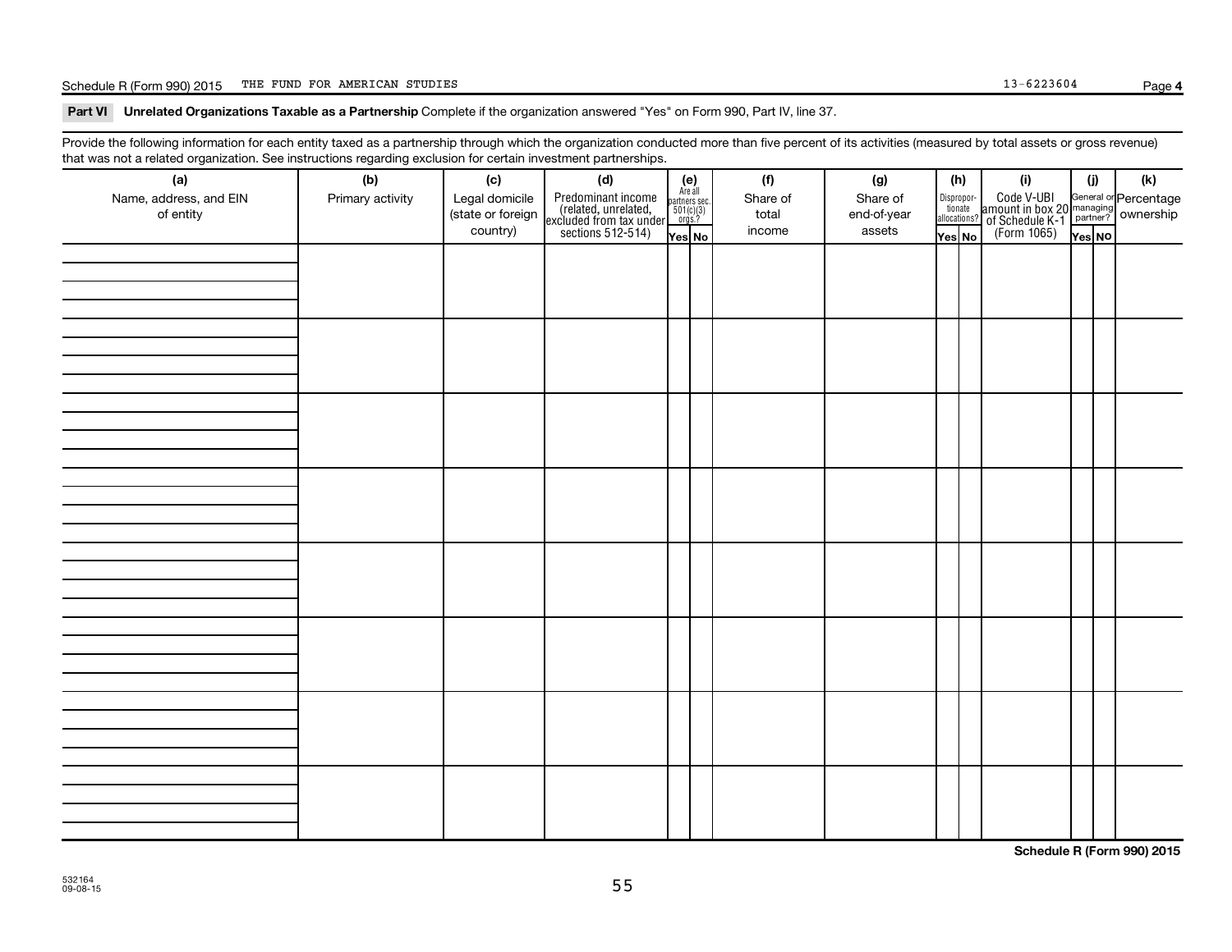Schedule R (Form 990) 2015 THE FUND FOR AMERICAN STUDIES 13-6223604 Page **4**

**Part VI Unrelated Organizations Taxable as a Partnership** Complete if the organization answered "Yes" on Form 990, Part IV, line 37.

Provide the following information for each entity taxed as a partnership through which the organization conducted more than five percent of its activities (measured by total assets or gross revenue) that was not a related organization. See instructions regarding exclusion for certain investment partnerships.

| (a) Name, address, and EIN of entity | (b) Primary activity | (c) Legal domicile (state or foreign country) | (d) Predominant income (related, unrelated, excluded from tax under sections 512-514) | (e) Are all partners sec. 501(c)(3) orgs.? Yes | (e) No | (f) Share of total income | (g) Share of end-of-year assets | (h) Disproportionate allocations? Yes | (h) No | (i) Code V-UBI amount in box 20 of Schedule K-1 (Form 1065) | (j) General or managing partner? Yes | (j) No | (k) Percentage ownership |
|---|---|---|---|---|---|---|---|---|---|---|---|---|---|
| | | | | | | | | | | | | | |
| | | | | | | | | | | | | | |
| | | | | | | | | | | | | | |
| | | | | | | | | | | | | | |
| | | | | | | | | | | | | | |
| | | | | | | | | | | | | | |
| | | | | | | | | | | | | | |
| | | | | | | | | | | | | | |

**Schedule R (Form 990) 2015**

532164
09-08-15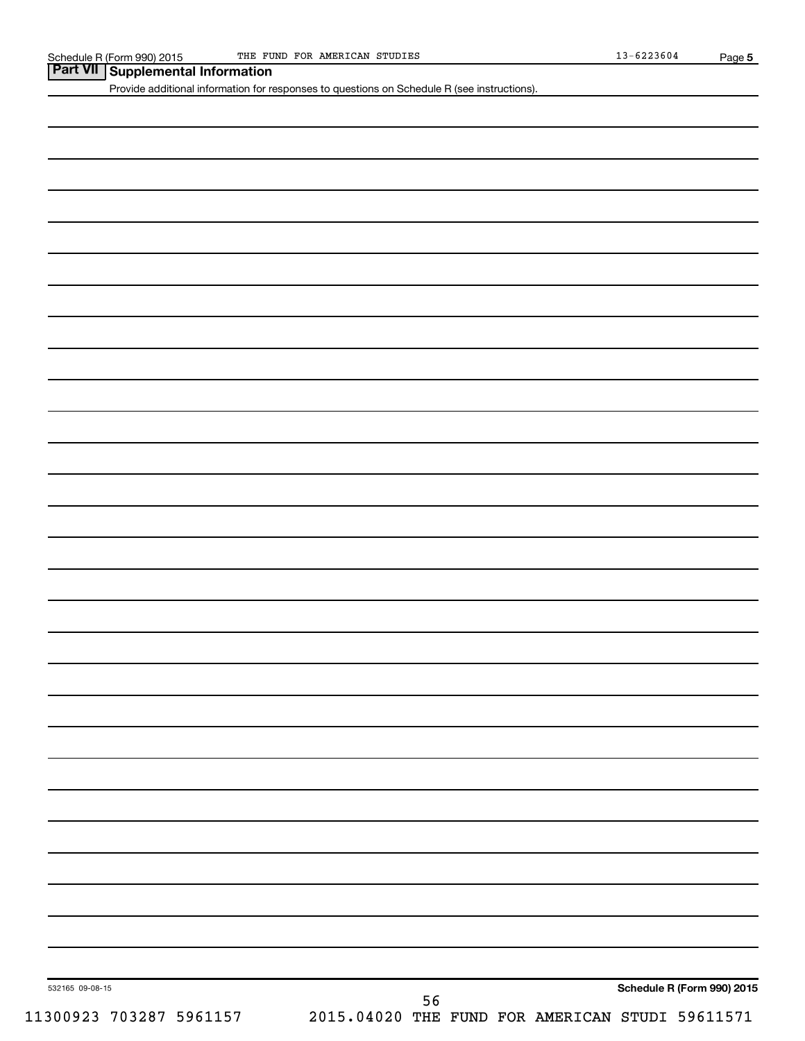## Part VII Supplemental Information

Provide additional information for responses to questions on Schedule R (see instructions).

532165 09-08-15

11300923 703287 5961157 2015.04020 THE FUND FOR AMERICAN STUDI 59611571